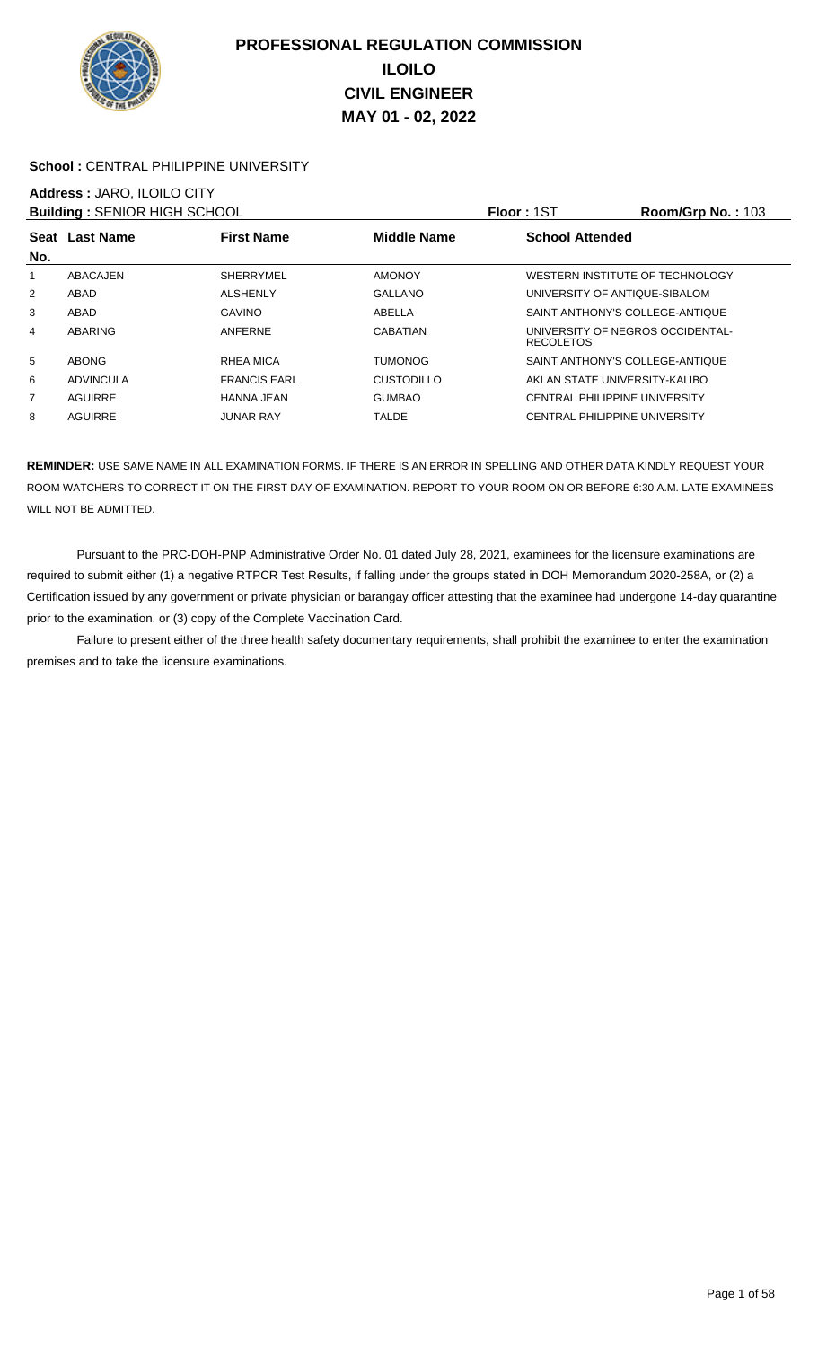# PROFESSIONAL REGULATION COMMISSION
## ILOILO
## CIVIL ENGINEER
## MAY 01 - 02, 2022

**School :** CENTRAL PHILIPPINE UNIVERSITY

**Address :** JARO, ILOILO CITY

**Building :** SENIOR HIGH SCHOOL **Floor :** 1ST **Room/Grp No. :** 103

| Seat No. | Last Name | First Name | Middle Name | School Attended |
|---|---|---|---|---|
| 1 | ABACAJEN | SHERRYMEL | AMONOY | WESTERN INSTITUTE OF TECHNOLOGY |
| 2 | ABAD | ALSHENLY | GALLANO | UNIVERSITY OF ANTIQUE-SIBALOM |
| 3 | ABAD | GAVINO | ABELLA | SAINT ANTHONY'S COLLEGE-ANTIQUE |
| 4 | ABARING | ANFERNE | CABATIAN | UNIVERSITY OF NEGROS OCCIDENTAL-RECOLETOS |
| 5 | ABONG | RHEA MICA | TUMONOG | SAINT ANTHONY'S COLLEGE-ANTIQUE |
| 6 | ADVINCULA | FRANCIS EARL | CUSTODILLO | AKLAN STATE UNIVERSITY-KALIBO |
| 7 | AGUIRRE | HANNA JEAN | GUMBAO | CENTRAL PHILIPPINE UNIVERSITY |
| 8 | AGUIRRE | JUNAR RAY | TALDE | CENTRAL PHILIPPINE UNIVERSITY |

**REMINDER:** USE SAME NAME IN ALL EXAMINATION FORMS. IF THERE IS AN ERROR IN SPELLING AND OTHER DATA KINDLY REQUEST YOUR ROOM WATCHERS TO CORRECT IT ON THE FIRST DAY OF EXAMINATION. REPORT TO YOUR ROOM ON OR BEFORE 6:30 A.M. LATE EXAMINEES WILL NOT BE ADMITTED.

Pursuant to the PRC-DOH-PNP Administrative Order No. 01 dated July 28, 2021, examinees for the licensure examinations are required to submit either (1) a negative RTPCR Test Results, if falling under the groups stated in DOH Memorandum 2020-258A, or (2) a Certification issued by any government or private physician or barangay officer attesting that the examinee had undergone 14-day quarantine prior to the examination, or (3) copy of the Complete Vaccination Card.

Failure to present either of the three health safety documentary requirements, shall prohibit the examinee to enter the examination premises and to take the licensure examinations.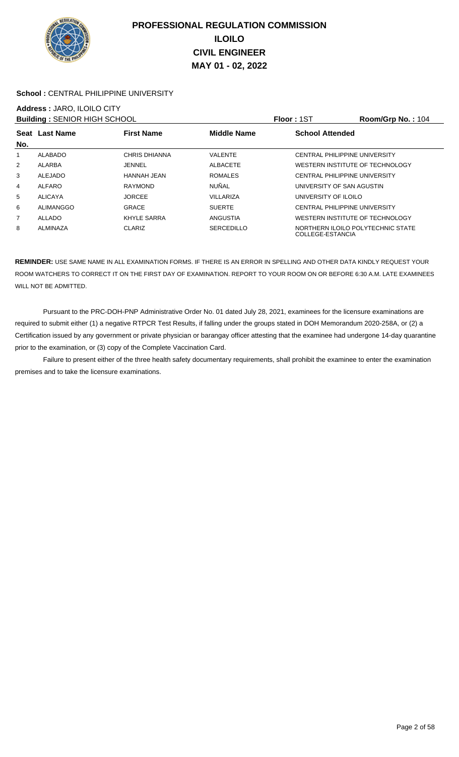# PROFESSIONAL REGULATION COMMISSION
# ILOILO
# CIVIL ENGINEER
# MAY 01 - 02, 2022

**School :** CENTRAL PHILIPPINE UNIVERSITY

**Address :** JARO, ILOILO CITY

**Building :** SENIOR HIGH SCHOOL **Floor :** 1ST **Room/Grp No. :** 104

| Seat No. | Last Name | First Name | Middle Name | School Attended |
|---|---|---|---|---|
| 1 | ALABADO | CHRIS DHIANNA | VALENTE | CENTRAL PHILIPPINE UNIVERSITY |
| 2 | ALARBA | JENNEL | ALBACETE | WESTERN INSTITUTE OF TECHNOLOGY |
| 3 | ALEJADO | HANNAH JEAN | ROMALES | CENTRAL PHILIPPINE UNIVERSITY |
| 4 | ALFARO | RAYMOND | NUÑAL | UNIVERSITY OF SAN AGUSTIN |
| 5 | ALICAYA | JORCEE | VILLARIZA | UNIVERSITY OF ILOILO |
| 6 | ALIMANGGO | GRACE | SUERTE | CENTRAL PHILIPPINE UNIVERSITY |
| 7 | ALLADO | KHYLE SARRA | ANGUSTIA | WESTERN INSTITUTE OF TECHNOLOGY |
| 8 | ALMINAZA | CLARIZ | SERCEDILLO | NORTHERN ILOILO POLYTECHNIC STATE COLLEGE-ESTANCIA |

**REMINDER:** USE SAME NAME IN ALL EXAMINATION FORMS. IF THERE IS AN ERROR IN SPELLING AND OTHER DATA KINDLY REQUEST YOUR ROOM WATCHERS TO CORRECT IT ON THE FIRST DAY OF EXAMINATION. REPORT TO YOUR ROOM ON OR BEFORE 6:30 A.M. LATE EXAMINEES WILL NOT BE ADMITTED.

Pursuant to the PRC-DOH-PNP Administrative Order No. 01 dated July 28, 2021, examinees for the licensure examinations are required to submit either (1) a negative RTPCR Test Results, if falling under the groups stated in DOH Memorandum 2020-258A, or (2) a Certification issued by any government or private physician or barangay officer attesting that the examinee had undergone 14-day quarantine prior to the examination, or (3) copy of the Complete Vaccination Card.

Failure to present either of the three health safety documentary requirements, shall prohibit the examinee to enter the examination premises and to take the licensure examinations.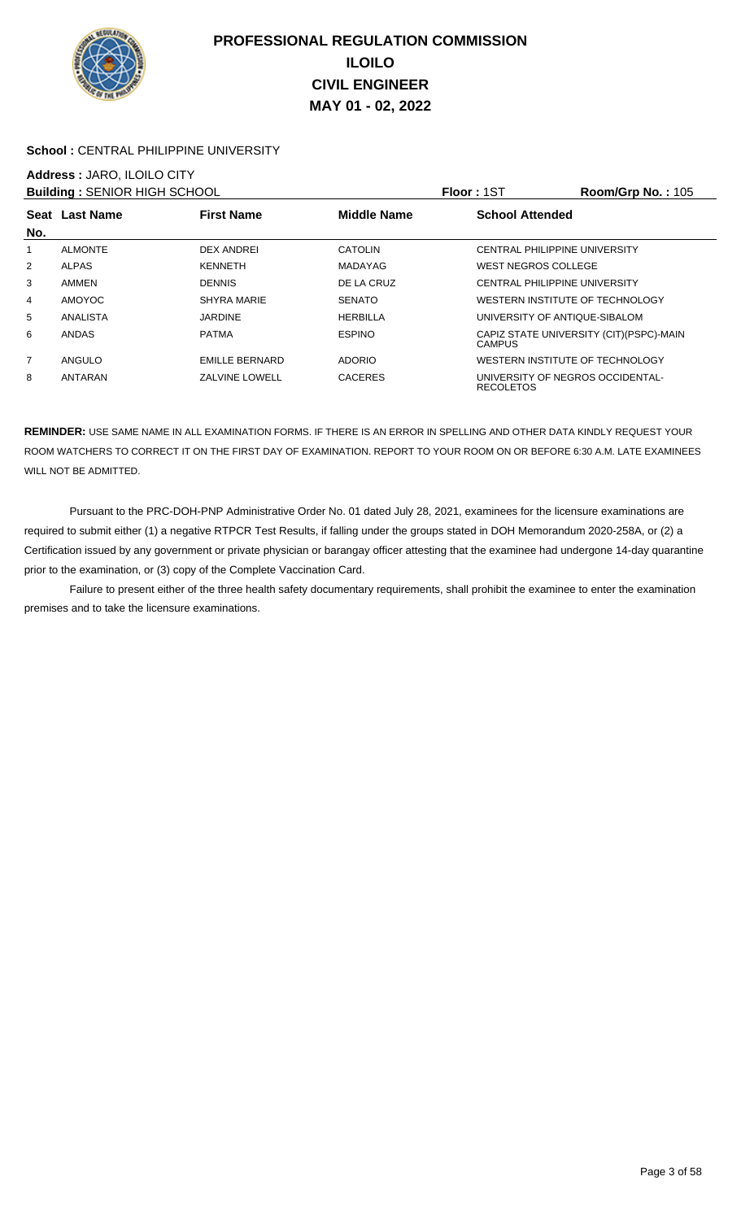# PROFESSIONAL REGULATION COMMISSION
## ILOILO
## CIVIL ENGINEER
## MAY 01 - 02, 2022

**School :** CENTRAL PHILIPPINE UNIVERSITY

**Address :** JARO, ILOILO CITY

**Building :** SENIOR HIGH SCHOOL **Floor :** 1ST **Room/Grp No. :** 105

| Seat No. | Last Name | First Name | Middle Name | School Attended |
|---|---|---|---|---|
| 1 | ALMONTE | DEX ANDREI | CATOLIN | CENTRAL PHILIPPINE UNIVERSITY |
| 2 | ALPAS | KENNETH | MADAYAG | WEST NEGROS COLLEGE |
| 3 | AMMEN | DENNIS | DE LA CRUZ | CENTRAL PHILIPPINE UNIVERSITY |
| 4 | AMOYOC | SHYRA MARIE | SENATO | WESTERN INSTITUTE OF TECHNOLOGY |
| 5 | ANALISTA | JARDINE | HERBILLA | UNIVERSITY OF ANTIQUE-SIBALOM |
| 6 | ANDAS | PATMA | ESPINO | CAPIZ STATE UNIVERSITY (CIT)(PSPC)-MAIN CAMPUS |
| 7 | ANGULO | EMILLE BERNARD | ADORIO | WESTERN INSTITUTE OF TECHNOLOGY |
| 8 | ANTARAN | ZALVINE LOWELL | CACERES | UNIVERSITY OF NEGROS OCCIDENTAL-RECOLETOS |

**REMINDER:** USE SAME NAME IN ALL EXAMINATION FORMS. IF THERE IS AN ERROR IN SPELLING AND OTHER DATA KINDLY REQUEST YOUR ROOM WATCHERS TO CORRECT IT ON THE FIRST DAY OF EXAMINATION. REPORT TO YOUR ROOM ON OR BEFORE 6:30 A.M. LATE EXAMINEES WILL NOT BE ADMITTED.

Pursuant to the PRC-DOH-PNP Administrative Order No. 01 dated July 28, 2021, examinees for the licensure examinations are required to submit either (1) a negative RTPCR Test Results, if falling under the groups stated in DOH Memorandum 2020-258A, or (2) a Certification issued by any government or private physician or barangay officer attesting that the examinee had undergone 14-day quarantine prior to the examination, or (3) copy of the Complete Vaccination Card.

Failure to present either of the three health safety documentary requirements, shall prohibit the examinee to enter the examination premises and to take the licensure examinations.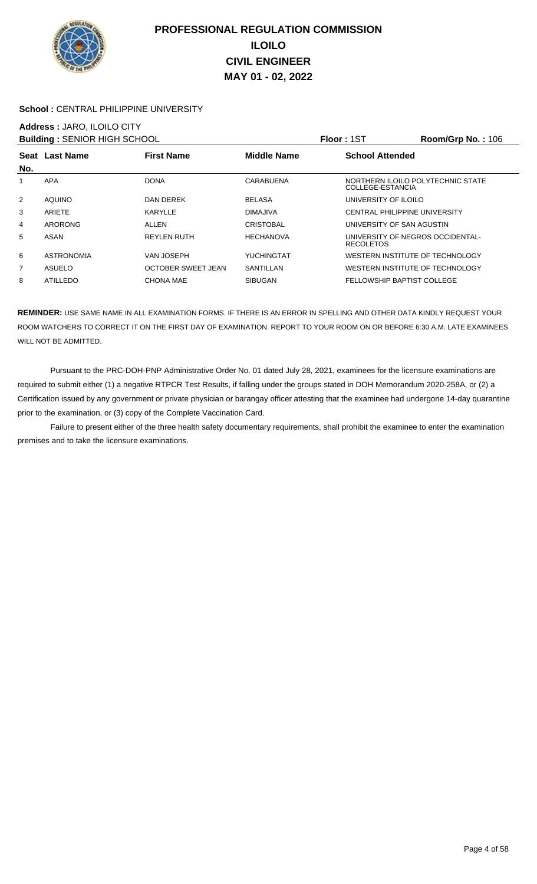# PROFESSIONAL REGULATION COMMISSION
# ILOILO
# CIVIL ENGINEER
# MAY 01 - 02, 2022

**School :** CENTRAL PHILIPPINE UNIVERSITY

**Address :** JARO, ILOILO CITY

**Building :** SENIOR HIGH SCHOOL **Floor :** 1ST **Room/Grp No. :** 106

| Seat No. | Last Name | First Name | Middle Name | School Attended |
|---|---|---|---|---|
| 1 | APA | DONA | CARABUENA | NORTHERN ILOILO POLYTECHNIC STATE COLLEGE-ESTANCIA |
| 2 | AQUINO | DAN DEREK | BELASA | UNIVERSITY OF ILOILO |
| 3 | ARIETE | KARYLLE | DIMAJIVA | CENTRAL PHILIPPINE UNIVERSITY |
| 4 | ARORONG | ALLEN | CRISTOBAL | UNIVERSITY OF SAN AGUSTIN |
| 5 | ASAN | REYLEN RUTH | HECHANOVA | UNIVERSITY OF NEGROS OCCIDENTAL-RECOLETOS |
| 6 | ASTRONOMIA | VAN JOSEPH | YUCHINGTAT | WESTERN INSTITUTE OF TECHNOLOGY |
| 7 | ASUELO | OCTOBER SWEET JEAN | SANTILLAN | WESTERN INSTITUTE OF TECHNOLOGY |
| 8 | ATILLEDO | CHONA MAE | SIBUGAN | FELLOWSHIP BAPTIST COLLEGE |

**REMINDER:** USE SAME NAME IN ALL EXAMINATION FORMS. IF THERE IS AN ERROR IN SPELLING AND OTHER DATA KINDLY REQUEST YOUR ROOM WATCHERS TO CORRECT IT ON THE FIRST DAY OF EXAMINATION. REPORT TO YOUR ROOM ON OR BEFORE 6:30 A.M. LATE EXAMINEES WILL NOT BE ADMITTED.

Pursuant to the PRC-DOH-PNP Administrative Order No. 01 dated July 28, 2021, examinees for the licensure examinations are required to submit either (1) a negative RTPCR Test Results, if falling under the groups stated in DOH Memorandum 2020-258A, or (2) a Certification issued by any government or private physician or barangay officer attesting that the examinee had undergone 14-day quarantine prior to the examination, or (3) copy of the Complete Vaccination Card.

Failure to present either of the three health safety documentary requirements, shall prohibit the examinee to enter the examination premises and to take the licensure examinations.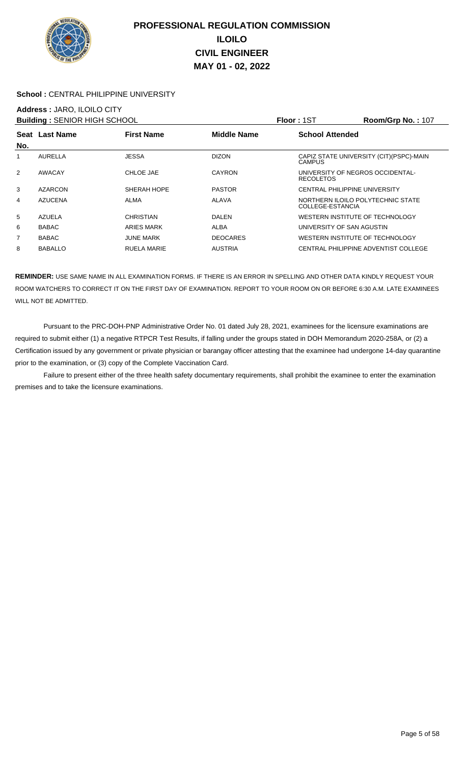# PROFESSIONAL REGULATION COMMISSION
## ILOILO
## CIVIL ENGINEER
## MAY 01 - 02, 2022

**School :** CENTRAL PHILIPPINE UNIVERSITY

**Address :** JARO, ILOILO CITY

**Building :** SENIOR HIGH SCHOOL **Floor :** 1ST **Room/Grp No. :** 107

| Seat No. | Last Name | First Name | Middle Name | School Attended |
|---|---|---|---|---|
| 1 | AURELLA | JESSA | DIZON | CAPIZ STATE UNIVERSITY (CIT)(PSPC)-MAIN CAMPUS |
| 2 | AWACAY | CHLOE JAE | CAYRON | UNIVERSITY OF NEGROS OCCIDENTAL-RECOLETOS |
| 3 | AZARCON | SHERAH HOPE | PASTOR | CENTRAL PHILIPPINE UNIVERSITY |
| 4 | AZUCENA | ALMA | ALAVA | NORTHERN ILOILO POLYTECHNIC STATE COLLEGE-ESTANCIA |
| 5 | AZUELA | CHRISTIAN | DALEN | WESTERN INSTITUTE OF TECHNOLOGY |
| 6 | BABAC | ARIES MARK | ALBA | UNIVERSITY OF SAN AGUSTIN |
| 7 | BABAC | JUNE MARK | DEOCARES | WESTERN INSTITUTE OF TECHNOLOGY |
| 8 | BABALLO | RUELA MARIE | AUSTRIA | CENTRAL PHILIPPINE ADVENTIST COLLEGE |

**REMINDER:** USE SAME NAME IN ALL EXAMINATION FORMS. IF THERE IS AN ERROR IN SPELLING AND OTHER DATA KINDLY REQUEST YOUR ROOM WATCHERS TO CORRECT IT ON THE FIRST DAY OF EXAMINATION. REPORT TO YOUR ROOM ON OR BEFORE 6:30 A.M. LATE EXAMINEES WILL NOT BE ADMITTED.

Pursuant to the PRC-DOH-PNP Administrative Order No. 01 dated July 28, 2021, examinees for the licensure examinations are required to submit either (1) a negative RTPCR Test Results, if falling under the groups stated in DOH Memorandum 2020-258A, or (2) a Certification issued by any government or private physician or barangay officer attesting that the examinee had undergone 14-day quarantine prior to the examination, or (3) copy of the Complete Vaccination Card.

Failure to present either of the three health safety documentary requirements, shall prohibit the examinee to enter the examination premises and to take the licensure examinations.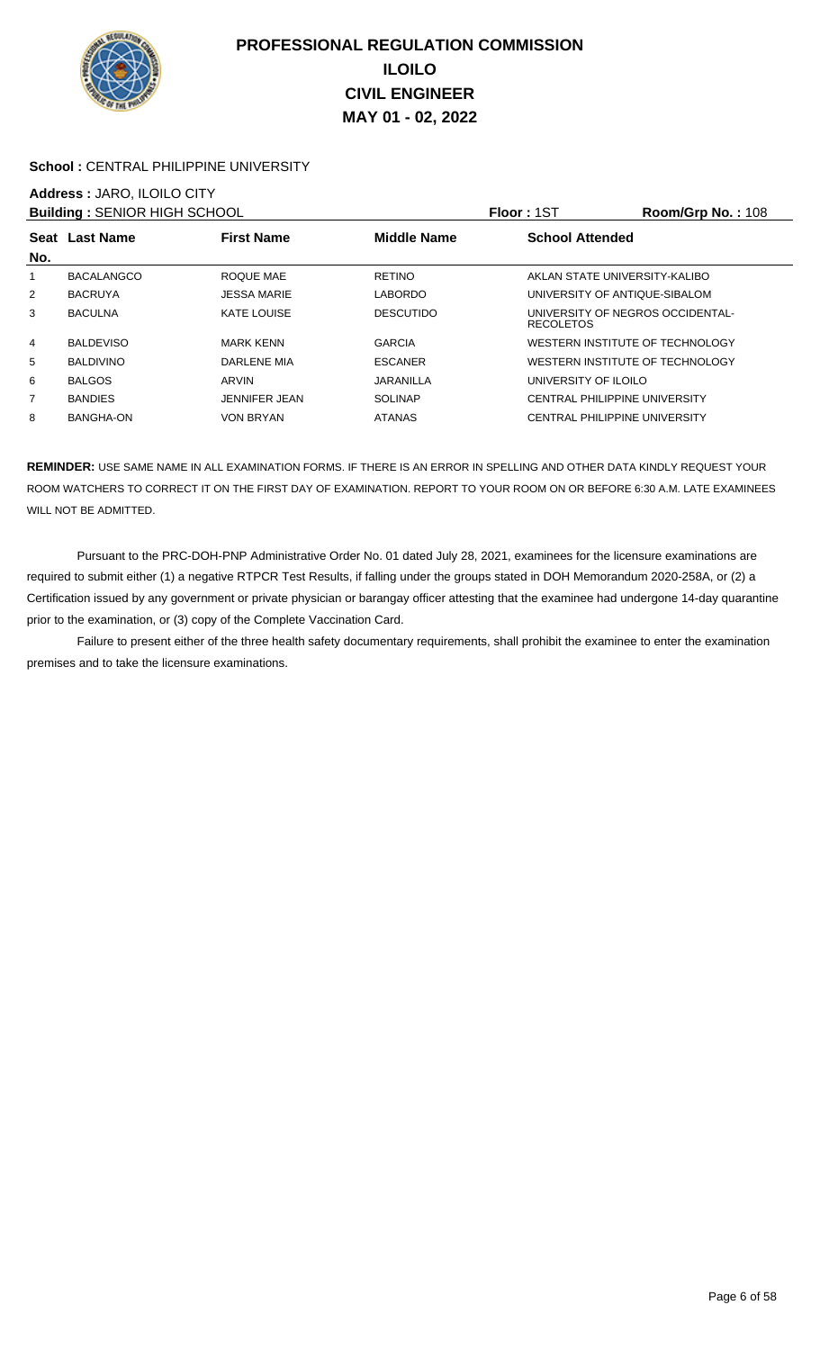# PROFESSIONAL REGULATION COMMISSION
# ILOILO
# CIVIL ENGINEER
# MAY 01 - 02, 2022

**School :** CENTRAL PHILIPPINE UNIVERSITY

**Address :** JARO, ILOILO CITY

**Building :** SENIOR HIGH SCHOOL **Floor :** 1ST **Room/Grp No. :** 108

| Seat No. | Last Name | First Name | Middle Name | School Attended |
|---|---|---|---|---|
| 1 | BACALANGCO | ROQUE MAE | RETINO | AKLAN STATE UNIVERSITY-KALIBO |
| 2 | BACRUYA | JESSA MARIE | LABORDO | UNIVERSITY OF ANTIQUE-SIBALOM |
| 3 | BACULNA | KATE LOUISE | DESCUTIDO | UNIVERSITY OF NEGROS OCCIDENTAL-RECOLETOS |
| 4 | BALDEVISO | MARK KENN | GARCIA | WESTERN INSTITUTE OF TECHNOLOGY |
| 5 | BALDIVINO | DARLENE MIA | ESCANER | WESTERN INSTITUTE OF TECHNOLOGY |
| 6 | BALGOS | ARVIN | JARANILLA | UNIVERSITY OF ILOILO |
| 7 | BANDIES | JENNIFER JEAN | SOLINAP | CENTRAL PHILIPPINE UNIVERSITY |
| 8 | BANGHA-ON | VON BRYAN | ATANAS | CENTRAL PHILIPPINE UNIVERSITY |

**REMINDER:** USE SAME NAME IN ALL EXAMINATION FORMS. IF THERE IS AN ERROR IN SPELLING AND OTHER DATA KINDLY REQUEST YOUR ROOM WATCHERS TO CORRECT IT ON THE FIRST DAY OF EXAMINATION. REPORT TO YOUR ROOM ON OR BEFORE 6:30 A.M. LATE EXAMINEES WILL NOT BE ADMITTED.

Pursuant to the PRC-DOH-PNP Administrative Order No. 01 dated July 28, 2021, examinees for the licensure examinations are required to submit either (1) a negative RTPCR Test Results, if falling under the groups stated in DOH Memorandum 2020-258A, or (2) a Certification issued by any government or private physician or barangay officer attesting that the examinee had undergone 14-day quarantine prior to the examination, or (3) copy of the Complete Vaccination Card.

Failure to present either of the three health safety documentary requirements, shall prohibit the examinee to enter the examination premises and to take the licensure examinations.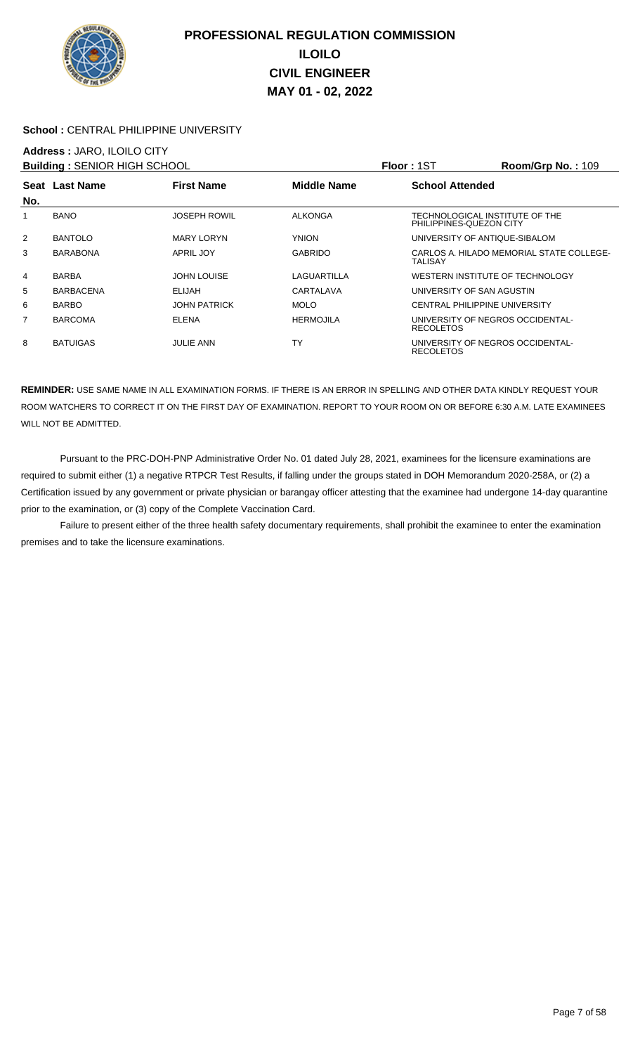# PROFESSIONAL REGULATION COMMISSION
## ILOILO
## CIVIL ENGINEER
## MAY 01 - 02, 2022

**School :** CENTRAL PHILIPPINE UNIVERSITY

**Address :** JARO, ILOILO CITY

**Building :** SENIOR HIGH SCHOOL **Floor :** 1ST **Room/Grp No. :** 109

| Seat No. | Last Name | First Name | Middle Name | School Attended |
|---|---|---|---|---|
| 1 | BANO | JOSEPH ROWIL | ALKONGA | TECHNOLOGICAL INSTITUTE OF THE PHILIPPINES-QUEZON CITY |
| 2 | BANTOLO | MARY LORYN | YNION | UNIVERSITY OF ANTIQUE-SIBALOM |
| 3 | BARABONA | APRIL JOY | GABRIDO | CARLOS A. HILADO MEMORIAL STATE COLLEGE-TALISAY |
| 4 | BARBA | JOHN LOUISE | LAGUARTILLA | WESTERN INSTITUTE OF TECHNOLOGY |
| 5 | BARBACENA | ELIJAH | CARTALAVA | UNIVERSITY OF SAN AGUSTIN |
| 6 | BARBO | JOHN PATRICK | MOLO | CENTRAL PHILIPPINE UNIVERSITY |
| 7 | BARCOMA | ELENA | HERMOJILA | UNIVERSITY OF NEGROS OCCIDENTAL-RECOLETOS |
| 8 | BATUIGAS | JULIE ANN | TY | UNIVERSITY OF NEGROS OCCIDENTAL-RECOLETOS |

**REMINDER:** USE SAME NAME IN ALL EXAMINATION FORMS. IF THERE IS AN ERROR IN SPELLING AND OTHER DATA KINDLY REQUEST YOUR ROOM WATCHERS TO CORRECT IT ON THE FIRST DAY OF EXAMINATION. REPORT TO YOUR ROOM ON OR BEFORE 6:30 A.M. LATE EXAMINEES WILL NOT BE ADMITTED.

Pursuant to the PRC-DOH-PNP Administrative Order No. 01 dated July 28, 2021, examinees for the licensure examinations are required to submit either (1) a negative RTPCR Test Results, if falling under the groups stated in DOH Memorandum 2020-258A, or (2) a Certification issued by any government or private physician or barangay officer attesting that the examinee had undergone 14-day quarantine prior to the examination, or (3) copy of the Complete Vaccination Card.

Failure to present either of the three health safety documentary requirements, shall prohibit the examinee to enter the examination premises and to take the licensure examinations.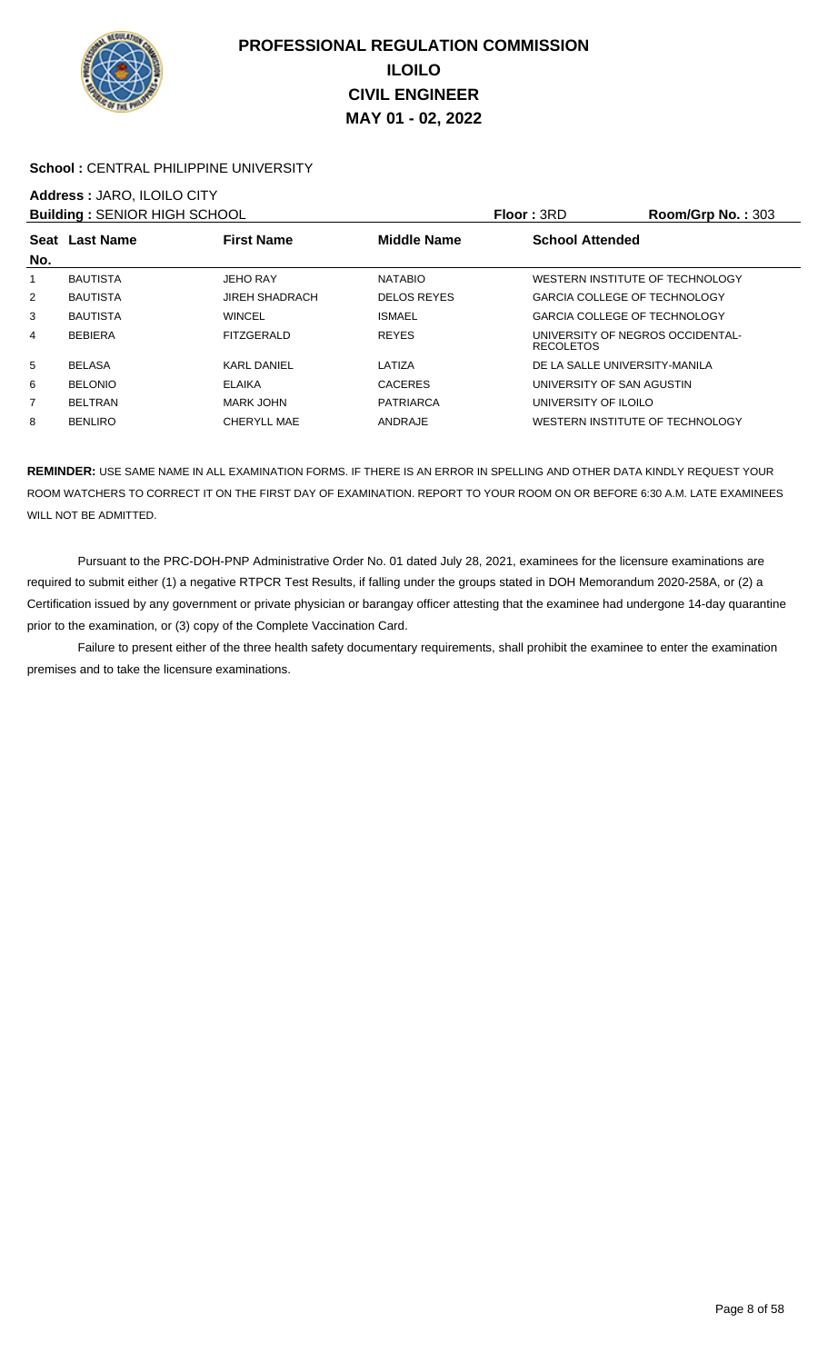# PROFESSIONAL REGULATION COMMISSION
## ILOILO
## CIVIL ENGINEER
## MAY 01 - 02, 2022

**School :** CENTRAL PHILIPPINE UNIVERSITY

**Address :** JARO, ILOILO CITY

**Building :** SENIOR HIGH SCHOOL **Floor :** 3RD **Room/Grp No. :** 303

| Seat No. | Last Name | First Name | Middle Name | School Attended |
|---|---|---|---|---|
| 1 | BAUTISTA | JEHO RAY | NATABIO | WESTERN INSTITUTE OF TECHNOLOGY |
| 2 | BAUTISTA | JIREH SHADRACH | DELOS REYES | GARCIA COLLEGE OF TECHNOLOGY |
| 3 | BAUTISTA | WINCEL | ISMAEL | GARCIA COLLEGE OF TECHNOLOGY |
| 4 | BEBIERA | FITZGERALD | REYES | UNIVERSITY OF NEGROS OCCIDENTAL-RECOLETOS |
| 5 | BELASA | KARL DANIEL | LATIZA | DE LA SALLE UNIVERSITY-MANILA |
| 6 | BELONIO | ELAIKA | CACERES | UNIVERSITY OF SAN AGUSTIN |
| 7 | BELTRAN | MARK JOHN | PATRIARCA | UNIVERSITY OF ILOILO |
| 8 | BENLIRO | CHERYLL MAE | ANDRAJE | WESTERN INSTITUTE OF TECHNOLOGY |

**REMINDER:** USE SAME NAME IN ALL EXAMINATION FORMS. IF THERE IS AN ERROR IN SPELLING AND OTHER DATA KINDLY REQUEST YOUR ROOM WATCHERS TO CORRECT IT ON THE FIRST DAY OF EXAMINATION. REPORT TO YOUR ROOM ON OR BEFORE 6:30 A.M. LATE EXAMINEES WILL NOT BE ADMITTED.

Pursuant to the PRC-DOH-PNP Administrative Order No. 01 dated July 28, 2021, examinees for the licensure examinations are required to submit either (1) a negative RTPCR Test Results, if falling under the groups stated in DOH Memorandum 2020-258A, or (2) a Certification issued by any government or private physician or barangay officer attesting that the examinee had undergone 14-day quarantine prior to the examination, or (3) copy of the Complete Vaccination Card.

Failure to present either of the three health safety documentary requirements, shall prohibit the examinee to enter the examination premises and to take the licensure examinations.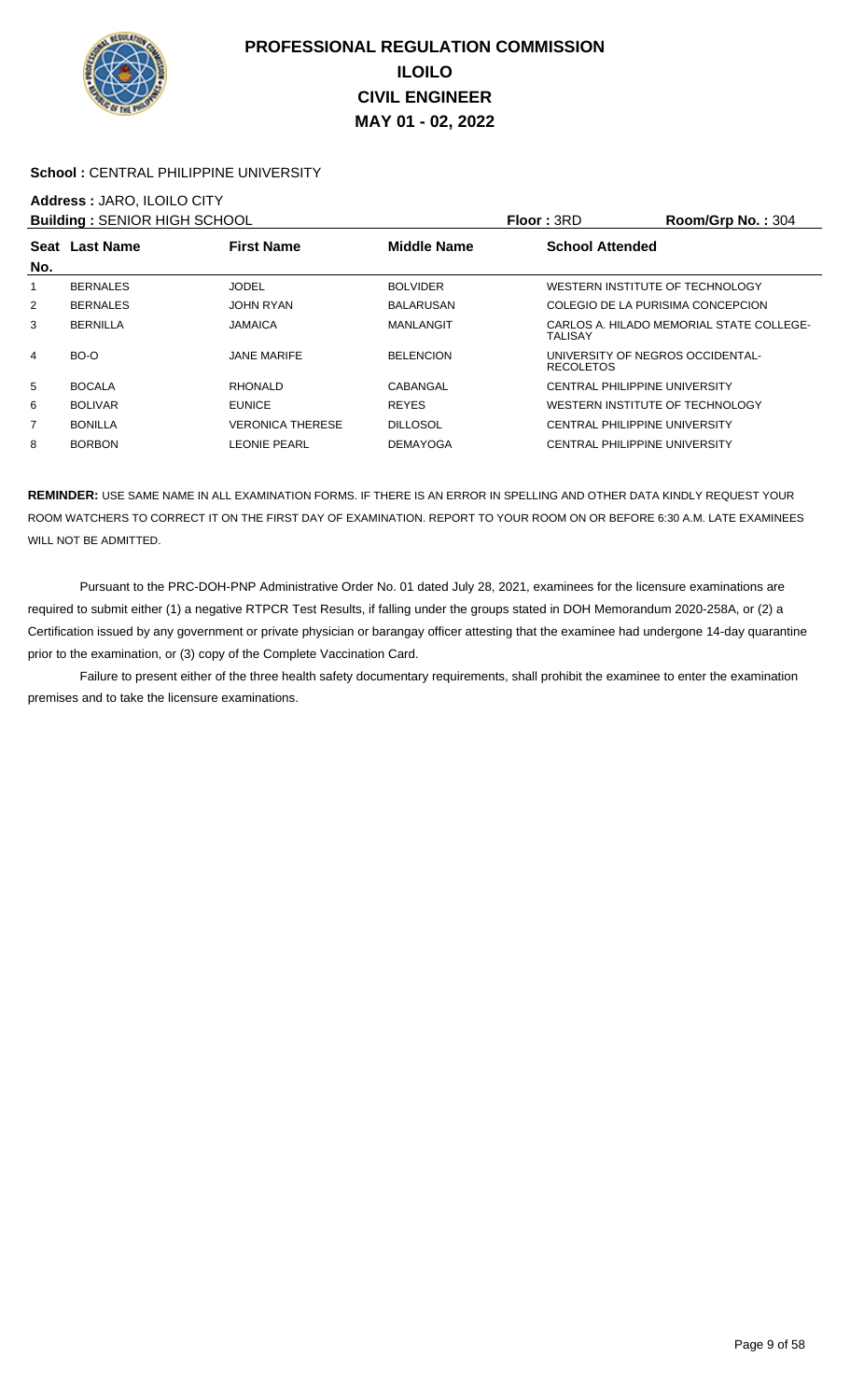# PROFESSIONAL REGULATION COMMISSION
## ILOILO
## CIVIL ENGINEER
## MAY 01 - 02, 2022

**School :** CENTRAL PHILIPPINE UNIVERSITY

**Address :** JARO, ILOILO CITY

**Building :** SENIOR HIGH SCHOOL **Floor :** 3RD **Room/Grp No. :** 304

| Seat No. | Last Name | First Name | Middle Name | School Attended |
|---|---|---|---|---|
| 1 | BERNALES | JODEL | BOLVIDER | WESTERN INSTITUTE OF TECHNOLOGY |
| 2 | BERNALES | JOHN RYAN | BALARUSAN | COLEGIO DE LA PURISIMA CONCEPCION |
| 3 | BERNILLA | JAMAICA | MANLANGIT | CARLOS A. HILADO MEMORIAL STATE COLLEGE-TALISAY |
| 4 | BO-O | JANE MARIFE | BELENCION | UNIVERSITY OF NEGROS OCCIDENTAL-RECOLETOS |
| 5 | BOCALA | RHONALD | CABANGAL | CENTRAL PHILIPPINE UNIVERSITY |
| 6 | BOLIVAR | EUNICE | REYES | WESTERN INSTITUTE OF TECHNOLOGY |
| 7 | BONILLA | VERONICA THERESE | DILLOSOL | CENTRAL PHILIPPINE UNIVERSITY |
| 8 | BORBON | LEONIE PEARL | DEMAYOGA | CENTRAL PHILIPPINE UNIVERSITY |

**REMINDER:** USE SAME NAME IN ALL EXAMINATION FORMS. IF THERE IS AN ERROR IN SPELLING AND OTHER DATA KINDLY REQUEST YOUR ROOM WATCHERS TO CORRECT IT ON THE FIRST DAY OF EXAMINATION. REPORT TO YOUR ROOM ON OR BEFORE 6:30 A.M. LATE EXAMINEES WILL NOT BE ADMITTED.

Pursuant to the PRC-DOH-PNP Administrative Order No. 01 dated July 28, 2021, examinees for the licensure examinations are required to submit either (1) a negative RTPCR Test Results, if falling under the groups stated in DOH Memorandum 2020-258A, or (2) a Certification issued by any government or private physician or barangay officer attesting that the examinee had undergone 14-day quarantine prior to the examination, or (3) copy of the Complete Vaccination Card.

Failure to present either of the three health safety documentary requirements, shall prohibit the examinee to enter the examination premises and to take the licensure examinations.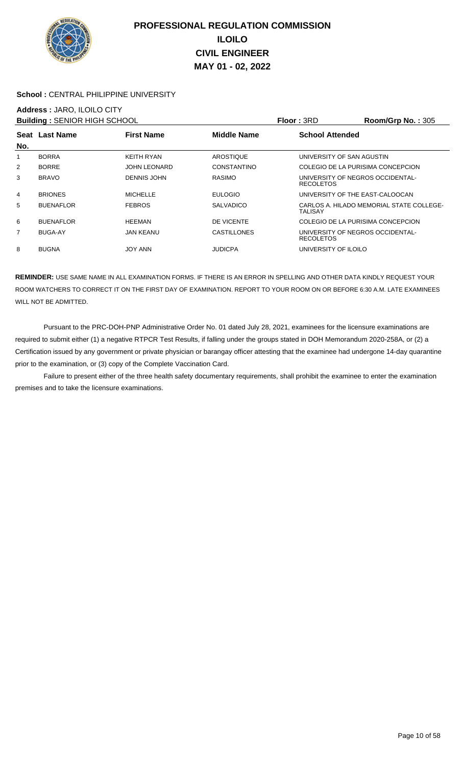# PROFESSIONAL REGULATION COMMISSION
## ILOILO
## CIVIL ENGINEER
## MAY 01 - 02, 2022

**School :** CENTRAL PHILIPPINE UNIVERSITY

**Address :** JARO, ILOILO CITY

**Building :** SENIOR HIGH SCHOOL **Floor :** 3RD **Room/Grp No. :** 305

| Seat No. | Last Name | First Name | Middle Name | School Attended |
|---|---|---|---|---|
| 1 | BORRA | KEITH RYAN | AROSTIQUE | UNIVERSITY OF SAN AGUSTIN |
| 2 | BORRE | JOHN LEONARD | CONSTANTINO | COLEGIO DE LA PURISIMA CONCEPCION |
| 3 | BRAVO | DENNIS JOHN | RASIMO | UNIVERSITY OF NEGROS OCCIDENTAL-RECOLETOS |
| 4 | BRIONES | MICHELLE | EULOGIO | UNIVERSITY OF THE EAST-CALOOCAN |
| 5 | BUENAFLOR | FEBROS | SALVADICO | CARLOS A. HILADO MEMORIAL STATE COLLEGE-TALISAY |
| 6 | BUENAFLOR | HEEMAN | DE VICENTE | COLEGIO DE LA PURISIMA CONCEPCION |
| 7 | BUGA-AY | JAN KEANU | CASTILLONES | UNIVERSITY OF NEGROS OCCIDENTAL-RECOLETOS |
| 8 | BUGNA | JOY ANN | JUDICPA | UNIVERSITY OF ILOILO |

**REMINDER:** USE SAME NAME IN ALL EXAMINATION FORMS. IF THERE IS AN ERROR IN SPELLING AND OTHER DATA KINDLY REQUEST YOUR ROOM WATCHERS TO CORRECT IT ON THE FIRST DAY OF EXAMINATION. REPORT TO YOUR ROOM ON OR BEFORE 6:30 A.M. LATE EXAMINEES WILL NOT BE ADMITTED.

Pursuant to the PRC-DOH-PNP Administrative Order No. 01 dated July 28, 2021, examinees for the licensure examinations are required to submit either (1) a negative RTPCR Test Results, if falling under the groups stated in DOH Memorandum 2020-258A, or (2) a Certification issued by any government or private physician or barangay officer attesting that the examinee had undergone 14-day quarantine prior to the examination, or (3) copy of the Complete Vaccination Card.

Failure to present either of the three health safety documentary requirements, shall prohibit the examinee to enter the examination premises and to take the licensure examinations.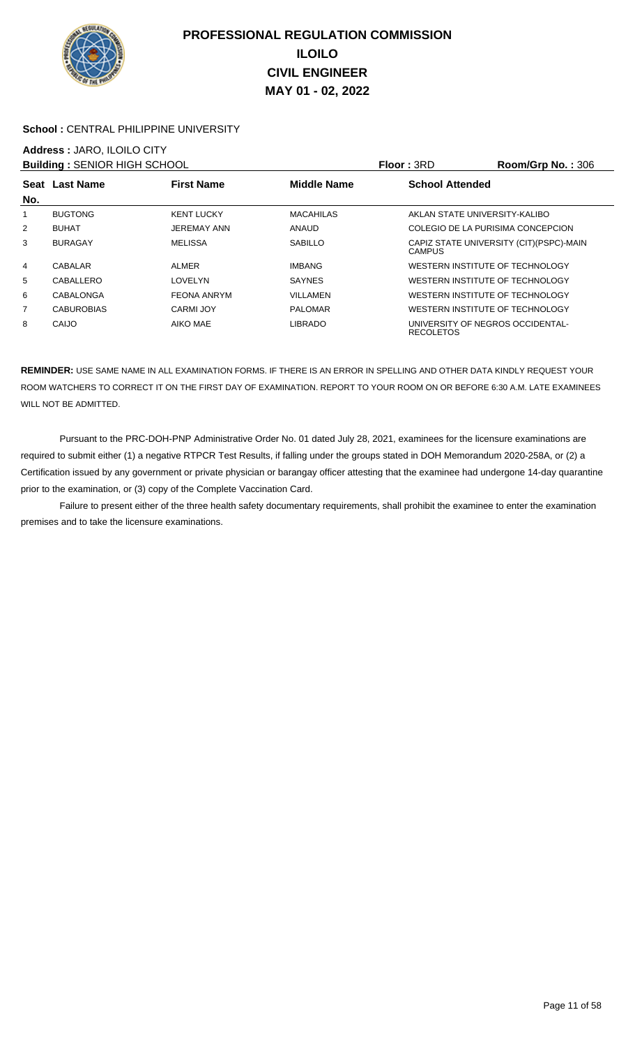# PROFESSIONAL REGULATION COMMISSION
## ILOILO
## CIVIL ENGINEER
## MAY 01 - 02, 2022

**School :** CENTRAL PHILIPPINE UNIVERSITY

**Address :** JARO, ILOILO CITY

**Building :** SENIOR HIGH SCHOOL **Floor :** 3RD **Room/Grp No. :** 306

| Seat No. | Last Name | First Name | Middle Name | School Attended |
|---|---|---|---|---|
| 1 | BUGTONG | KENT LUCKY | MACAHILAS | AKLAN STATE UNIVERSITY-KALIBO |
| 2 | BUHAT | JEREMAY ANN | ANAUD | COLEGIO DE LA PURISIMA CONCEPCION |
| 3 | BURAGAY | MELISSA | SABILLO | CAPIZ STATE UNIVERSITY (CIT)(PSPC)-MAIN CAMPUS |
| 4 | CABALAR | ALMER | IMBANG | WESTERN INSTITUTE OF TECHNOLOGY |
| 5 | CABALLERO | LOVELYN | SAYNES | WESTERN INSTITUTE OF TECHNOLOGY |
| 6 | CABALONGA | FEONA ANRYM | VILLAMEN | WESTERN INSTITUTE OF TECHNOLOGY |
| 7 | CABUROBIAS | CARMI JOY | PALOMAR | WESTERN INSTITUTE OF TECHNOLOGY |
| 8 | CAIJO | AIKO MAE | LIBRADO | UNIVERSITY OF NEGROS OCCIDENTAL-RECOLETOS |

**REMINDER:** USE SAME NAME IN ALL EXAMINATION FORMS. IF THERE IS AN ERROR IN SPELLING AND OTHER DATA KINDLY REQUEST YOUR ROOM WATCHERS TO CORRECT IT ON THE FIRST DAY OF EXAMINATION. REPORT TO YOUR ROOM ON OR BEFORE 6:30 A.M. LATE EXAMINEES WILL NOT BE ADMITTED.

Pursuant to the PRC-DOH-PNP Administrative Order No. 01 dated July 28, 2021, examinees for the licensure examinations are required to submit either (1) a negative RTPCR Test Results, if falling under the groups stated in DOH Memorandum 2020-258A, or (2) a Certification issued by any government or private physician or barangay officer attesting that the examinee had undergone 14-day quarantine prior to the examination, or (3) copy of the Complete Vaccination Card.

Failure to present either of the three health safety documentary requirements, shall prohibit the examinee to enter the examination premises and to take the licensure examinations.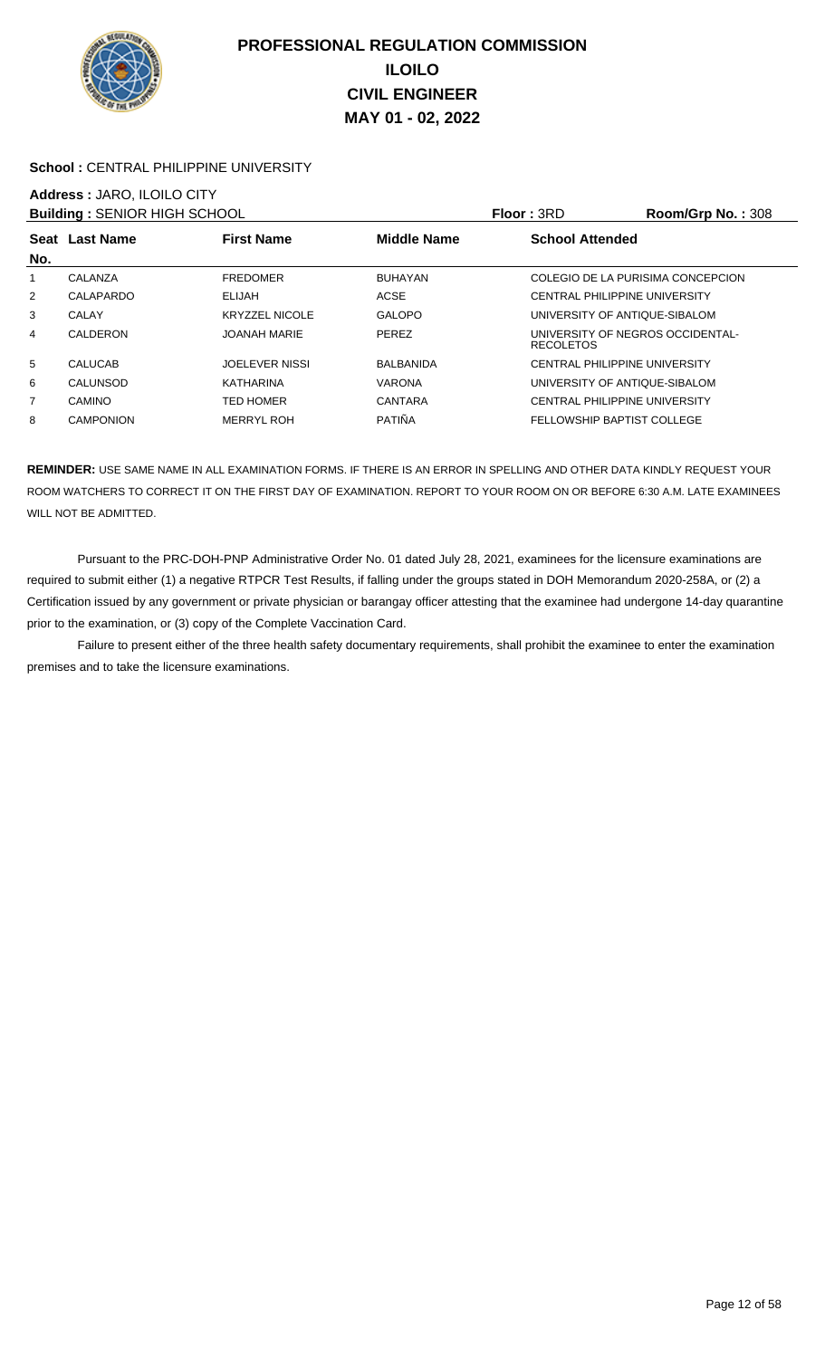# PROFESSIONAL REGULATION COMMISSION
## ILOILO
## CIVIL ENGINEER
## MAY 01 - 02, 2022

**School :** CENTRAL PHILIPPINE UNIVERSITY

**Address :** JARO, ILOILO CITY

**Building :** SENIOR HIGH SCHOOL | **Floor :** 3RD | **Room/Grp No. :** 308

| Seat No. | Last Name | First Name | Middle Name | School Attended |
|---|---|---|---|---|
| 1 | CALANZA | FREDOMER | BUHAYAN | COLEGIO DE LA PURISIMA CONCEPCION |
| 2 | CALAPARDO | ELIJAH | ACSE | CENTRAL PHILIPPINE UNIVERSITY |
| 3 | CALAY | KRYZZEL NICOLE | GALOPO | UNIVERSITY OF ANTIQUE-SIBALOM |
| 4 | CALDERON | JOANAH MARIE | PEREZ | UNIVERSITY OF NEGROS OCCIDENTAL-RECOLETOS |
| 5 | CALUCAB | JOELEVER NISSI | BALBANIDA | CENTRAL PHILIPPINE UNIVERSITY |
| 6 | CALUNSOD | KATHARINA | VARONA | UNIVERSITY OF ANTIQUE-SIBALOM |
| 7 | CAMINO | TED HOMER | CANTARA | CENTRAL PHILIPPINE UNIVERSITY |
| 8 | CAMPONION | MERRYL ROH | PATIÑA | FELLOWSHIP BAPTIST COLLEGE |

**REMINDER:** USE SAME NAME IN ALL EXAMINATION FORMS. IF THERE IS AN ERROR IN SPELLING AND OTHER DATA KINDLY REQUEST YOUR ROOM WATCHERS TO CORRECT IT ON THE FIRST DAY OF EXAMINATION. REPORT TO YOUR ROOM ON OR BEFORE 6:30 A.M. LATE EXAMINEES WILL NOT BE ADMITTED.

Pursuant to the PRC-DOH-PNP Administrative Order No. 01 dated July 28, 2021, examinees for the licensure examinations are required to submit either (1) a negative RTPCR Test Results, if falling under the groups stated in DOH Memorandum 2020-258A, or (2) a Certification issued by any government or private physician or barangay officer attesting that the examinee had undergone 14-day quarantine prior to the examination, or (3) copy of the Complete Vaccination Card.

Failure to present either of the three health safety documentary requirements, shall prohibit the examinee to enter the examination premises and to take the licensure examinations.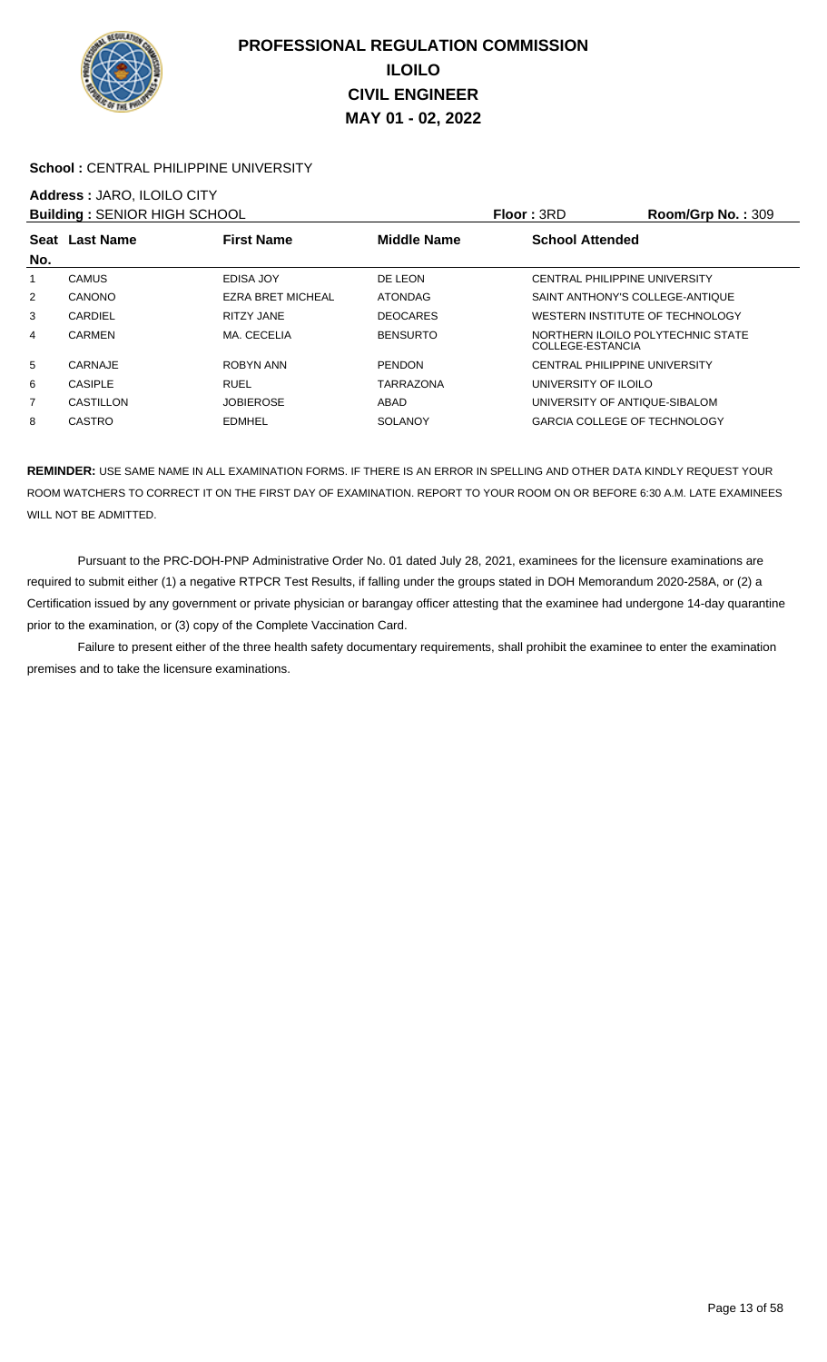# PROFESSIONAL REGULATION COMMISSION
## ILOILO
## CIVIL ENGINEER
## MAY 01 - 02, 2022

**School :** CENTRAL PHILIPPINE UNIVERSITY

**Address :** JARO, ILOILO CITY

**Building :** SENIOR HIGH SCHOOL **Floor :** 3RD **Room/Grp No. :** 309

| Seat No. | Last Name | First Name | Middle Name | School Attended |
|---|---|---|---|---|
| 1 | CAMUS | EDISA JOY | DE LEON | CENTRAL PHILIPPINE UNIVERSITY |
| 2 | CANONO | EZRA BRET MICHEAL | ATONDAG | SAINT ANTHONY'S COLLEGE-ANTIQUE |
| 3 | CARDIEL | RITZY JANE | DEOCARES | WESTERN INSTITUTE OF TECHNOLOGY |
| 4 | CARMEN | MA. CECELIA | BENSURTO | NORTHERN ILOILO POLYTECHNIC STATE COLLEGE-ESTANCIA |
| 5 | CARNAJE | ROBYN ANN | PENDON | CENTRAL PHILIPPINE UNIVERSITY |
| 6 | CASIPLE | RUEL | TARRAZONA | UNIVERSITY OF ILOILO |
| 7 | CASTILLON | JOBIEROSE | ABAD | UNIVERSITY OF ANTIQUE-SIBALOM |
| 8 | CASTRO | EDMHEL | SOLANOY | GARCIA COLLEGE OF TECHNOLOGY |

**REMINDER:** USE SAME NAME IN ALL EXAMINATION FORMS. IF THERE IS AN ERROR IN SPELLING AND OTHER DATA KINDLY REQUEST YOUR ROOM WATCHERS TO CORRECT IT ON THE FIRST DAY OF EXAMINATION. REPORT TO YOUR ROOM ON OR BEFORE 6:30 A.M. LATE EXAMINEES WILL NOT BE ADMITTED.

Pursuant to the PRC-DOH-PNP Administrative Order No. 01 dated July 28, 2021, examinees for the licensure examinations are required to submit either (1) a negative RTPCR Test Results, if falling under the groups stated in DOH Memorandum 2020-258A, or (2) a Certification issued by any government or private physician or barangay officer attesting that the examinee had undergone 14-day quarantine prior to the examination, or (3) copy of the Complete Vaccination Card.

Failure to present either of the three health safety documentary requirements, shall prohibit the examinee to enter the examination premises and to take the licensure examinations.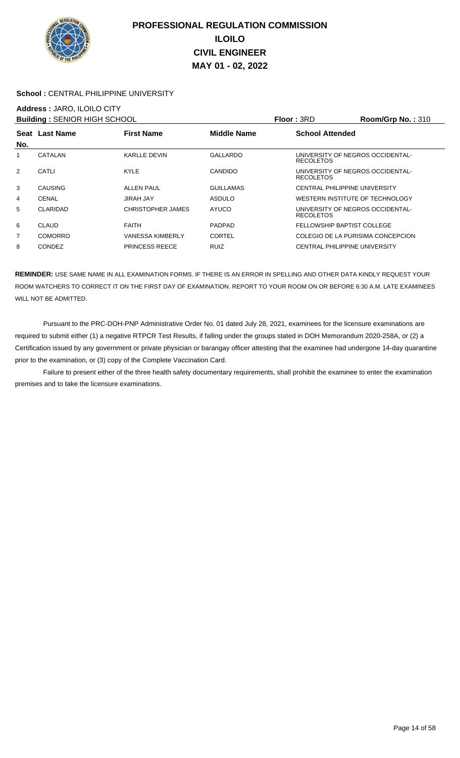# PROFESSIONAL REGULATION COMMISSION
## ILOILO
## CIVIL ENGINEER
## MAY 01 - 02, 2022

**School :** CENTRAL PHILIPPINE UNIVERSITY

**Address :** JARO, ILOILO CITY

**Building :** SENIOR HIGH SCHOOL **Floor :** 3RD **Room/Grp No. :** 310

| Seat No. | Last Name | First Name | Middle Name | School Attended |
|---|---|---|---|---|
| 1 | CATALAN | KARLLE DEVIN | GALLARDO | UNIVERSITY OF NEGROS OCCIDENTAL-RECOLETOS |
| 2 | CATLI | KYLE | CANDIDO | UNIVERSITY OF NEGROS OCCIDENTAL-RECOLETOS |
| 3 | CAUSING | ALLEN PAUL | GUILLAMAS | CENTRAL PHILIPPINE UNIVERSITY |
| 4 | CENAL | JIRAH JAY | ASDULO | WESTERN INSTITUTE OF TECHNOLOGY |
| 5 | CLARIDAD | CHRISTOPHER JAMES | AYUCO | UNIVERSITY OF NEGROS OCCIDENTAL-RECOLETOS |
| 6 | CLAUD | FAITH | PADPAD | FELLOWSHIP BAPTIST COLLEGE |
| 7 | COMORRO | VANESSA KIMBERLY | CORTEL | COLEGIO DE LA PURISIMA CONCEPCION |
| 8 | CONDEZ | PRINCESS REECE | RUIZ | CENTRAL PHILIPPINE UNIVERSITY |

**REMINDER:** USE SAME NAME IN ALL EXAMINATION FORMS. IF THERE IS AN ERROR IN SPELLING AND OTHER DATA KINDLY REQUEST YOUR ROOM WATCHERS TO CORRECT IT ON THE FIRST DAY OF EXAMINATION. REPORT TO YOUR ROOM ON OR BEFORE 6:30 A.M. LATE EXAMINEES WILL NOT BE ADMITTED.

Pursuant to the PRC-DOH-PNP Administrative Order No. 01 dated July 28, 2021, examinees for the licensure examinations are required to submit either (1) a negative RTPCR Test Results, if falling under the groups stated in DOH Memorandum 2020-258A, or (2) a Certification issued by any government or private physician or barangay officer attesting that the examinee had undergone 14-day quarantine prior to the examination, or (3) copy of the Complete Vaccination Card.

Failure to present either of the three health safety documentary requirements, shall prohibit the examinee to enter the examination premises and to take the licensure examinations.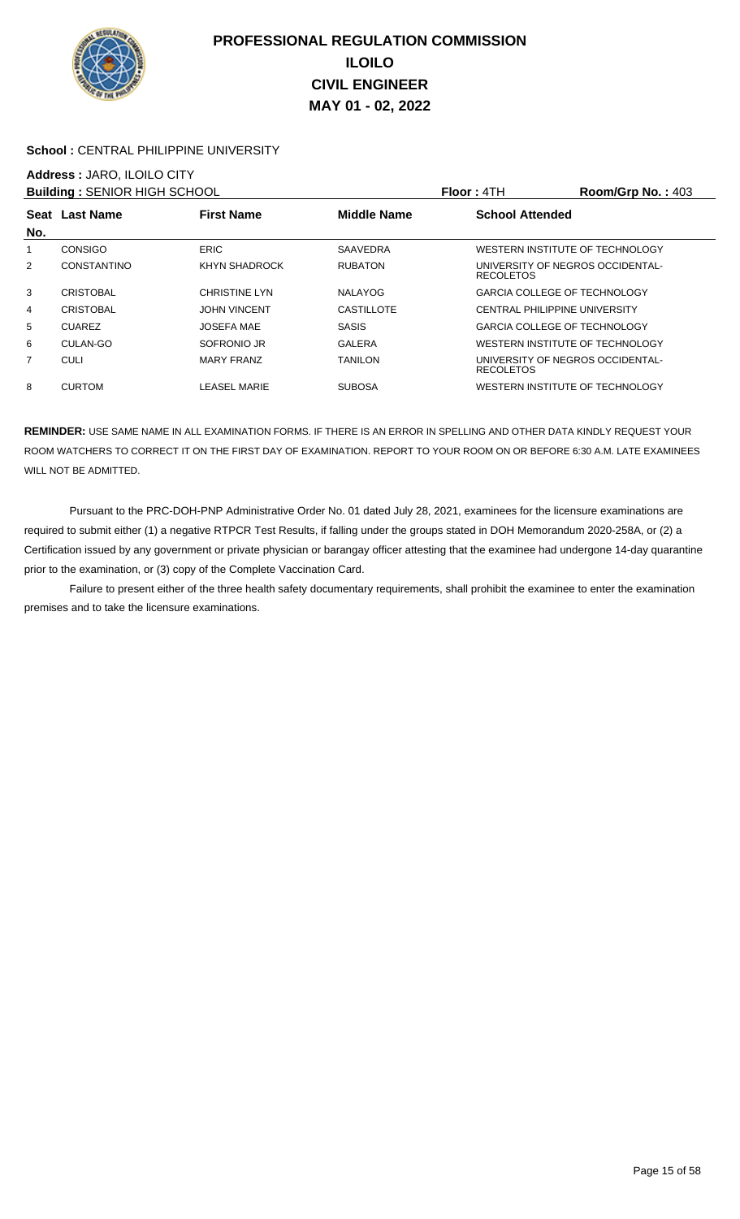# PROFESSIONAL REGULATION COMMISSION
## ILOILO
## CIVIL ENGINEER
## MAY 01 - 02, 2022

**School :** CENTRAL PHILIPPINE UNIVERSITY

**Address :** JARO, ILOILO CITY

**Building :** SENIOR HIGH SCHOOL **Floor :** 4TH **Room/Grp No. :** 403

| Seat No. | Last Name | First Name | Middle Name | School Attended |
|---|---|---|---|---|
| 1 | CONSIGO | ERIC | SAAVEDRA | WESTERN INSTITUTE OF TECHNOLOGY |
| 2 | CONSTANTINO | KHYN SHADROCK | RUBATON | UNIVERSITY OF NEGROS OCCIDENTAL-RECOLETOS |
| 3 | CRISTOBAL | CHRISTINE LYN | NALAYOG | GARCIA COLLEGE OF TECHNOLOGY |
| 4 | CRISTOBAL | JOHN VINCENT | CASTILLOTE | CENTRAL PHILIPPINE UNIVERSITY |
| 5 | CUAREZ | JOSEFA MAE | SASIS | GARCIA COLLEGE OF TECHNOLOGY |
| 6 | CULAN-GO | SOFRONIO JR | GALERA | WESTERN INSTITUTE OF TECHNOLOGY |
| 7 | CULI | MARY FRANZ | TANILON | UNIVERSITY OF NEGROS OCCIDENTAL-RECOLETOS |
| 8 | CURTOM | LEASEL MARIE | SUBOSA | WESTERN INSTITUTE OF TECHNOLOGY |

**REMINDER:** USE SAME NAME IN ALL EXAMINATION FORMS. IF THERE IS AN ERROR IN SPELLING AND OTHER DATA KINDLY REQUEST YOUR ROOM WATCHERS TO CORRECT IT ON THE FIRST DAY OF EXAMINATION. REPORT TO YOUR ROOM ON OR BEFORE 6:30 A.M. LATE EXAMINEES WILL NOT BE ADMITTED.

Pursuant to the PRC-DOH-PNP Administrative Order No. 01 dated July 28, 2021, examinees for the licensure examinations are required to submit either (1) a negative RTPCR Test Results, if falling under the groups stated in DOH Memorandum 2020-258A, or (2) a Certification issued by any government or private physician or barangay officer attesting that the examinee had undergone 14-day quarantine prior to the examination, or (3) copy of the Complete Vaccination Card.

Failure to present either of the three health safety documentary requirements, shall prohibit the examinee to enter the examination premises and to take the licensure examinations.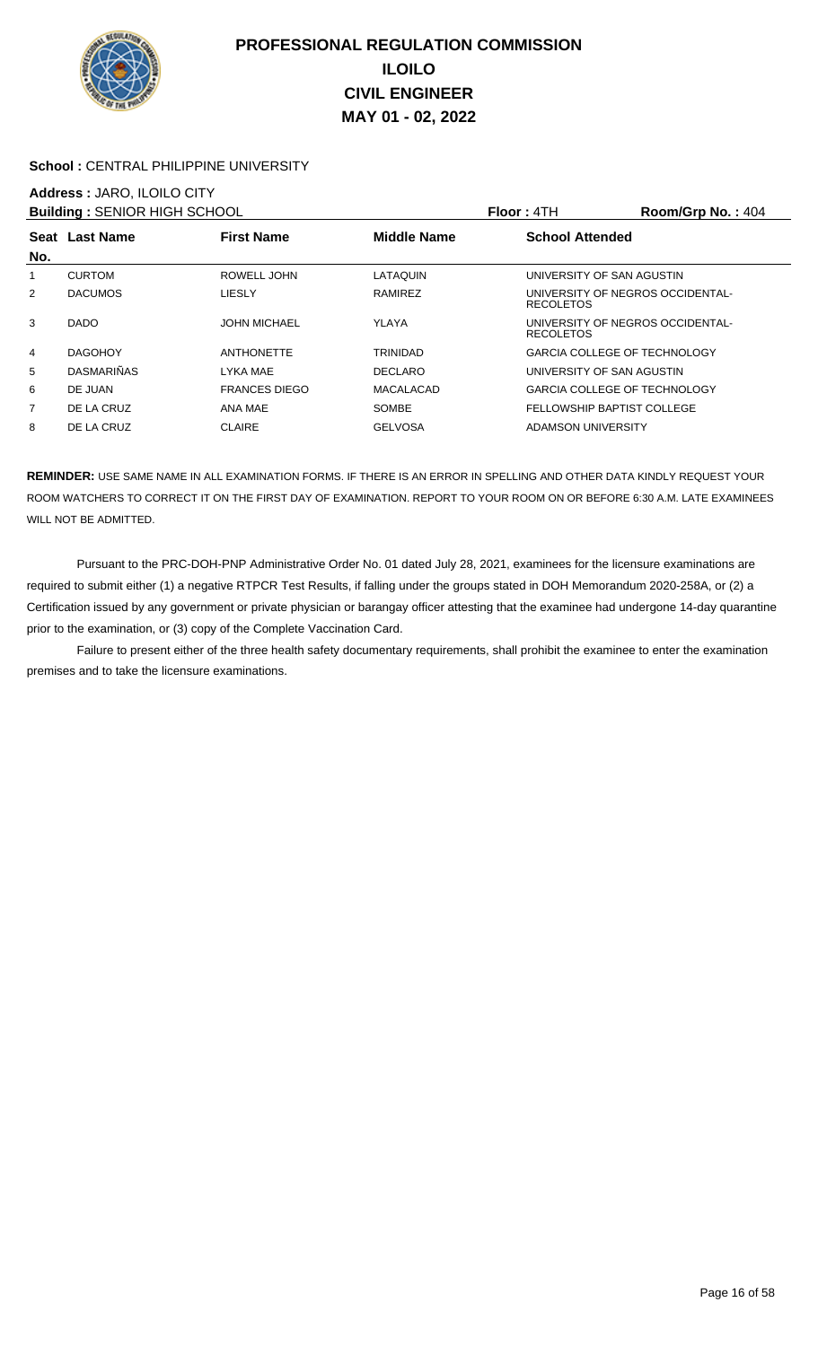# PROFESSIONAL REGULATION COMMISSION
# ILOILO
# CIVIL ENGINEER
# MAY 01 - 02, 2022

**School :** CENTRAL PHILIPPINE UNIVERSITY

**Address :** JARO, ILOILO CITY

**Building :** SENIOR HIGH SCHOOL **Floor :** 4TH **Room/Grp No. :** 404

| Seat No. | Last Name | First Name | Middle Name | School Attended |
|---|---|---|---|---|
| 1 | CURTOM | ROWELL JOHN | LATAQUIN | UNIVERSITY OF SAN AGUSTIN |
| 2 | DACUMOS | LIESLY | RAMIREZ | UNIVERSITY OF NEGROS OCCIDENTAL-RECOLETOS |
| 3 | DADO | JOHN MICHAEL | YLAYA | UNIVERSITY OF NEGROS OCCIDENTAL-RECOLETOS |
| 4 | DAGOHOY | ANTHONETTE | TRINIDAD | GARCIA COLLEGE OF TECHNOLOGY |
| 5 | DASMARIÑAS | LYKA MAE | DECLARO | UNIVERSITY OF SAN AGUSTIN |
| 6 | DE JUAN | FRANCES DIEGO | MACALACAD | GARCIA COLLEGE OF TECHNOLOGY |
| 7 | DE LA CRUZ | ANA MAE | SOMBE | FELLOWSHIP BAPTIST COLLEGE |
| 8 | DE LA CRUZ | CLAIRE | GELVOSA | ADAMSON UNIVERSITY |

**REMINDER:** USE SAME NAME IN ALL EXAMINATION FORMS. IF THERE IS AN ERROR IN SPELLING AND OTHER DATA KINDLY REQUEST YOUR ROOM WATCHERS TO CORRECT IT ON THE FIRST DAY OF EXAMINATION. REPORT TO YOUR ROOM ON OR BEFORE 6:30 A.M. LATE EXAMINEES WILL NOT BE ADMITTED.

Pursuant to the PRC-DOH-PNP Administrative Order No. 01 dated July 28, 2021, examinees for the licensure examinations are required to submit either (1) a negative RTPCR Test Results, if falling under the groups stated in DOH Memorandum 2020-258A, or (2) a Certification issued by any government or private physician or barangay officer attesting that the examinee had undergone 14-day quarantine prior to the examination, or (3) copy of the Complete Vaccination Card.

Failure to present either of the three health safety documentary requirements, shall prohibit the examinee to enter the examination premises and to take the licensure examinations.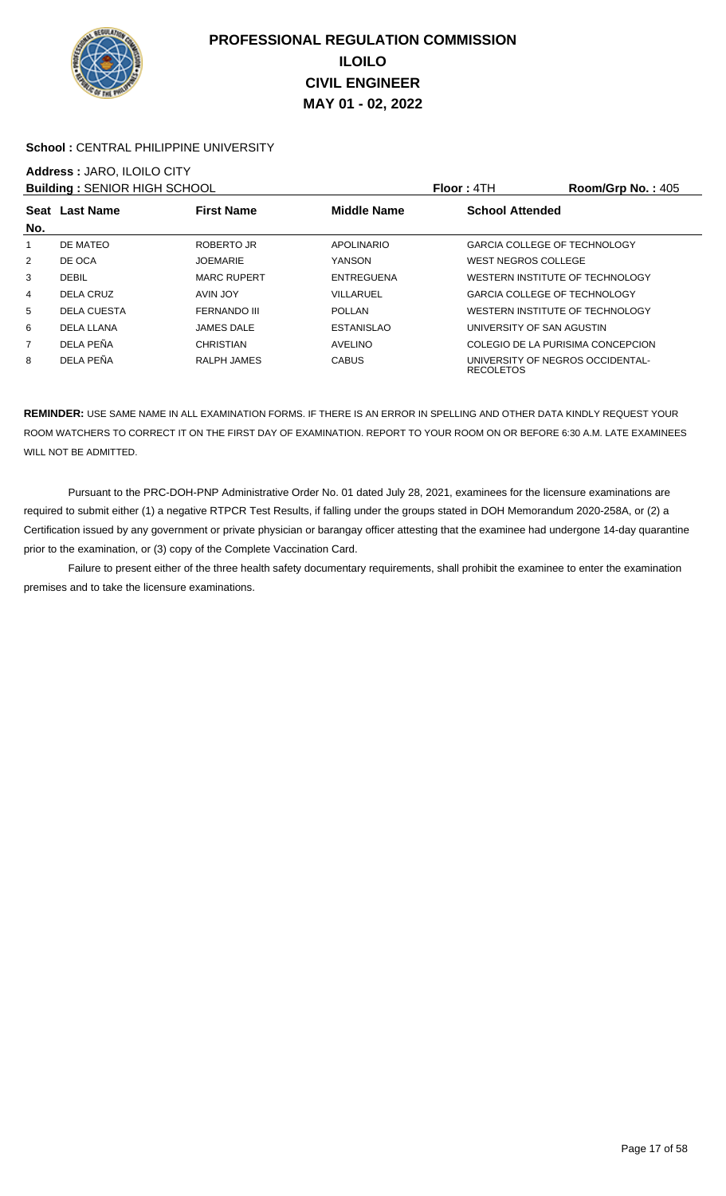# PROFESSIONAL REGULATION COMMISSION
## ILOILO
## CIVIL ENGINEER
## MAY 01 - 02, 2022

**School :** CENTRAL PHILIPPINE UNIVERSITY

**Address :** JARO, ILOILO CITY

**Building :** SENIOR HIGH SCHOOL **Floor :** 4TH **Room/Grp No. :** 405

| Seat No. | Last Name | First Name | Middle Name | School Attended |
|---|---|---|---|---|
| 1 | DE MATEO | ROBERTO JR | APOLINARIO | GARCIA COLLEGE OF TECHNOLOGY |
| 2 | DE OCA | JOEMARIE | YANSON | WEST NEGROS COLLEGE |
| 3 | DEBIL | MARC RUPERT | ENTREGUENA | WESTERN INSTITUTE OF TECHNOLOGY |
| 4 | DELA CRUZ | AVIN JOY | VILLARUEL | GARCIA COLLEGE OF TECHNOLOGY |
| 5 | DELA CUESTA | FERNANDO III | POLLAN | WESTERN INSTITUTE OF TECHNOLOGY |
| 6 | DELA LLANA | JAMES DALE | ESTANISLAO | UNIVERSITY OF SAN AGUSTIN |
| 7 | DELA PEÑA | CHRISTIAN | AVELINO | COLEGIO DE LA PURISIMA CONCEPCION |
| 8 | DELA PEÑA | RALPH JAMES | CABUS | UNIVERSITY OF NEGROS OCCIDENTAL-RECOLETOS |

**REMINDER:** USE SAME NAME IN ALL EXAMINATION FORMS. IF THERE IS AN ERROR IN SPELLING AND OTHER DATA KINDLY REQUEST YOUR ROOM WATCHERS TO CORRECT IT ON THE FIRST DAY OF EXAMINATION. REPORT TO YOUR ROOM ON OR BEFORE 6:30 A.M. LATE EXAMINEES WILL NOT BE ADMITTED.

Pursuant to the PRC-DOH-PNP Administrative Order No. 01 dated July 28, 2021, examinees for the licensure examinations are required to submit either (1) a negative RTPCR Test Results, if falling under the groups stated in DOH Memorandum 2020-258A, or (2) a Certification issued by any government or private physician or barangay officer attesting that the examinee had undergone 14-day quarantine prior to the examination, or (3) copy of the Complete Vaccination Card.

Failure to present either of the three health safety documentary requirements, shall prohibit the examinee to enter the examination premises and to take the licensure examinations.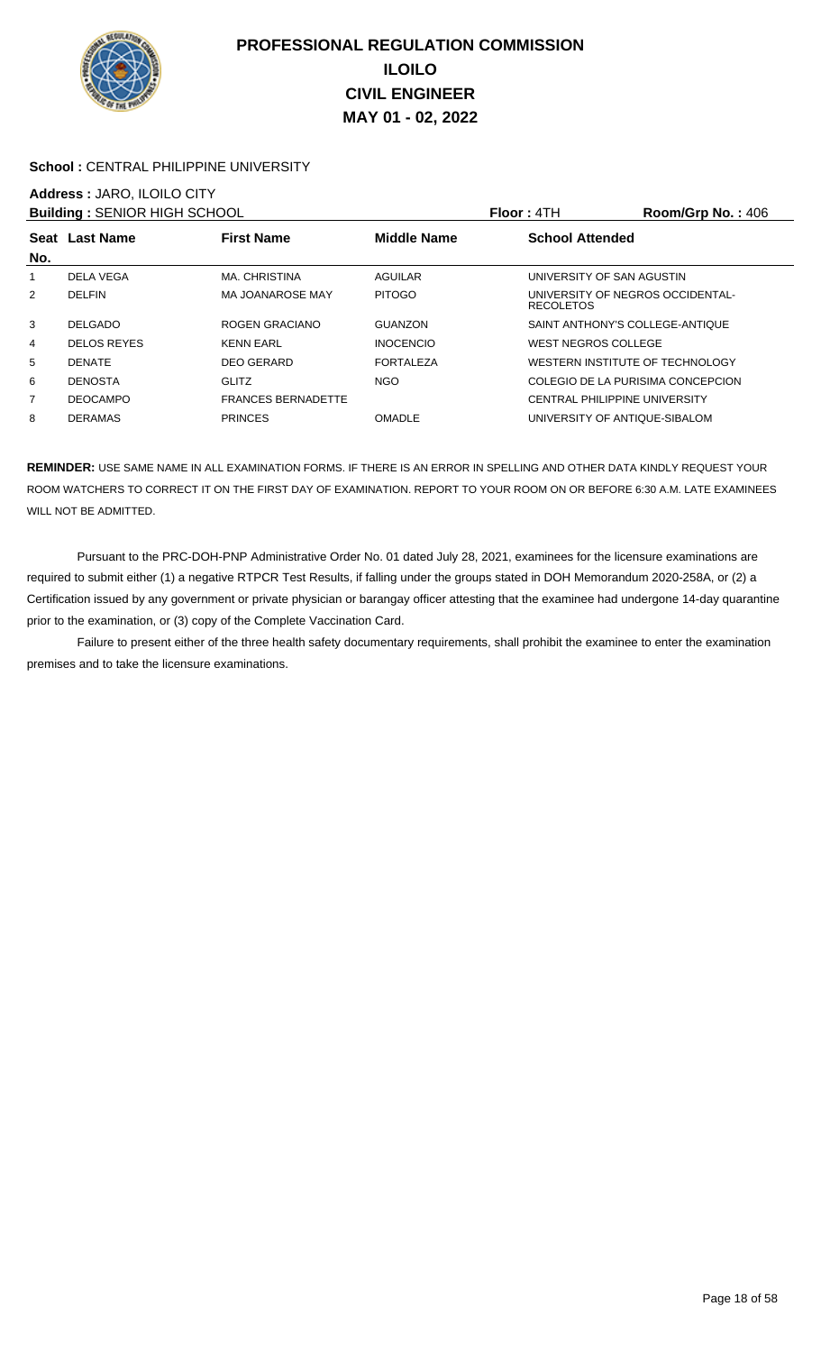# PROFESSIONAL REGULATION COMMISSION
## ILOILO
## CIVIL ENGINEER
## MAY 01 - 02, 2022

**School :** CENTRAL PHILIPPINE UNIVERSITY

**Address :** JARO, ILOILO CITY

**Building :** SENIOR HIGH SCHOOL **Floor :** 4TH **Room/Grp No. :** 406

| Seat No. | Last Name | First Name | Middle Name | School Attended |
|---|---|---|---|---|
| 1 | DELA VEGA | MA. CHRISTINA | AGUILAR | UNIVERSITY OF SAN AGUSTIN |
| 2 | DELFIN | MA JOANAROSE MAY | PITOGO | UNIVERSITY OF NEGROS OCCIDENTAL-RECOLETOS |
| 3 | DELGADO | ROGEN GRACIANO | GUANZON | SAINT ANTHONY'S COLLEGE-ANTIQUE |
| 4 | DELOS REYES | KENN EARL | INOCENCIO | WEST NEGROS COLLEGE |
| 5 | DENATE | DEO GERARD | FORTALEZA | WESTERN INSTITUTE OF TECHNOLOGY |
| 6 | DENOSTA | GLITZ | NGO | COLEGIO DE LA PURISIMA CONCEPCION |
| 7 | DEOCAMPO | FRANCES BERNADETTE | | CENTRAL PHILIPPINE UNIVERSITY |
| 8 | DERAMAS | PRINCES | OMADLE | UNIVERSITY OF ANTIQUE-SIBALOM |

**REMINDER:** USE SAME NAME IN ALL EXAMINATION FORMS. IF THERE IS AN ERROR IN SPELLING AND OTHER DATA KINDLY REQUEST YOUR ROOM WATCHERS TO CORRECT IT ON THE FIRST DAY OF EXAMINATION. REPORT TO YOUR ROOM ON OR BEFORE 6:30 A.M. LATE EXAMINEES WILL NOT BE ADMITTED.

Pursuant to the PRC-DOH-PNP Administrative Order No. 01 dated July 28, 2021, examinees for the licensure examinations are required to submit either (1) a negative RTPCR Test Results, if falling under the groups stated in DOH Memorandum 2020-258A, or (2) a Certification issued by any government or private physician or barangay officer attesting that the examinee had undergone 14-day quarantine prior to the examination, or (3) copy of the Complete Vaccination Card.

Failure to present either of the three health safety documentary requirements, shall prohibit the examinee to enter the examination premises and to take the licensure examinations.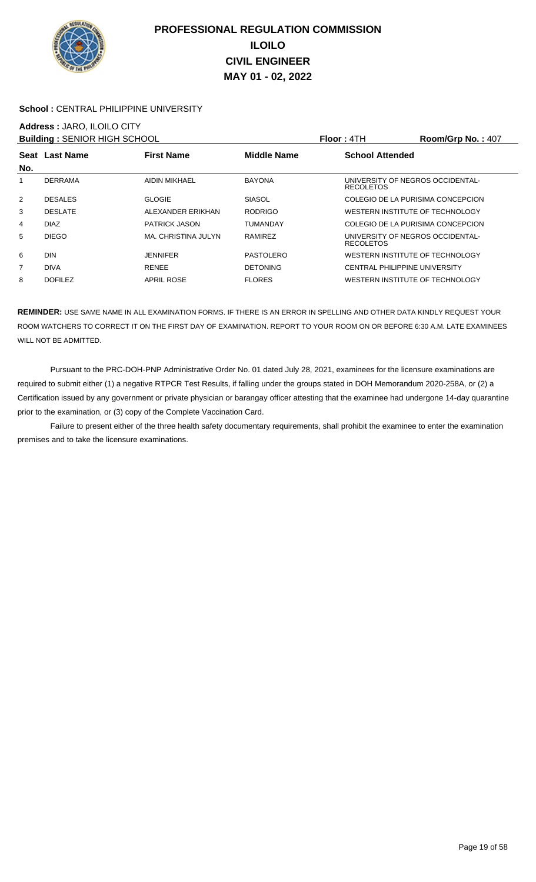# PROFESSIONAL REGULATION COMMISSION
## ILOILO
## CIVIL ENGINEER
## MAY 01 - 02, 2022

**School :** CENTRAL PHILIPPINE UNIVERSITY

**Address :** JARO, ILOILO CITY

**Building :** SENIOR HIGH SCHOOL **Floor :** 4TH **Room/Grp No. :** 407

| Seat No. | Last Name | First Name | Middle Name | School Attended |
|---|---|---|---|---|
| 1 | DERRAMA | AIDIN MIKHAEL | BAYONA | UNIVERSITY OF NEGROS OCCIDENTAL-RECOLETOS |
| 2 | DESALES | GLOGIE | SIASOL | COLEGIO DE LA PURISIMA CONCEPCION |
| 3 | DESLATE | ALEXANDER ERIKHAN | RODRIGO | WESTERN INSTITUTE OF TECHNOLOGY |
| 4 | DIAZ | PATRICK JASON | TUMANDAY | COLEGIO DE LA PURISIMA CONCEPCION |
| 5 | DIEGO | MA. CHRISTINA JULYN | RAMIREZ | UNIVERSITY OF NEGROS OCCIDENTAL-RECOLETOS |
| 6 | DIN | JENNIFER | PASTOLERO | WESTERN INSTITUTE OF TECHNOLOGY |
| 7 | DIVA | RENEE | DETONING | CENTRAL PHILIPPINE UNIVERSITY |
| 8 | DOFILEZ | APRIL ROSE | FLORES | WESTERN INSTITUTE OF TECHNOLOGY |

**REMINDER:** USE SAME NAME IN ALL EXAMINATION FORMS. IF THERE IS AN ERROR IN SPELLING AND OTHER DATA KINDLY REQUEST YOUR ROOM WATCHERS TO CORRECT IT ON THE FIRST DAY OF EXAMINATION. REPORT TO YOUR ROOM ON OR BEFORE 6:30 A.M. LATE EXAMINEES WILL NOT BE ADMITTED.

Pursuant to the PRC-DOH-PNP Administrative Order No. 01 dated July 28, 2021, examinees for the licensure examinations are required to submit either (1) a negative RTPCR Test Results, if falling under the groups stated in DOH Memorandum 2020-258A, or (2) a Certification issued by any government or private physician or barangay officer attesting that the examinee had undergone 14-day quarantine prior to the examination, or (3) copy of the Complete Vaccination Card.

Failure to present either of the three health safety documentary requirements, shall prohibit the examinee to enter the examination premises and to take the licensure examinations.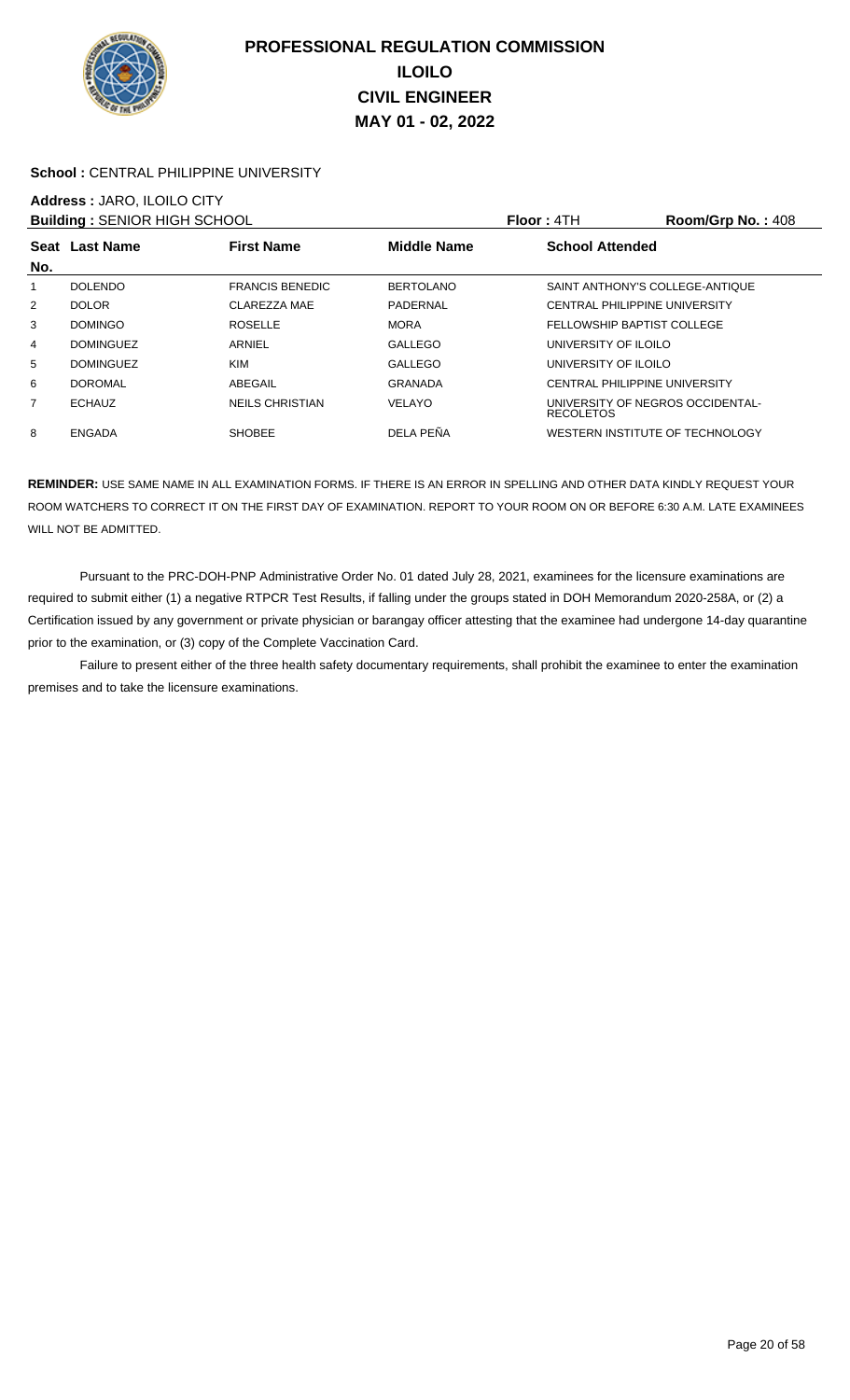# PROFESSIONAL REGULATION COMMISSION
# ILOILO
# CIVIL ENGINEER
# MAY 01 - 02, 2022

**School :** CENTRAL PHILIPPINE UNIVERSITY

**Address :** JARO, ILOILO CITY

**Building :** SENIOR HIGH SCHOOL **Floor :** 4TH **Room/Grp No. :** 408

| Seat No. | Last Name | First Name | Middle Name | School Attended |
|---|---|---|---|---|
| 1 | DOLENDO | FRANCIS BENEDIC | BERTOLANO | SAINT ANTHONY'S COLLEGE-ANTIQUE |
| 2 | DOLOR | CLAREZZA MAE | PADERNAL | CENTRAL PHILIPPINE UNIVERSITY |
| 3 | DOMINGO | ROSELLE | MORA | FELLOWSHIP BAPTIST COLLEGE |
| 4 | DOMINGUEZ | ARNIEL | GALLEGO | UNIVERSITY OF ILOILO |
| 5 | DOMINGUEZ | KIM | GALLEGO | UNIVERSITY OF ILOILO |
| 6 | DOROMAL | ABEGAIL | GRANADA | CENTRAL PHILIPPINE UNIVERSITY |
| 7 | ECHAUZ | NEILS CHRISTIAN | VELAYO | UNIVERSITY OF NEGROS OCCIDENTAL-RECOLETOS |
| 8 | ENGADA | SHOBEE | DELA PEÑA | WESTERN INSTITUTE OF TECHNOLOGY |

**REMINDER:** USE SAME NAME IN ALL EXAMINATION FORMS. IF THERE IS AN ERROR IN SPELLING AND OTHER DATA KINDLY REQUEST YOUR ROOM WATCHERS TO CORRECT IT ON THE FIRST DAY OF EXAMINATION. REPORT TO YOUR ROOM ON OR BEFORE 6:30 A.M. LATE EXAMINEES WILL NOT BE ADMITTED.

Pursuant to the PRC-DOH-PNP Administrative Order No. 01 dated July 28, 2021, examinees for the licensure examinations are required to submit either (1) a negative RTPCR Test Results, if falling under the groups stated in DOH Memorandum 2020-258A, or (2) a Certification issued by any government or private physician or barangay officer attesting that the examinee had undergone 14-day quarantine prior to the examination, or (3) copy of the Complete Vaccination Card.

Failure to present either of the three health safety documentary requirements, shall prohibit the examinee to enter the examination premises and to take the licensure examinations.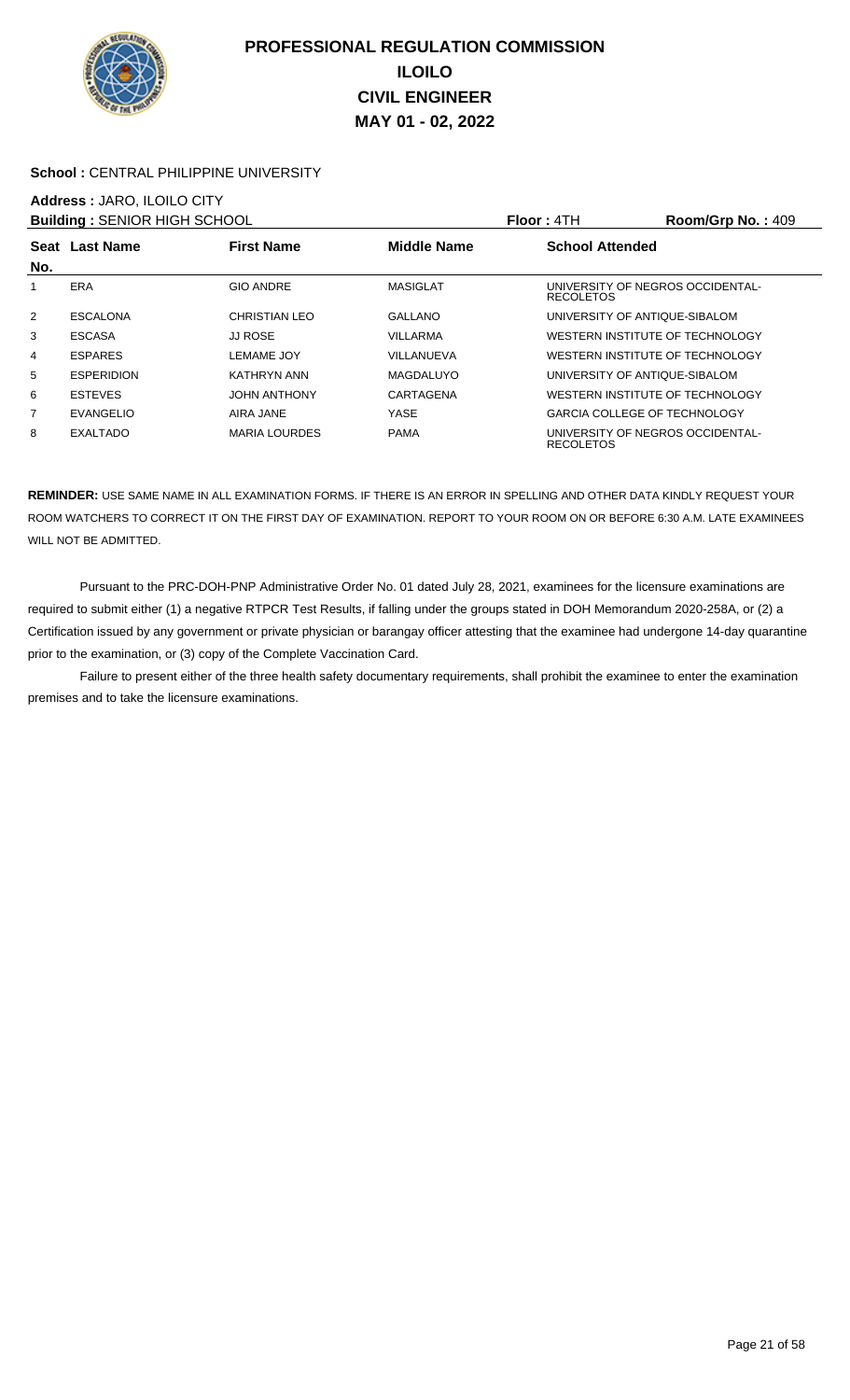# PROFESSIONAL REGULATION COMMISSION
## ILOILO
## CIVIL ENGINEER
## MAY 01 - 02, 2022

**School :** CENTRAL PHILIPPINE UNIVERSITY

**Address :** JARO, ILOILO CITY

**Building :** SENIOR HIGH SCHOOL **Floor :** 4TH **Room/Grp No. :** 409

| Seat No. | Last Name | First Name | Middle Name | School Attended |
|---|---|---|---|---|
| 1 | ERA | GIO ANDRE | MASIGLAT | UNIVERSITY OF NEGROS OCCIDENTAL-RECOLETOS |
| 2 | ESCALONA | CHRISTIAN LEO | GALLANO | UNIVERSITY OF ANTIQUE-SIBALOM |
| 3 | ESCASA | JJ ROSE | VILLARMA | WESTERN INSTITUTE OF TECHNOLOGY |
| 4 | ESPARES | LEMAME JOY | VILLANUEVA | WESTERN INSTITUTE OF TECHNOLOGY |
| 5 | ESPERIDION | KATHRYN ANN | MAGDALUYO | UNIVERSITY OF ANTIQUE-SIBALOM |
| 6 | ESTEVES | JOHN ANTHONY | CARTAGENA | WESTERN INSTITUTE OF TECHNOLOGY |
| 7 | EVANGELIO | AIRA JANE | YASE | GARCIA COLLEGE OF TECHNOLOGY |
| 8 | EXALTADO | MARIA LOURDES | PAMA | UNIVERSITY OF NEGROS OCCIDENTAL-RECOLETOS |

**REMINDER:** USE SAME NAME IN ALL EXAMINATION FORMS. IF THERE IS AN ERROR IN SPELLING AND OTHER DATA KINDLY REQUEST YOUR ROOM WATCHERS TO CORRECT IT ON THE FIRST DAY OF EXAMINATION. REPORT TO YOUR ROOM ON OR BEFORE 6:30 A.M. LATE EXAMINEES WILL NOT BE ADMITTED.

Pursuant to the PRC-DOH-PNP Administrative Order No. 01 dated July 28, 2021, examinees for the licensure examinations are required to submit either (1) a negative RTPCR Test Results, if falling under the groups stated in DOH Memorandum 2020-258A, or (2) a Certification issued by any government or private physician or barangay officer attesting that the examinee had undergone 14-day quarantine prior to the examination, or (3) copy of the Complete Vaccination Card.

Failure to present either of the three health safety documentary requirements, shall prohibit the examinee to enter the examination premises and to take the licensure examinations.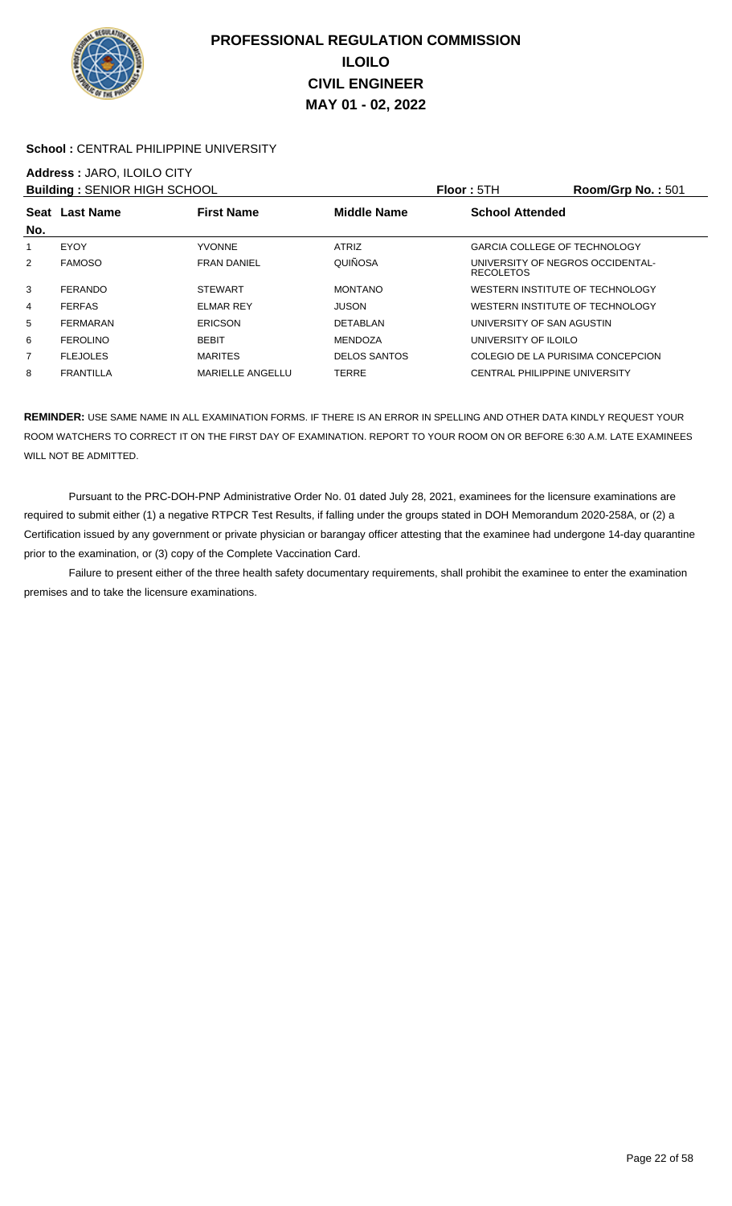# PROFESSIONAL REGULATION COMMISSION
# ILOILO
# CIVIL ENGINEER
# MAY 01 - 02, 2022

**School :** CENTRAL PHILIPPINE UNIVERSITY

**Address :** JARO, ILOILO CITY

**Building :** SENIOR HIGH SCHOOL | **Floor :** 5TH | **Room/Grp No. :** 501

| Seat No. | Last Name | First Name | Middle Name | School Attended |
|---|---|---|---|---|
| 1 | EYOY | YVONNE | ATRIZ | GARCIA COLLEGE OF TECHNOLOGY |
| 2 | FAMOSO | FRAN DANIEL | QUIÑOSA | UNIVERSITY OF NEGROS OCCIDENTAL-RECOLETOS |
| 3 | FERANDO | STEWART | MONTANO | WESTERN INSTITUTE OF TECHNOLOGY |
| 4 | FERFAS | ELMAR REY | JUSON | WESTERN INSTITUTE OF TECHNOLOGY |
| 5 | FERMARAN | ERICSON | DETABLAN | UNIVERSITY OF SAN AGUSTIN |
| 6 | FEROLINO | BEBIT | MENDOZA | UNIVERSITY OF ILOILO |
| 7 | FLEJOLES | MARITES | DELOS SANTOS | COLEGIO DE LA PURISIMA CONCEPCION |
| 8 | FRANTILLA | MARIELLE ANGELLU | TERRE | CENTRAL PHILIPPINE UNIVERSITY |

**REMINDER:** USE SAME NAME IN ALL EXAMINATION FORMS. IF THERE IS AN ERROR IN SPELLING AND OTHER DATA KINDLY REQUEST YOUR ROOM WATCHERS TO CORRECT IT ON THE FIRST DAY OF EXAMINATION. REPORT TO YOUR ROOM ON OR BEFORE 6:30 A.M. LATE EXAMINEES WILL NOT BE ADMITTED.

Pursuant to the PRC-DOH-PNP Administrative Order No. 01 dated July 28, 2021, examinees for the licensure examinations are required to submit either (1) a negative RTPCR Test Results, if falling under the groups stated in DOH Memorandum 2020-258A, or (2) a Certification issued by any government or private physician or barangay officer attesting that the examinee had undergone 14-day quarantine prior to the examination, or (3) copy of the Complete Vaccination Card.

Failure to present either of the three health safety documentary requirements, shall prohibit the examinee to enter the examination premises and to take the licensure examinations.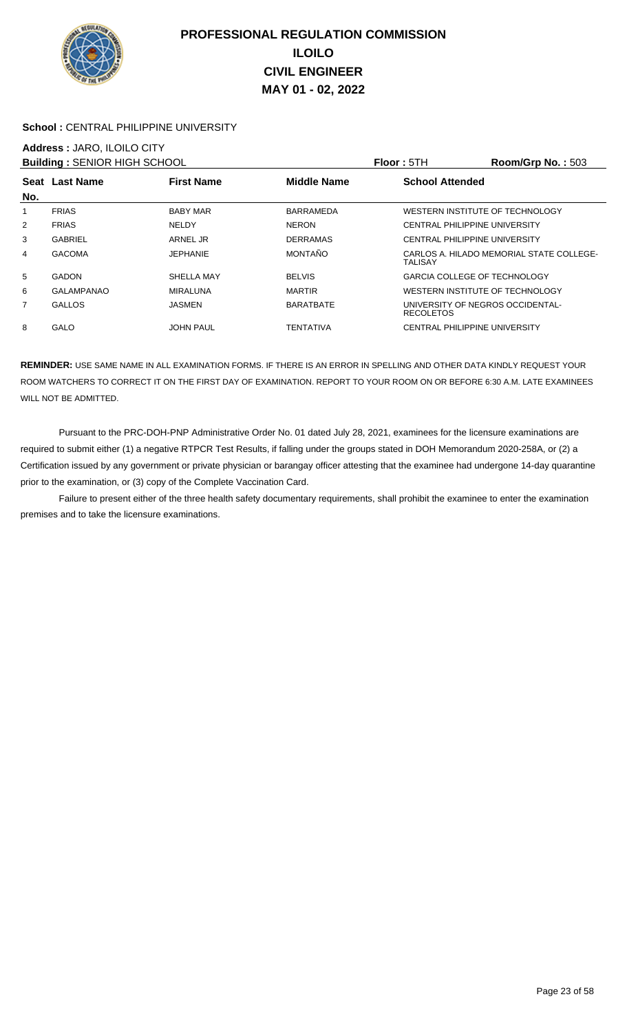# PROFESSIONAL REGULATION COMMISSION
## ILOILO
## CIVIL ENGINEER
## MAY 01 - 02, 2022

**School :** CENTRAL PHILIPPINE UNIVERSITY

**Address :** JARO, ILOILO CITY

**Building :** SENIOR HIGH SCHOOL | **Floor :** 5TH | **Room/Grp No. :** 503

| Seat No. | Last Name | First Name | Middle Name | School Attended |
|---|---|---|---|---|
| 1 | FRIAS | BABY MAR | BARRAMEDA | WESTERN INSTITUTE OF TECHNOLOGY |
| 2 | FRIAS | NELDY | NERON | CENTRAL PHILIPPINE UNIVERSITY |
| 3 | GABRIEL | ARNEL JR | DERRAMAS | CENTRAL PHILIPPINE UNIVERSITY |
| 4 | GACOMA | JEPHANIE | MONTAÑO | CARLOS A. HILADO MEMORIAL STATE COLLEGE-TALISAY |
| 5 | GADON | SHELLA MAY | BELVIS | GARCIA COLLEGE OF TECHNOLOGY |
| 6 | GALAMPANAO | MIRALUNA | MARTIR | WESTERN INSTITUTE OF TECHNOLOGY |
| 7 | GALLOS | JASMEN | BARATBATE | UNIVERSITY OF NEGROS OCCIDENTAL-RECOLETOS |
| 8 | GALO | JOHN PAUL | TENTATIVA | CENTRAL PHILIPPINE UNIVERSITY |

**REMINDER:** USE SAME NAME IN ALL EXAMINATION FORMS. IF THERE IS AN ERROR IN SPELLING AND OTHER DATA KINDLY REQUEST YOUR ROOM WATCHERS TO CORRECT IT ON THE FIRST DAY OF EXAMINATION. REPORT TO YOUR ROOM ON OR BEFORE 6:30 A.M. LATE EXAMINEES WILL NOT BE ADMITTED.

Pursuant to the PRC-DOH-PNP Administrative Order No. 01 dated July 28, 2021, examinees for the licensure examinations are required to submit either (1) a negative RTPCR Test Results, if falling under the groups stated in DOH Memorandum 2020-258A, or (2) a Certification issued by any government or private physician or barangay officer attesting that the examinee had undergone 14-day quarantine prior to the examination, or (3) copy of the Complete Vaccination Card.

Failure to present either of the three health safety documentary requirements, shall prohibit the examinee to enter the examination premises and to take the licensure examinations.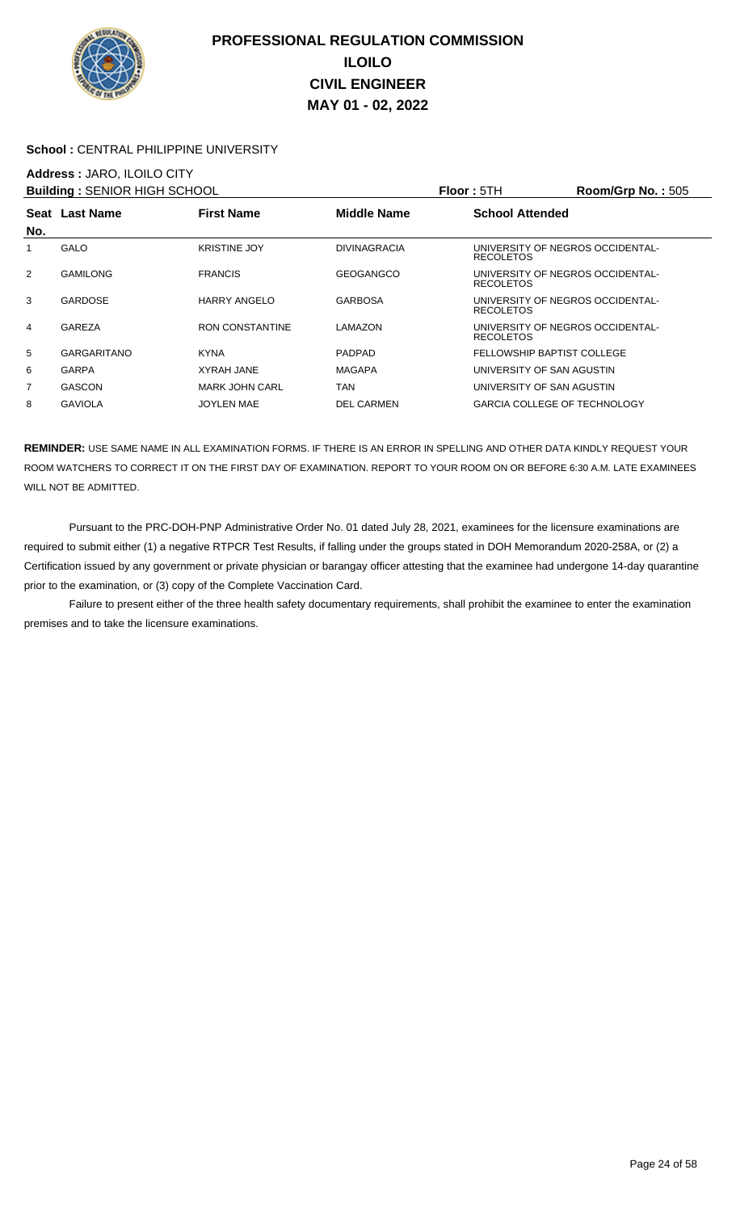# PROFESSIONAL REGULATION COMMISSION
## ILOILO
## CIVIL ENGINEER
## MAY 01 - 02, 2022

**School :** CENTRAL PHILIPPINE UNIVERSITY

**Address :** JARO, ILOILO CITY

**Building :** SENIOR HIGH SCHOOL **Floor :** 5TH **Room/Grp No. :** 505

| Seat No. | Last Name | First Name | Middle Name | School Attended |
|---|---|---|---|---|
| 1 | GALO | KRISTINE JOY | DIVINAGRACIA | UNIVERSITY OF NEGROS OCCIDENTAL-RECOLETOS |
| 2 | GAMILONG | FRANCIS | GEOGANGCO | UNIVERSITY OF NEGROS OCCIDENTAL-RECOLETOS |
| 3 | GARDOSE | HARRY ANGELO | GARBOSA | UNIVERSITY OF NEGROS OCCIDENTAL-RECOLETOS |
| 4 | GAREZA | RON CONSTANTINE | LAMAZON | UNIVERSITY OF NEGROS OCCIDENTAL-RECOLETOS |
| 5 | GARGARITANO | KYNA | PADPAD | FELLOWSHIP BAPTIST COLLEGE |
| 6 | GARPA | XYRAH JANE | MAGAPA | UNIVERSITY OF SAN AGUSTIN |
| 7 | GASCON | MARK JOHN CARL | TAN | UNIVERSITY OF SAN AGUSTIN |
| 8 | GAVIOLA | JOYLEN MAE | DEL CARMEN | GARCIA COLLEGE OF TECHNOLOGY |

**REMINDER:** USE SAME NAME IN ALL EXAMINATION FORMS. IF THERE IS AN ERROR IN SPELLING AND OTHER DATA KINDLY REQUEST YOUR ROOM WATCHERS TO CORRECT IT ON THE FIRST DAY OF EXAMINATION. REPORT TO YOUR ROOM ON OR BEFORE 6:30 A.M. LATE EXAMINEES WILL NOT BE ADMITTED.

Pursuant to the PRC-DOH-PNP Administrative Order No. 01 dated July 28, 2021, examinees for the licensure examinations are required to submit either (1) a negative RTPCR Test Results, if falling under the groups stated in DOH Memorandum 2020-258A, or (2) a Certification issued by any government or private physician or barangay officer attesting that the examinee had undergone 14-day quarantine prior to the examination, or (3) copy of the Complete Vaccination Card.

Failure to present either of the three health safety documentary requirements, shall prohibit the examinee to enter the examination premises and to take the licensure examinations.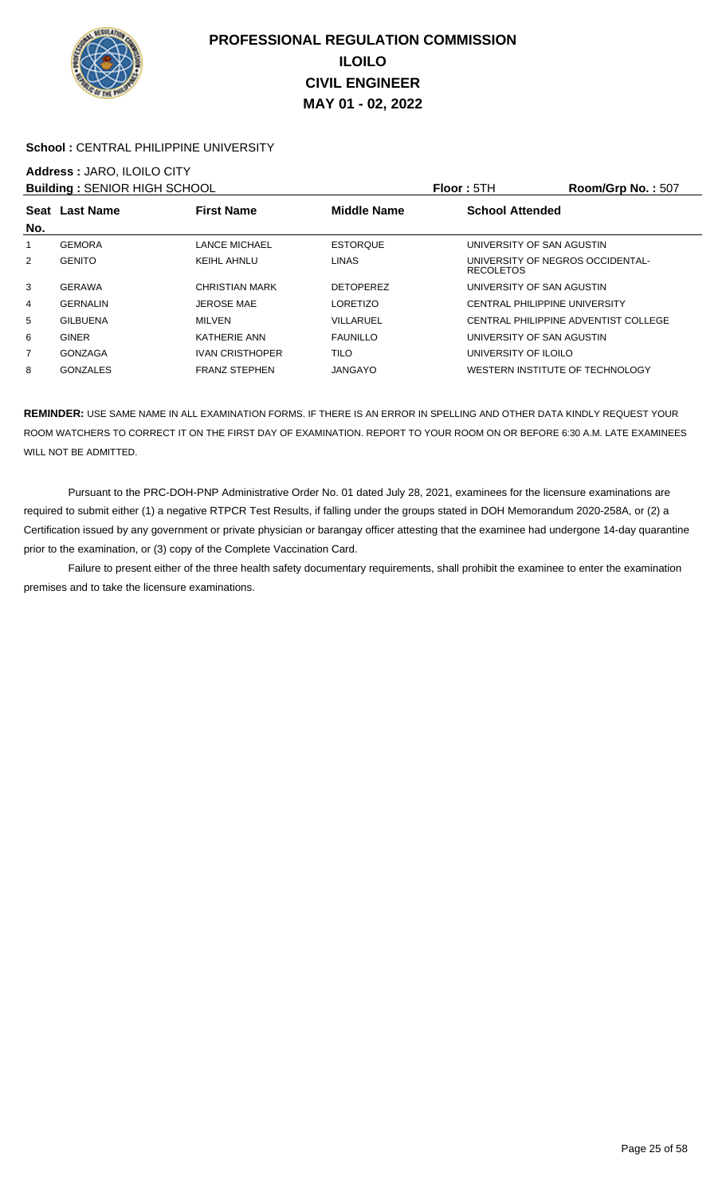# PROFESSIONAL REGULATION COMMISSION
## ILOILO
## CIVIL ENGINEER
## MAY 01 - 02, 2022

**School :** CENTRAL PHILIPPINE UNIVERSITY

**Address :** JARO, ILOILO CITY

**Building :** SENIOR HIGH SCHOOL **Floor :** 5TH **Room/Grp No. :** 507

| Seat No. | Last Name | First Name | Middle Name | School Attended |
|---|---|---|---|---|
| 1 | GEMORA | LANCE MICHAEL | ESTORQUE | UNIVERSITY OF SAN AGUSTIN |
| 2 | GENITO | KEIHL AHNLU | LINAS | UNIVERSITY OF NEGROS OCCIDENTAL-RECOLETOS |
| 3 | GERAWA | CHRISTIAN MARK | DETOPEREZ | UNIVERSITY OF SAN AGUSTIN |
| 4 | GERNALIN | JEROSE MAE | LORETIZO | CENTRAL PHILIPPINE UNIVERSITY |
| 5 | GILBUENA | MILVEN | VILLARUEL | CENTRAL PHILIPPINE ADVENTIST COLLEGE |
| 6 | GINER | KATHERIE ANN | FAUNILLO | UNIVERSITY OF SAN AGUSTIN |
| 7 | GONZAGA | IVAN CRISTHOPER | TILO | UNIVERSITY OF ILOILO |
| 8 | GONZALES | FRANZ STEPHEN | JANGAYO | WESTERN INSTITUTE OF TECHNOLOGY |

**REMINDER:** USE SAME NAME IN ALL EXAMINATION FORMS. IF THERE IS AN ERROR IN SPELLING AND OTHER DATA KINDLY REQUEST YOUR ROOM WATCHERS TO CORRECT IT ON THE FIRST DAY OF EXAMINATION. REPORT TO YOUR ROOM ON OR BEFORE 6:30 A.M. LATE EXAMINEES WILL NOT BE ADMITTED.

Pursuant to the PRC-DOH-PNP Administrative Order No. 01 dated July 28, 2021, examinees for the licensure examinations are required to submit either (1) a negative RTPCR Test Results, if falling under the groups stated in DOH Memorandum 2020-258A, or (2) a Certification issued by any government or private physician or barangay officer attesting that the examinee had undergone 14-day quarantine prior to the examination, or (3) copy of the Complete Vaccination Card.

Failure to present either of the three health safety documentary requirements, shall prohibit the examinee to enter the examination premises and to take the licensure examinations.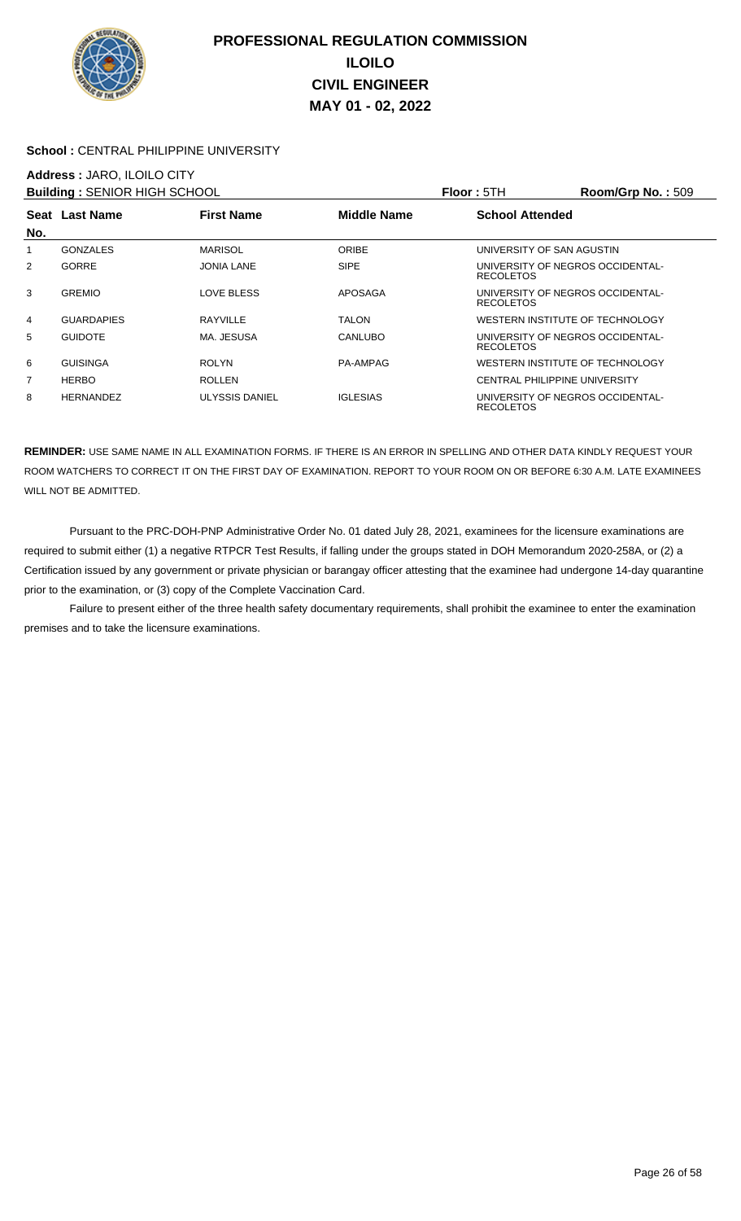# PROFESSIONAL REGULATION COMMISSION
# ILOILO
# CIVIL ENGINEER
# MAY 01 - 02, 2022

**School :** CENTRAL PHILIPPINE UNIVERSITY

**Address :** JARO, ILOILO CITY

**Building :** SENIOR HIGH SCHOOL **Floor :** 5TH **Room/Grp No. :** 509

| Seat No. | Last Name | First Name | Middle Name | School Attended |
|---|---|---|---|---|
| 1 | GONZALES | MARISOL | ORIBE | UNIVERSITY OF SAN AGUSTIN |
| 2 | GORRE | JONIA LANE | SIPE | UNIVERSITY OF NEGROS OCCIDENTAL-RECOLETOS |
| 3 | GREMIO | LOVE BLESS | APOSAGA | UNIVERSITY OF NEGROS OCCIDENTAL-RECOLETOS |
| 4 | GUARDAPIES | RAYVILLE | TALON | WESTERN INSTITUTE OF TECHNOLOGY |
| 5 | GUIDOTE | MA. JESUSA | CANLUBO | UNIVERSITY OF NEGROS OCCIDENTAL-RECOLETOS |
| 6 | GUISINGA | ROLYN | PA-AMPAG | WESTERN INSTITUTE OF TECHNOLOGY |
| 7 | HERBO | ROLLEN | | CENTRAL PHILIPPINE UNIVERSITY |
| 8 | HERNANDEZ | ULYSSIS DANIEL | IGLESIAS | UNIVERSITY OF NEGROS OCCIDENTAL-RECOLETOS |

**REMINDER:** USE SAME NAME IN ALL EXAMINATION FORMS. IF THERE IS AN ERROR IN SPELLING AND OTHER DATA KINDLY REQUEST YOUR ROOM WATCHERS TO CORRECT IT ON THE FIRST DAY OF EXAMINATION. REPORT TO YOUR ROOM ON OR BEFORE 6:30 A.M. LATE EXAMINEES WILL NOT BE ADMITTED.

Pursuant to the PRC-DOH-PNP Administrative Order No. 01 dated July 28, 2021, examinees for the licensure examinations are required to submit either (1) a negative RTPCR Test Results, if falling under the groups stated in DOH Memorandum 2020-258A, or (2) a Certification issued by any government or private physician or barangay officer attesting that the examinee had undergone 14-day quarantine prior to the examination, or (3) copy of the Complete Vaccination Card.

Failure to present either of the three health safety documentary requirements, shall prohibit the examinee to enter the examination premises and to take the licensure examinations.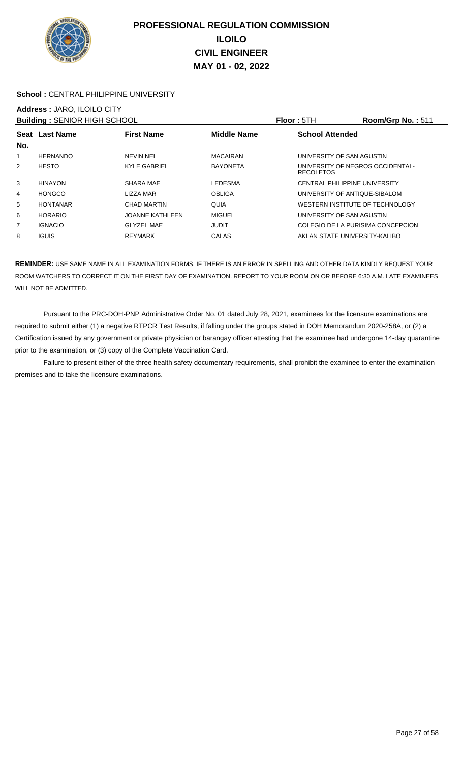# PROFESSIONAL REGULATION COMMISSION
## ILOILO
## CIVIL ENGINEER
## MAY 01 - 02, 2022

**School :** CENTRAL PHILIPPINE UNIVERSITY

**Address :** JARO, ILOILO CITY

**Building :** SENIOR HIGH SCHOOL **Floor :** 5TH **Room/Grp No. :** 511

| Seat No. | Last Name | First Name | Middle Name | School Attended |
|---|---|---|---|---|
| 1 | HERNANDO | NEVIN NEL | MACAIRAN | UNIVERSITY OF SAN AGUSTIN |
| 2 | HESTO | KYLE GABRIEL | BAYONETA | UNIVERSITY OF NEGROS OCCIDENTAL-RECOLETOS |
| 3 | HINAYON | SHARA MAE | LEDESMA | CENTRAL PHILIPPINE UNIVERSITY |
| 4 | HONGCO | LIZZA MAR | OBLIGA | UNIVERSITY OF ANTIQUE-SIBALOM |
| 5 | HONTANAR | CHAD MARTIN | QUIA | WESTERN INSTITUTE OF TECHNOLOGY |
| 6 | HORARIO | JOANNE KATHLEEN | MIGUEL | UNIVERSITY OF SAN AGUSTIN |
| 7 | IGNACIO | GLYZEL MAE | JUDIT | COLEGIO DE LA PURISIMA CONCEPCION |
| 8 | IGUIS | REYMARK | CALAS | AKLAN STATE UNIVERSITY-KALIBO |

**REMINDER:** USE SAME NAME IN ALL EXAMINATION FORMS. IF THERE IS AN ERROR IN SPELLING AND OTHER DATA KINDLY REQUEST YOUR ROOM WATCHERS TO CORRECT IT ON THE FIRST DAY OF EXAMINATION. REPORT TO YOUR ROOM ON OR BEFORE 6:30 A.M. LATE EXAMINEES WILL NOT BE ADMITTED.

Pursuant to the PRC-DOH-PNP Administrative Order No. 01 dated July 28, 2021, examinees for the licensure examinations are required to submit either (1) a negative RTPCR Test Results, if falling under the groups stated in DOH Memorandum 2020-258A, or (2) a Certification issued by any government or private physician or barangay officer attesting that the examinee had undergone 14-day quarantine prior to the examination, or (3) copy of the Complete Vaccination Card.

Failure to present either of the three health safety documentary requirements, shall prohibit the examinee to enter the examination premises and to take the licensure examinations.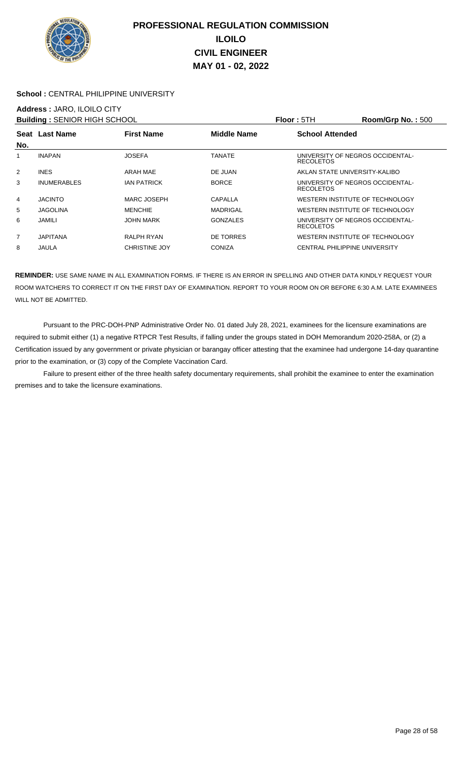# PROFESSIONAL REGULATION COMMISSION
# ILOILO
# CIVIL ENGINEER
# MAY 01 - 02, 2022

**School :** CENTRAL PHILIPPINE UNIVERSITY

**Address :** JARO, ILOILO CITY

**Building :** SENIOR HIGH SCHOOL **Floor :** 5TH **Room/Grp No. :** 500

| Seat No. | Last Name | First Name | Middle Name | School Attended |
|---|---|---|---|---|
| 1 | INAPAN | JOSEFA | TANATE | UNIVERSITY OF NEGROS OCCIDENTAL-RECOLETOS |
| 2 | INES | ARAH MAE | DE JUAN | AKLAN STATE UNIVERSITY-KALIBO |
| 3 | INUMERABLES | IAN PATRICK | BORCE | UNIVERSITY OF NEGROS OCCIDENTAL-RECOLETOS |
| 4 | JACINTO | MARC JOSEPH | CAPALLA | WESTERN INSTITUTE OF TECHNOLOGY |
| 5 | JAGOLINA | MENCHIE | MADRIGAL | WESTERN INSTITUTE OF TECHNOLOGY |
| 6 | JAMILI | JOHN MARK | GONZALES | UNIVERSITY OF NEGROS OCCIDENTAL-RECOLETOS |
| 7 | JAPITANA | RALPH RYAN | DE TORRES | WESTERN INSTITUTE OF TECHNOLOGY |
| 8 | JAULA | CHRISTINE JOY | CONIZA | CENTRAL PHILIPPINE UNIVERSITY |

**REMINDER:** USE SAME NAME IN ALL EXAMINATION FORMS. IF THERE IS AN ERROR IN SPELLING AND OTHER DATA KINDLY REQUEST YOUR ROOM WATCHERS TO CORRECT IT ON THE FIRST DAY OF EXAMINATION. REPORT TO YOUR ROOM ON OR BEFORE 6:30 A.M. LATE EXAMINEES WILL NOT BE ADMITTED.

Pursuant to the PRC-DOH-PNP Administrative Order No. 01 dated July 28, 2021, examinees for the licensure examinations are required to submit either (1) a negative RTPCR Test Results, if falling under the groups stated in DOH Memorandum 2020-258A, or (2) a Certification issued by any government or private physician or barangay officer attesting that the examinee had undergone 14-day quarantine prior to the examination, or (3) copy of the Complete Vaccination Card.

Failure to present either of the three health safety documentary requirements, shall prohibit the examinee to enter the examination premises and to take the licensure examinations.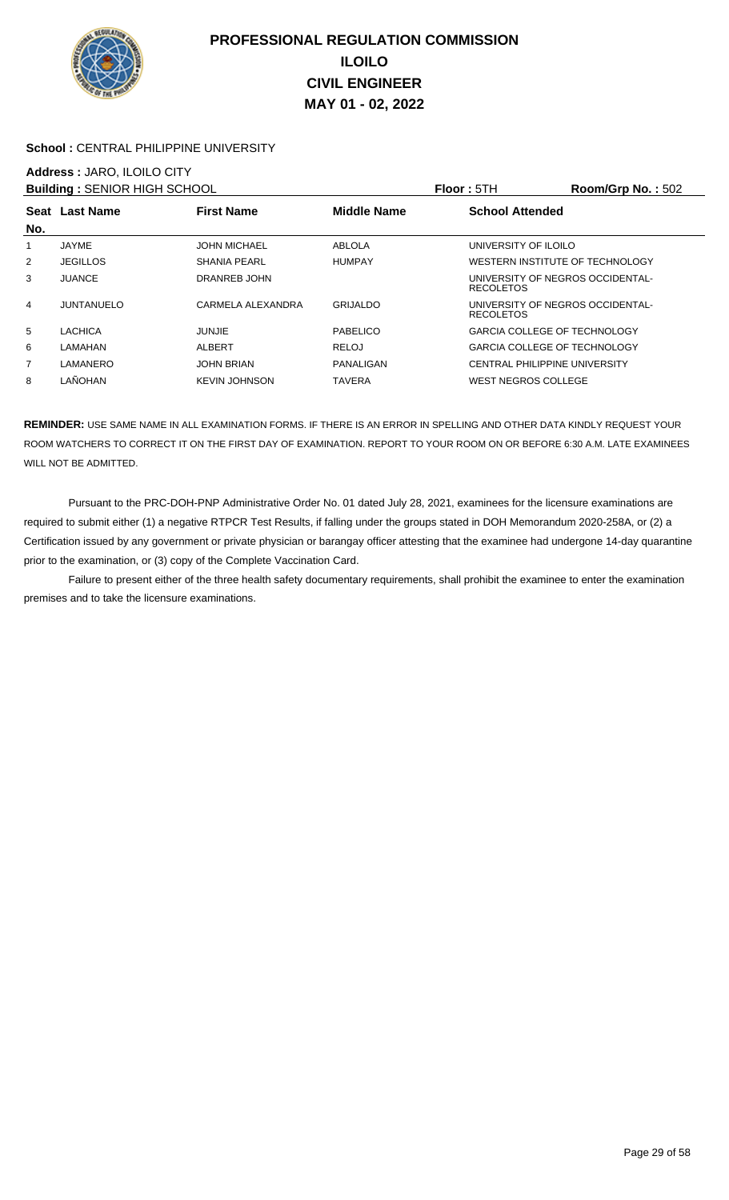# PROFESSIONAL REGULATION COMMISSION
## ILOILO
## CIVIL ENGINEER
## MAY 01 - 02, 2022

**School :** CENTRAL PHILIPPINE UNIVERSITY

**Address :** JARO, ILOILO CITY

**Building :** SENIOR HIGH SCHOOL **Floor :** 5TH **Room/Grp No. :** 502

| Seat No. | Last Name | First Name | Middle Name | School Attended |
|---|---|---|---|---|
| 1 | JAYME | JOHN MICHAEL | ABLOLA | UNIVERSITY OF ILOILO |
| 2 | JEGILLOS | SHANIA PEARL | HUMPAY | WESTERN INSTITUTE OF TECHNOLOGY |
| 3 | JUANCE | DRANREB JOHN | | UNIVERSITY OF NEGROS OCCIDENTAL-RECOLETOS |
| 4 | JUNTANUELO | CARMELA ALEXANDRA | GRIJALDO | UNIVERSITY OF NEGROS OCCIDENTAL-RECOLETOS |
| 5 | LACHICA | JUNJIE | PABELICO | GARCIA COLLEGE OF TECHNOLOGY |
| 6 | LAMAHAN | ALBERT | RELOJ | GARCIA COLLEGE OF TECHNOLOGY |
| 7 | LAMANERO | JOHN BRIAN | PANALIGAN | CENTRAL PHILIPPINE UNIVERSITY |
| 8 | LAÑOHAN | KEVIN JOHNSON | TAVERA | WEST NEGROS COLLEGE |

**REMINDER:** USE SAME NAME IN ALL EXAMINATION FORMS. IF THERE IS AN ERROR IN SPELLING AND OTHER DATA KINDLY REQUEST YOUR ROOM WATCHERS TO CORRECT IT ON THE FIRST DAY OF EXAMINATION. REPORT TO YOUR ROOM ON OR BEFORE 6:30 A.M. LATE EXAMINEES WILL NOT BE ADMITTED.

Pursuant to the PRC-DOH-PNP Administrative Order No. 01 dated July 28, 2021, examinees for the licensure examinations are required to submit either (1) a negative RTPCR Test Results, if falling under the groups stated in DOH Memorandum 2020-258A, or (2) a Certification issued by any government or private physician or barangay officer attesting that the examinee had undergone 14-day quarantine prior to the examination, or (3) copy of the Complete Vaccination Card.

Failure to present either of the three health safety documentary requirements, shall prohibit the examinee to enter the examination premises and to take the licensure examinations.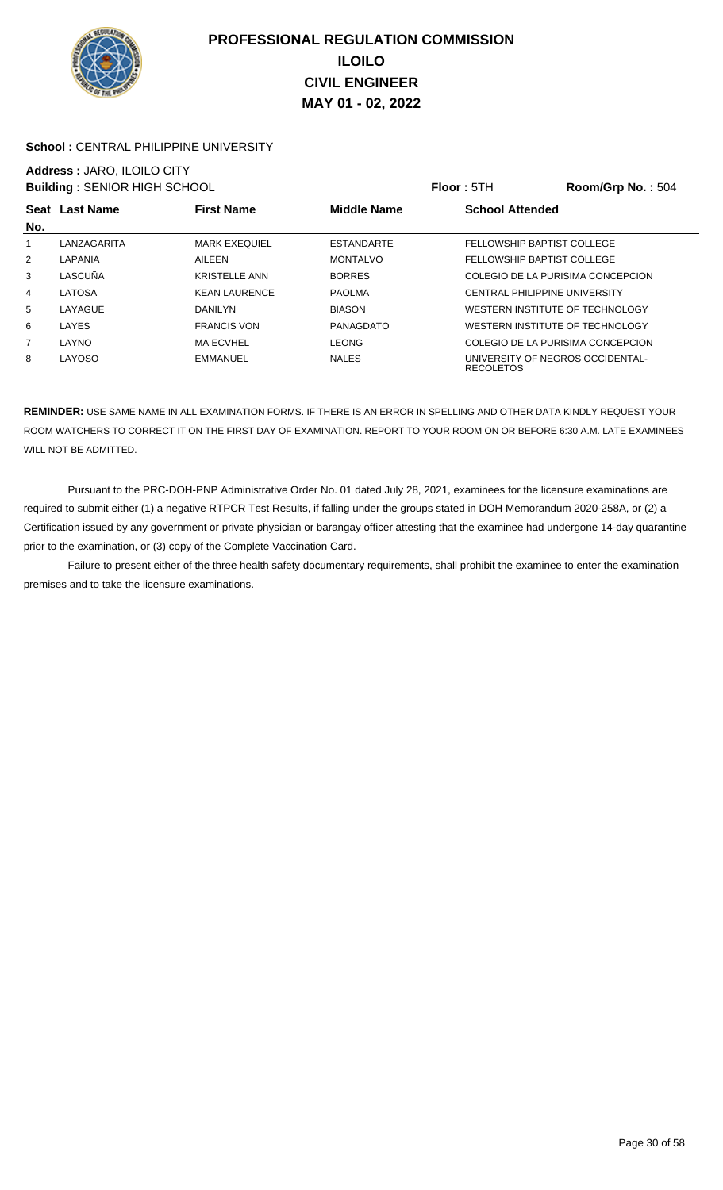# PROFESSIONAL REGULATION COMMISSION
## ILOILO
## CIVIL ENGINEER
## MAY 01 - 02, 2022

**School :** CENTRAL PHILIPPINE UNIVERSITY

**Address :** JARO, ILOILO CITY

**Building :** SENIOR HIGH SCHOOL | **Floor :** 5TH | **Room/Grp No. :** 504

| Seat No. | Last Name | First Name | Middle Name | School Attended |
|---|---|---|---|---|
| 1 | LANZAGARITA | MARK EXEQUIEL | ESTANDARTE | FELLOWSHIP BAPTIST COLLEGE |
| 2 | LAPANIA | AILEEN | MONTALVO | FELLOWSHIP BAPTIST COLLEGE |
| 3 | LASCUÑA | KRISTELLE ANN | BORRES | COLEGIO DE LA PURISIMA CONCEPCION |
| 4 | LATOSA | KEAN LAURENCE | PAOLMA | CENTRAL PHILIPPINE UNIVERSITY |
| 5 | LAYAGUE | DANILYN | BIASON | WESTERN INSTITUTE OF TECHNOLOGY |
| 6 | LAYES | FRANCIS VON | PANAGDATO | WESTERN INSTITUTE OF TECHNOLOGY |
| 7 | LAYNO | MA ECVHEL | LEONG | COLEGIO DE LA PURISIMA CONCEPCION |
| 8 | LAYOSO | EMMANUEL | NALES | UNIVERSITY OF NEGROS OCCIDENTAL-RECOLETOS |

**REMINDER:** USE SAME NAME IN ALL EXAMINATION FORMS. IF THERE IS AN ERROR IN SPELLING AND OTHER DATA KINDLY REQUEST YOUR ROOM WATCHERS TO CORRECT IT ON THE FIRST DAY OF EXAMINATION. REPORT TO YOUR ROOM ON OR BEFORE 6:30 A.M. LATE EXAMINEES WILL NOT BE ADMITTED.

Pursuant to the PRC-DOH-PNP Administrative Order No. 01 dated July 28, 2021, examinees for the licensure examinations are required to submit either (1) a negative RTPCR Test Results, if falling under the groups stated in DOH Memorandum 2020-258A, or (2) a Certification issued by any government or private physician or barangay officer attesting that the examinee had undergone 14-day quarantine prior to the examination, or (3) copy of the Complete Vaccination Card.

Failure to present either of the three health safety documentary requirements, shall prohibit the examinee to enter the examination premises and to take the licensure examinations.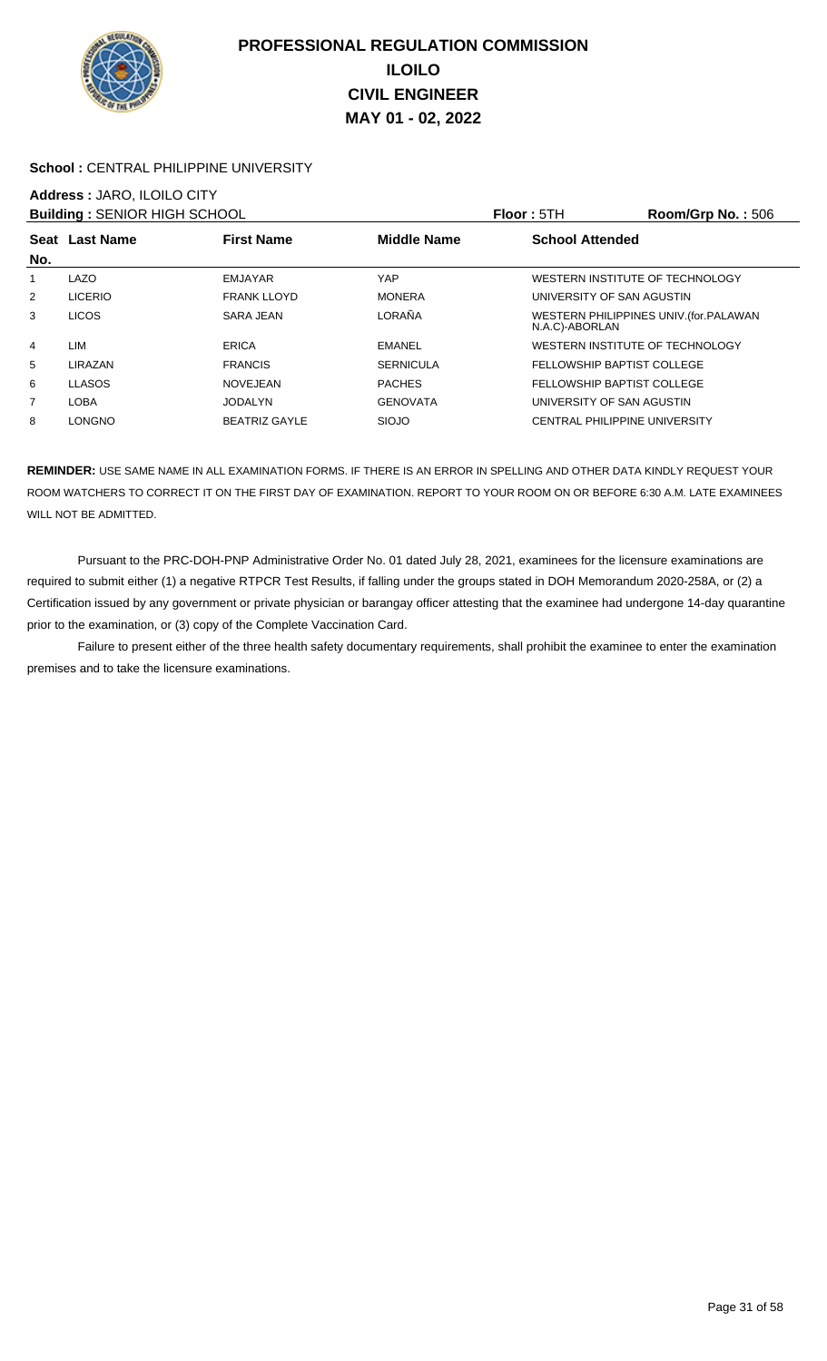# PROFESSIONAL REGULATION COMMISSION
## ILOILO
## CIVIL ENGINEER
## MAY 01 - 02, 2022

**School :** CENTRAL PHILIPPINE UNIVERSITY

**Address :** JARO, ILOILO CITY

**Building :** SENIOR HIGH SCHOOL **Floor :** 5TH **Room/Grp No. :** 506

| Seat No. | Last Name | First Name | Middle Name | School Attended |
|---|---|---|---|---|
| 1 | LAZO | EMJAYAR | YAP | WESTERN INSTITUTE OF TECHNOLOGY |
| 2 | LICERIO | FRANK LLOYD | MONERA | UNIVERSITY OF SAN AGUSTIN |
| 3 | LICOS | SARA JEAN | LORAÑA | WESTERN PHILIPPINES UNIV.(for.PALAWAN N.A.C)-ABORLAN |
| 4 | LIM | ERICA | EMANEL | WESTERN INSTITUTE OF TECHNOLOGY |
| 5 | LIRAZAN | FRANCIS | SERNICULA | FELLOWSHIP BAPTIST COLLEGE |
| 6 | LLASOS | NOVEJEAN | PACHES | FELLOWSHIP BAPTIST COLLEGE |
| 7 | LOBA | JODALYN | GENOVATA | UNIVERSITY OF SAN AGUSTIN |
| 8 | LONGNO | BEATRIZ GAYLE | SIOJO | CENTRAL PHILIPPINE UNIVERSITY |

**REMINDER:** USE SAME NAME IN ALL EXAMINATION FORMS. IF THERE IS AN ERROR IN SPELLING AND OTHER DATA KINDLY REQUEST YOUR ROOM WATCHERS TO CORRECT IT ON THE FIRST DAY OF EXAMINATION. REPORT TO YOUR ROOM ON OR BEFORE 6:30 A.M. LATE EXAMINEES WILL NOT BE ADMITTED.

Pursuant to the PRC-DOH-PNP Administrative Order No. 01 dated July 28, 2021, examinees for the licensure examinations are required to submit either (1) a negative RTPCR Test Results, if falling under the groups stated in DOH Memorandum 2020-258A, or (2) a Certification issued by any government or private physician or barangay officer attesting that the examinee had undergone 14-day quarantine prior to the examination, or (3) copy of the Complete Vaccination Card.

Failure to present either of the three health safety documentary requirements, shall prohibit the examinee to enter the examination premises and to take the licensure examinations.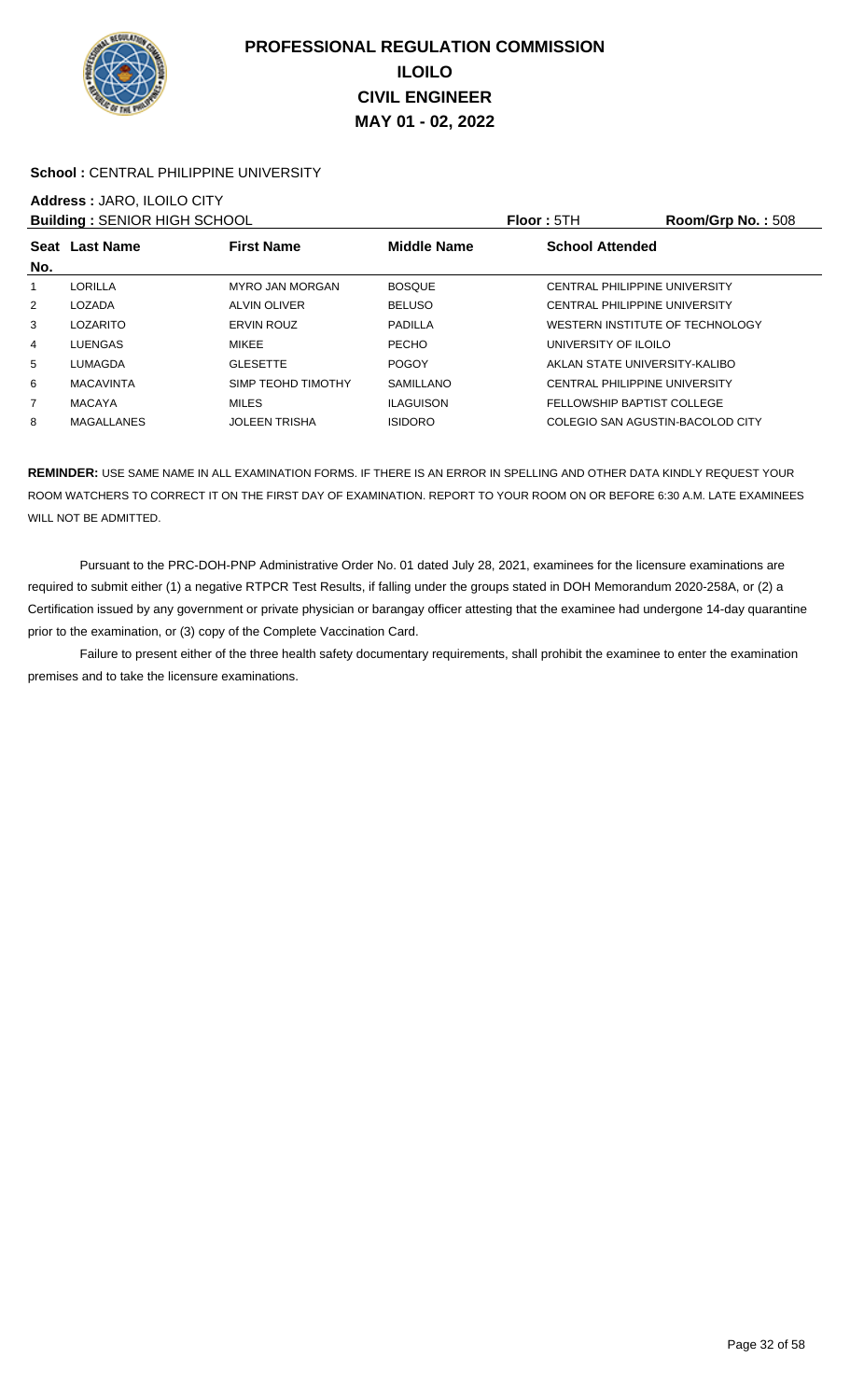# PROFESSIONAL REGULATION COMMISSION
## ILOILO
## CIVIL ENGINEER
## MAY 01 - 02, 2022

**School :** CENTRAL PHILIPPINE UNIVERSITY

**Address :** JARO, ILOILO CITY

**Building :** SENIOR HIGH SCHOOL **Floor :** 5TH **Room/Grp No. :** 508

| Seat No. | Last Name | First Name | Middle Name | School Attended |
|---|---|---|---|---|
| 1 | LORILLA | MYRO JAN MORGAN | BOSQUE | CENTRAL PHILIPPINE UNIVERSITY |
| 2 | LOZADA | ALVIN OLIVER | BELUSO | CENTRAL PHILIPPINE UNIVERSITY |
| 3 | LOZARITO | ERVIN ROUZ | PADILLA | WESTERN INSTITUTE OF TECHNOLOGY |
| 4 | LUENGAS | MIKEE | PECHO | UNIVERSITY OF ILOILO |
| 5 | LUMAGDA | GLESETTE | POGOY | AKLAN STATE UNIVERSITY-KALIBO |
| 6 | MACAVINTA | SIMP TEOHD TIMOTHY | SAMILLANO | CENTRAL PHILIPPINE UNIVERSITY |
| 7 | MACAYA | MILES | ILAGUISON | FELLOWSHIP BAPTIST COLLEGE |
| 8 | MAGALLANES | JOLEEN TRISHA | ISIDORO | COLEGIO SAN AGUSTIN-BACOLOD CITY |

**REMINDER:** USE SAME NAME IN ALL EXAMINATION FORMS. IF THERE IS AN ERROR IN SPELLING AND OTHER DATA KINDLY REQUEST YOUR ROOM WATCHERS TO CORRECT IT ON THE FIRST DAY OF EXAMINATION. REPORT TO YOUR ROOM ON OR BEFORE 6:30 A.M. LATE EXAMINEES WILL NOT BE ADMITTED.

Pursuant to the PRC-DOH-PNP Administrative Order No. 01 dated July 28, 2021, examinees for the licensure examinations are required to submit either (1) a negative RTPCR Test Results, if falling under the groups stated in DOH Memorandum 2020-258A, or (2) a Certification issued by any government or private physician or barangay officer attesting that the examinee had undergone 14-day quarantine prior to the examination, or (3) copy of the Complete Vaccination Card.

Failure to present either of the three health safety documentary requirements, shall prohibit the examinee to enter the examination premises and to take the licensure examinations.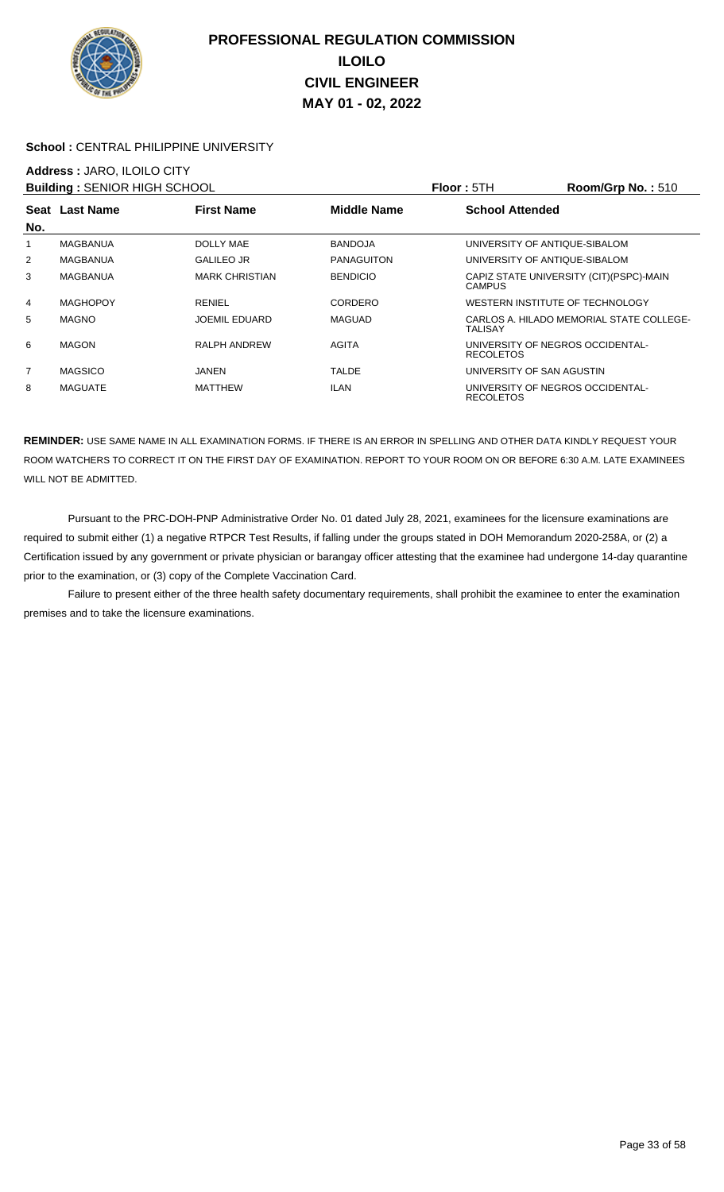# PROFESSIONAL REGULATION COMMISSION
# ILOILO
# CIVIL ENGINEER
# MAY 01 - 02, 2022

**School :** CENTRAL PHILIPPINE UNIVERSITY

**Address :** JARO, ILOILO CITY

**Building :** SENIOR HIGH SCHOOL **Floor :** 5TH **Room/Grp No. :** 510

| Seat No. | Last Name | First Name | Middle Name | School Attended |
|---|---|---|---|---|
| 1 | MAGBANUA | DOLLY MAE | BANDOJA | UNIVERSITY OF ANTIQUE-SIBALOM |
| 2 | MAGBANUA | GALILEO JR | PANAGUITON | UNIVERSITY OF ANTIQUE-SIBALOM |
| 3 | MAGBANUA | MARK CHRISTIAN | BENDICIO | CAPIZ STATE UNIVERSITY (CIT)(PSPC)-MAIN CAMPUS |
| 4 | MAGHOPOY | RENIEL | CORDERO | WESTERN INSTITUTE OF TECHNOLOGY |
| 5 | MAGNO | JOEMIL EDUARD | MAGUAD | CARLOS A. HILADO MEMORIAL STATE COLLEGE-TALISAY |
| 6 | MAGON | RALPH ANDREW | AGITA | UNIVERSITY OF NEGROS OCCIDENTAL-RECOLETOS |
| 7 | MAGSICO | JANEN | TALDE | UNIVERSITY OF SAN AGUSTIN |
| 8 | MAGUATE | MATTHEW | ILAN | UNIVERSITY OF NEGROS OCCIDENTAL-RECOLETOS |

**REMINDER:** USE SAME NAME IN ALL EXAMINATION FORMS. IF THERE IS AN ERROR IN SPELLING AND OTHER DATA KINDLY REQUEST YOUR ROOM WATCHERS TO CORRECT IT ON THE FIRST DAY OF EXAMINATION. REPORT TO YOUR ROOM ON OR BEFORE 6:30 A.M. LATE EXAMINEES WILL NOT BE ADMITTED.

Pursuant to the PRC-DOH-PNP Administrative Order No. 01 dated July 28, 2021, examinees for the licensure examinations are required to submit either (1) a negative RTPCR Test Results, if falling under the groups stated in DOH Memorandum 2020-258A, or (2) a Certification issued by any government or private physician or barangay officer attesting that the examinee had undergone 14-day quarantine prior to the examination, or (3) copy of the Complete Vaccination Card.

Failure to present either of the three health safety documentary requirements, shall prohibit the examinee to enter the examination premises and to take the licensure examinations.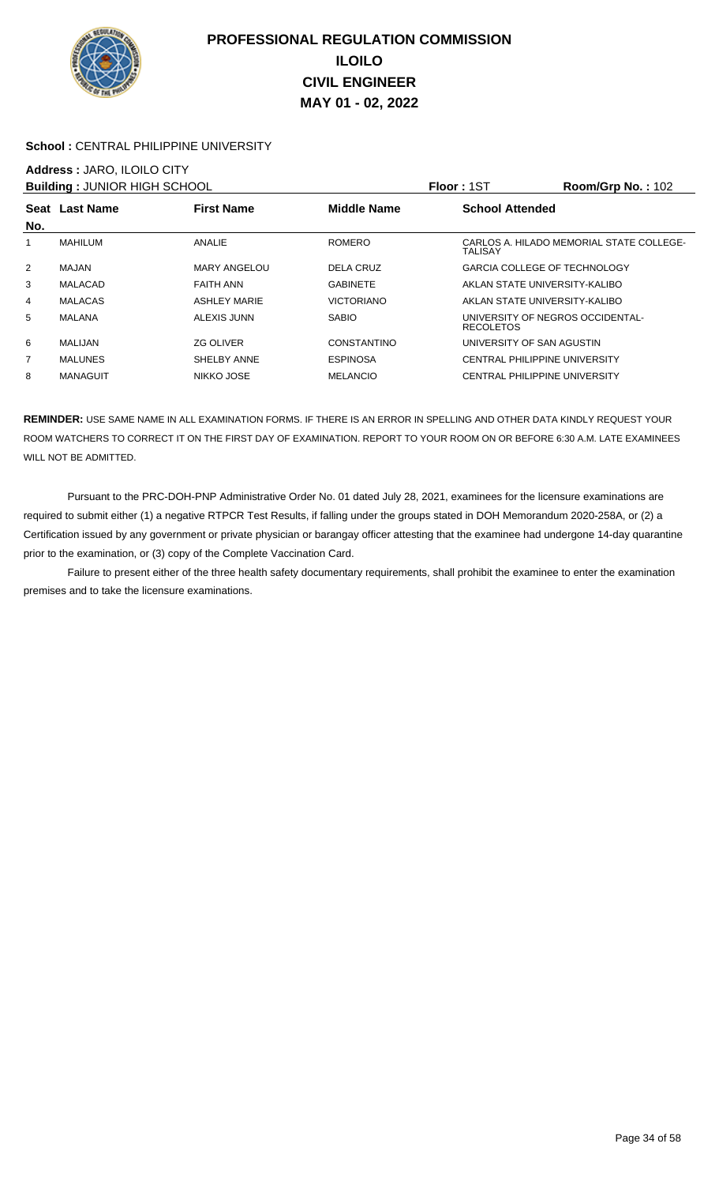# PROFESSIONAL REGULATION COMMISSION
# ILOILO
# CIVIL ENGINEER
# MAY 01 - 02, 2022

**School :** CENTRAL PHILIPPINE UNIVERSITY

**Address :** JARO, ILOILO CITY

**Building :** JUNIOR HIGH SCHOOL **Floor :** 1ST **Room/Grp No. :** 102

| Seat No. | Last Name | First Name | Middle Name | School Attended |
|---|---|---|---|---|
| 1 | MAHILUM | ANALIE | ROMERO | CARLOS A. HILADO MEMORIAL STATE COLLEGE-TALISAY |
| 2 | MAJAN | MARY ANGELOU | DELA CRUZ | GARCIA COLLEGE OF TECHNOLOGY |
| 3 | MALACAD | FAITH ANN | GABINETE | AKLAN STATE UNIVERSITY-KALIBO |
| 4 | MALACAS | ASHLEY MARIE | VICTORIANO | AKLAN STATE UNIVERSITY-KALIBO |
| 5 | MALANA | ALEXIS JUNN | SABIO | UNIVERSITY OF NEGROS OCCIDENTAL-RECOLETOS |
| 6 | MALIJAN | ZG OLIVER | CONSTANTINO | UNIVERSITY OF SAN AGUSTIN |
| 7 | MALUNES | SHELBY ANNE | ESPINOSA | CENTRAL PHILIPPINE UNIVERSITY |
| 8 | MANAGUIT | NIKKO JOSE | MELANCIO | CENTRAL PHILIPPINE UNIVERSITY |

**REMINDER:** USE SAME NAME IN ALL EXAMINATION FORMS. IF THERE IS AN ERROR IN SPELLING AND OTHER DATA KINDLY REQUEST YOUR ROOM WATCHERS TO CORRECT IT ON THE FIRST DAY OF EXAMINATION. REPORT TO YOUR ROOM ON OR BEFORE 6:30 A.M. LATE EXAMINEES WILL NOT BE ADMITTED.

Pursuant to the PRC-DOH-PNP Administrative Order No. 01 dated July 28, 2021, examinees for the licensure examinations are required to submit either (1) a negative RTPCR Test Results, if falling under the groups stated in DOH Memorandum 2020-258A, or (2) a Certification issued by any government or private physician or barangay officer attesting that the examinee had undergone 14-day quarantine prior to the examination, or (3) copy of the Complete Vaccination Card.

Failure to present either of the three health safety documentary requirements, shall prohibit the examinee to enter the examination premises and to take the licensure examinations.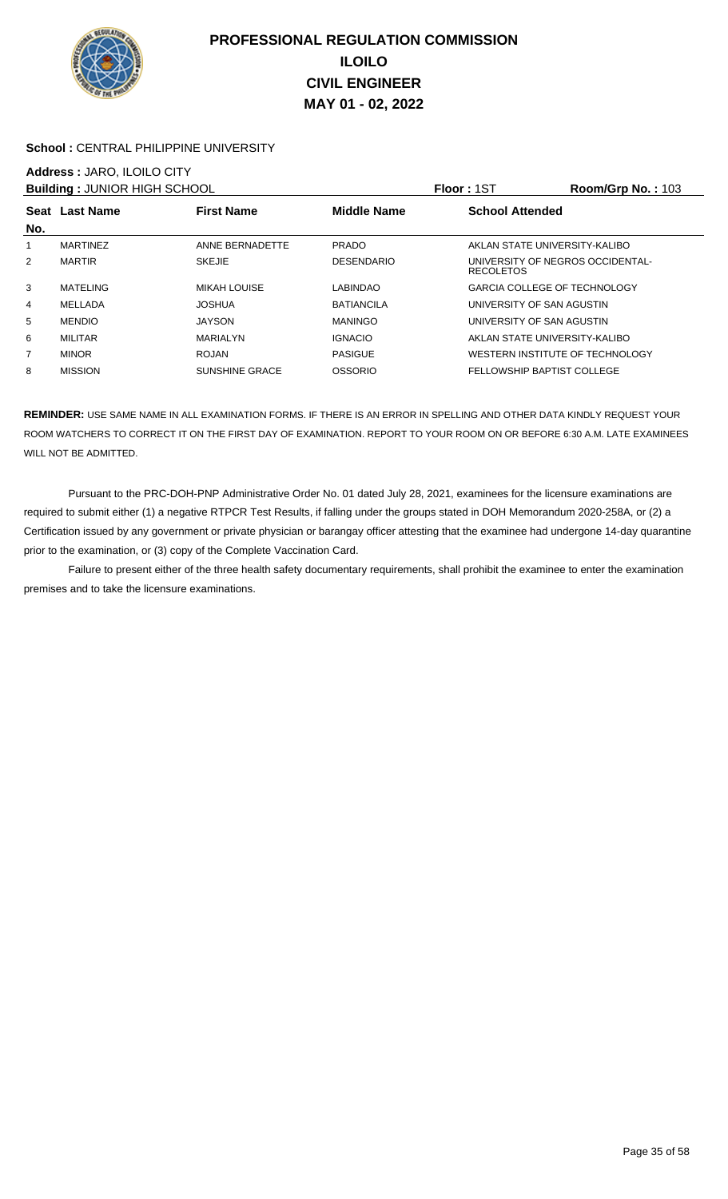# PROFESSIONAL REGULATION COMMISSION
# ILOILO
# CIVIL ENGINEER
# MAY 01 - 02, 2022

**School :** CENTRAL PHILIPPINE UNIVERSITY

**Address :** JARO, ILOILO CITY

**Building :** JUNIOR HIGH SCHOOL **Floor :** 1ST **Room/Grp No. :** 103

| Seat No. | Last Name | First Name | Middle Name | School Attended |
|---|---|---|---|---|
| 1 | MARTINEZ | ANNE BERNADETTE | PRADO | AKLAN STATE UNIVERSITY-KALIBO |
| 2 | MARTIR | SKEJIE | DESENDARIO | UNIVERSITY OF NEGROS OCCIDENTAL-RECOLETOS |
| 3 | MATELING | MIKAH LOUISE | LABINDAO | GARCIA COLLEGE OF TECHNOLOGY |
| 4 | MELLADA | JOSHUA | BATIANCILA | UNIVERSITY OF SAN AGUSTIN |
| 5 | MENDIO | JAYSON | MANINGO | UNIVERSITY OF SAN AGUSTIN |
| 6 | MILITAR | MARIALYN | IGNACIO | AKLAN STATE UNIVERSITY-KALIBO |
| 7 | MINOR | ROJAN | PASIGUE | WESTERN INSTITUTE OF TECHNOLOGY |
| 8 | MISSION | SUNSHINE GRACE | OSSORIO | FELLOWSHIP BAPTIST COLLEGE |

**REMINDER:** USE SAME NAME IN ALL EXAMINATION FORMS. IF THERE IS AN ERROR IN SPELLING AND OTHER DATA KINDLY REQUEST YOUR ROOM WATCHERS TO CORRECT IT ON THE FIRST DAY OF EXAMINATION. REPORT TO YOUR ROOM ON OR BEFORE 6:30 A.M. LATE EXAMINEES WILL NOT BE ADMITTED.

Pursuant to the PRC-DOH-PNP Administrative Order No. 01 dated July 28, 2021, examinees for the licensure examinations are required to submit either (1) a negative RTPCR Test Results, if falling under the groups stated in DOH Memorandum 2020-258A, or (2) a Certification issued by any government or private physician or barangay officer attesting that the examinee had undergone 14-day quarantine prior to the examination, or (3) copy of the Complete Vaccination Card.

Failure to present either of the three health safety documentary requirements, shall prohibit the examinee to enter the examination premises and to take the licensure examinations.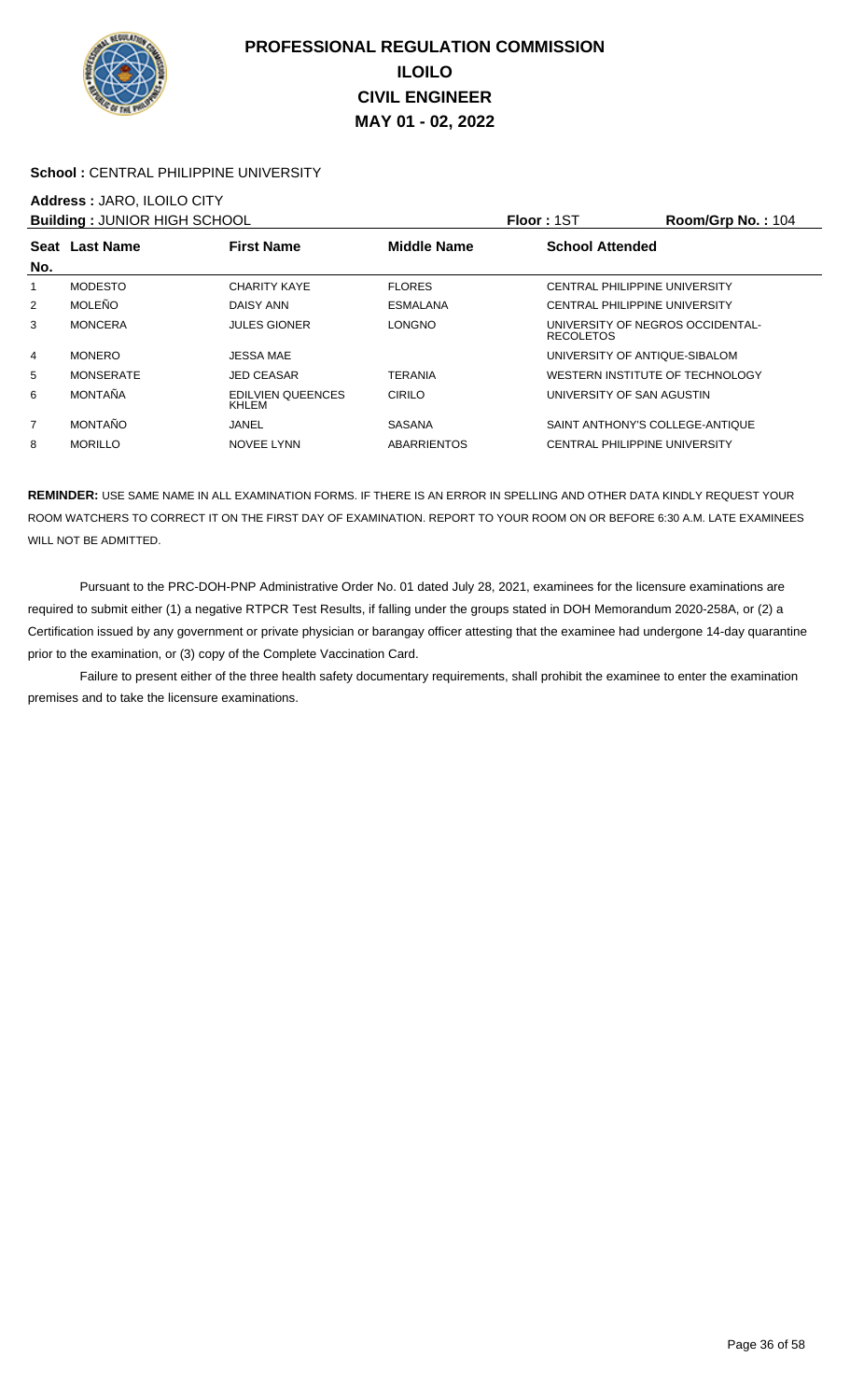# PROFESSIONAL REGULATION COMMISSION
## ILOILO
## CIVIL ENGINEER
## MAY 01 - 02, 2022

**School :** CENTRAL PHILIPPINE UNIVERSITY

**Address :** JARO, ILOILO CITY

**Building :** JUNIOR HIGH SCHOOL | **Floor :** 1ST | **Room/Grp No. :** 104

| Seat No. | Last Name | First Name | Middle Name | School Attended |
|---|---|---|---|---|
| 1 | MODESTO | CHARITY KAYE | FLORES | CENTRAL PHILIPPINE UNIVERSITY |
| 2 | MOLEÑO | DAISY ANN | ESMALANA | CENTRAL PHILIPPINE UNIVERSITY |
| 3 | MONCERA | JULES GIONER | LONGNO | UNIVERSITY OF NEGROS OCCIDENTAL-RECOLETOS |
| 4 | MONERO | JESSA MAE | | UNIVERSITY OF ANTIQUE-SIBALOM |
| 5 | MONSERATE | JED CEASAR | TERANIA | WESTERN INSTITUTE OF TECHNOLOGY |
| 6 | MONTAÑA | EDILVIEN QUEENCES KHLEM | CIRILO | UNIVERSITY OF SAN AGUSTIN |
| 7 | MONTAÑO | JANEL | SASANA | SAINT ANTHONY'S COLLEGE-ANTIQUE |
| 8 | MORILLO | NOVEE LYNN | ABARRIENTOS | CENTRAL PHILIPPINE UNIVERSITY |

**REMINDER:** USE SAME NAME IN ALL EXAMINATION FORMS. IF THERE IS AN ERROR IN SPELLING AND OTHER DATA KINDLY REQUEST YOUR ROOM WATCHERS TO CORRECT IT ON THE FIRST DAY OF EXAMINATION. REPORT TO YOUR ROOM ON OR BEFORE 6:30 A.M. LATE EXAMINEES WILL NOT BE ADMITTED.

Pursuant to the PRC-DOH-PNP Administrative Order No. 01 dated July 28, 2021, examinees for the licensure examinations are required to submit either (1) a negative RTPCR Test Results, if falling under the groups stated in DOH Memorandum 2020-258A, or (2) a Certification issued by any government or private physician or barangay officer attesting that the examinee had undergone 14-day quarantine prior to the examination, or (3) copy of the Complete Vaccination Card.

Failure to present either of the three health safety documentary requirements, shall prohibit the examinee to enter the examination premises and to take the licensure examinations.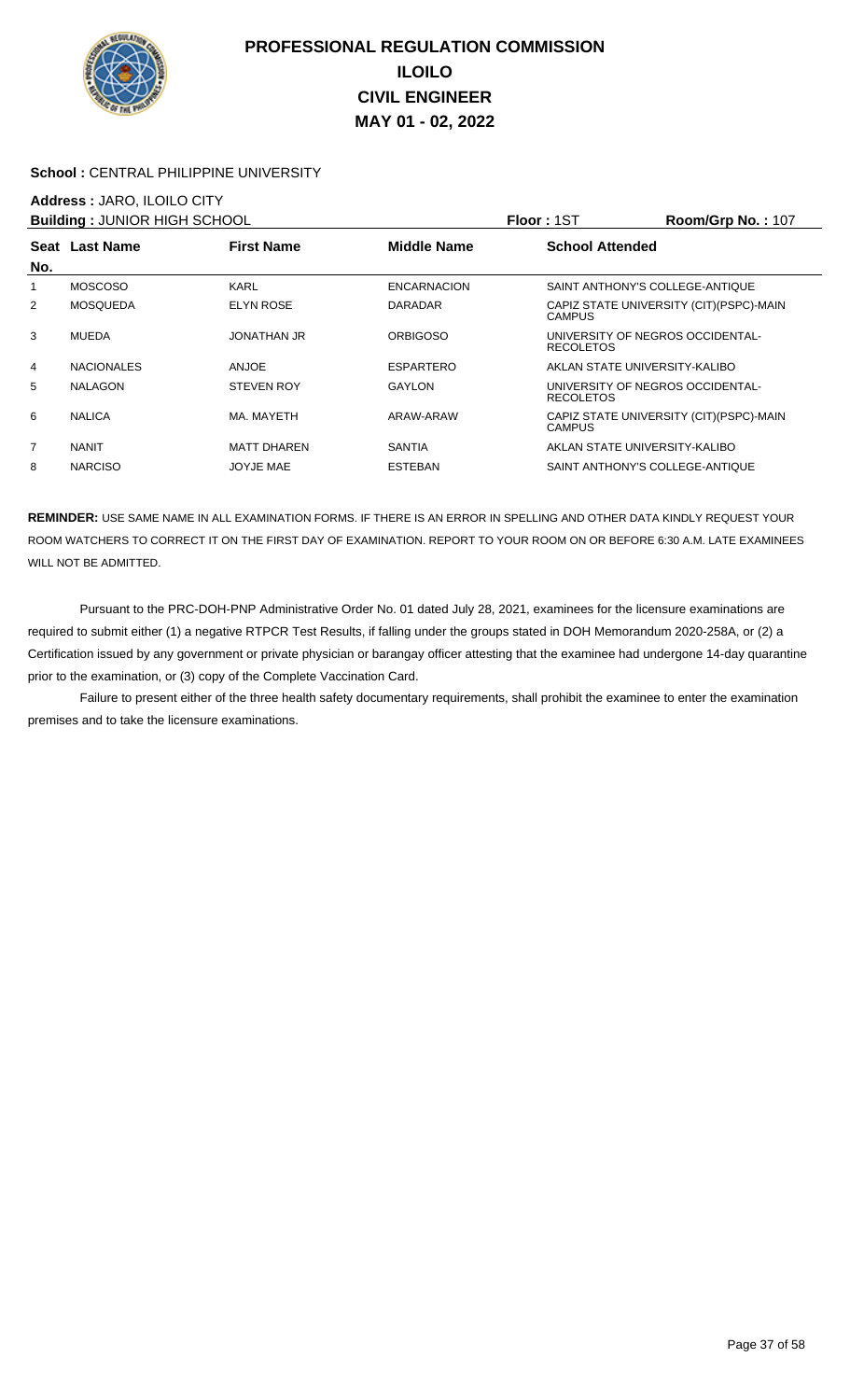# PROFESSIONAL REGULATION COMMISSION
# ILOILO
# CIVIL ENGINEER
# MAY 01 - 02, 2022

**School :** CENTRAL PHILIPPINE UNIVERSITY

**Address :** JARO, ILOILO CITY

**Building :** JUNIOR HIGH SCHOOL **Floor :** 1ST **Room/Grp No. :** 107

| Seat No. | Last Name | First Name | Middle Name | School Attended |
|---|---|---|---|---|
| 1 | MOSCOSO | KARL | ENCARNACION | SAINT ANTHONY'S COLLEGE-ANTIQUE |
| 2 | MOSQUEDA | ELYN ROSE | DARADAR | CAPIZ STATE UNIVERSITY (CIT)(PSPC)-MAIN CAMPUS |
| 3 | MUEDA | JONATHAN JR | ORBIGOSO | UNIVERSITY OF NEGROS OCCIDENTAL-RECOLETOS |
| 4 | NACIONALES | ANJOE | ESPARTERO | AKLAN STATE UNIVERSITY-KALIBO |
| 5 | NALAGON | STEVEN ROY | GAYLON | UNIVERSITY OF NEGROS OCCIDENTAL-RECOLETOS |
| 6 | NALICA | MA. MAYETH | ARAW-ARAW | CAPIZ STATE UNIVERSITY (CIT)(PSPC)-MAIN CAMPUS |
| 7 | NANIT | MATT DHAREN | SANTIA | AKLAN STATE UNIVERSITY-KALIBO |
| 8 | NARCISO | JOYJE MAE | ESTEBAN | SAINT ANTHONY'S COLLEGE-ANTIQUE |

**REMINDER:** USE SAME NAME IN ALL EXAMINATION FORMS. IF THERE IS AN ERROR IN SPELLING AND OTHER DATA KINDLY REQUEST YOUR ROOM WATCHERS TO CORRECT IT ON THE FIRST DAY OF EXAMINATION. REPORT TO YOUR ROOM ON OR BEFORE 6:30 A.M. LATE EXAMINEES WILL NOT BE ADMITTED.

Pursuant to the PRC-DOH-PNP Administrative Order No. 01 dated July 28, 2021, examinees for the licensure examinations are required to submit either (1) a negative RTPCR Test Results, if falling under the groups stated in DOH Memorandum 2020-258A, or (2) a Certification issued by any government or private physician or barangay officer attesting that the examinee had undergone 14-day quarantine prior to the examination, or (3) copy of the Complete Vaccination Card.

Failure to present either of the three health safety documentary requirements, shall prohibit the examinee to enter the examination premises and to take the licensure examinations.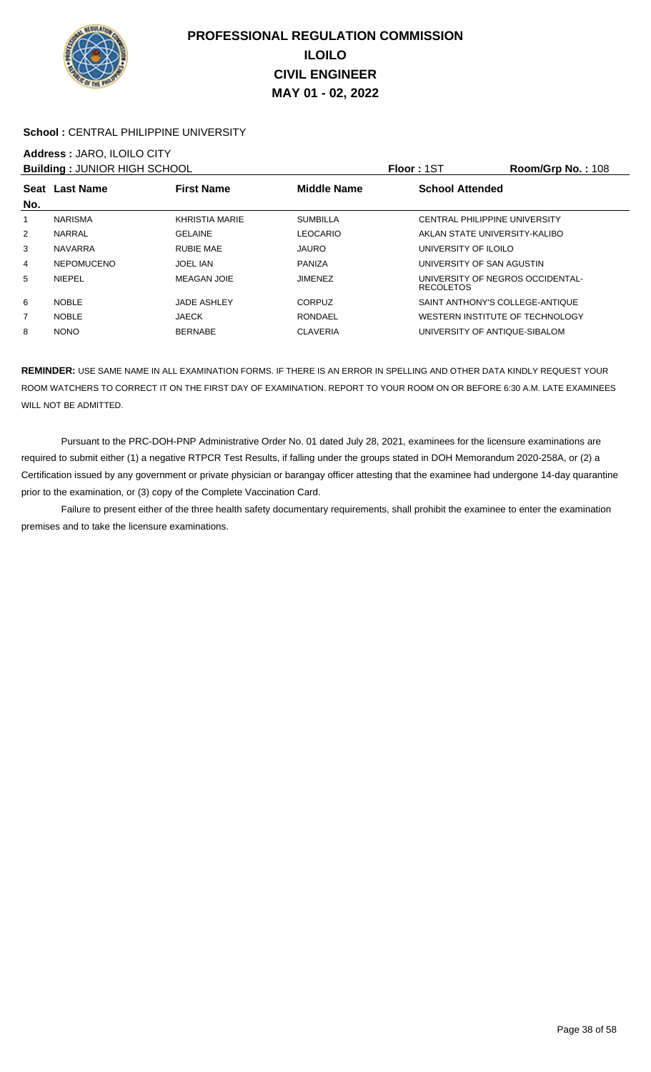# PROFESSIONAL REGULATION COMMISSION
## ILOILO
## CIVIL ENGINEER
## MAY 01 - 02, 2022

**School :** CENTRAL PHILIPPINE UNIVERSITY

**Address :** JARO, ILOILO CITY

**Building :** JUNIOR HIGH SCHOOL **Floor :** 1ST **Room/Grp No. :** 108

| Seat No. | Last Name | First Name | Middle Name | School Attended |
|---|---|---|---|---|
| 1 | NARISMA | KHRISTIA MARIE | SUMBILLA | CENTRAL PHILIPPINE UNIVERSITY |
| 2 | NARRAL | GELAINE | LEOCARIO | AKLAN STATE UNIVERSITY-KALIBO |
| 3 | NAVARRA | RUBIE MAE | JAURO | UNIVERSITY OF ILOILO |
| 4 | NEPOMUCENO | JOEL IAN | PANIZA | UNIVERSITY OF SAN AGUSTIN |
| 5 | NIEPEL | MEAGAN JOIE | JIMENEZ | UNIVERSITY OF NEGROS OCCIDENTAL-RECOLETOS |
| 6 | NOBLE | JADE ASHLEY | CORPUZ | SAINT ANTHONY'S COLLEGE-ANTIQUE |
| 7 | NOBLE | JAECK | RONDAEL | WESTERN INSTITUTE OF TECHNOLOGY |
| 8 | NONO | BERNABE | CLAVERIA | UNIVERSITY OF ANTIQUE-SIBALOM |

**REMINDER:** USE SAME NAME IN ALL EXAMINATION FORMS. IF THERE IS AN ERROR IN SPELLING AND OTHER DATA KINDLY REQUEST YOUR ROOM WATCHERS TO CORRECT IT ON THE FIRST DAY OF EXAMINATION. REPORT TO YOUR ROOM ON OR BEFORE 6:30 A.M. LATE EXAMINEES WILL NOT BE ADMITTED.

Pursuant to the PRC-DOH-PNP Administrative Order No. 01 dated July 28, 2021, examinees for the licensure examinations are required to submit either (1) a negative RTPCR Test Results, if falling under the groups stated in DOH Memorandum 2020-258A, or (2) a Certification issued by any government or private physician or barangay officer attesting that the examinee had undergone 14-day quarantine prior to the examination, or (3) copy of the Complete Vaccination Card.

Failure to present either of the three health safety documentary requirements, shall prohibit the examinee to enter the examination premises and to take the licensure examinations.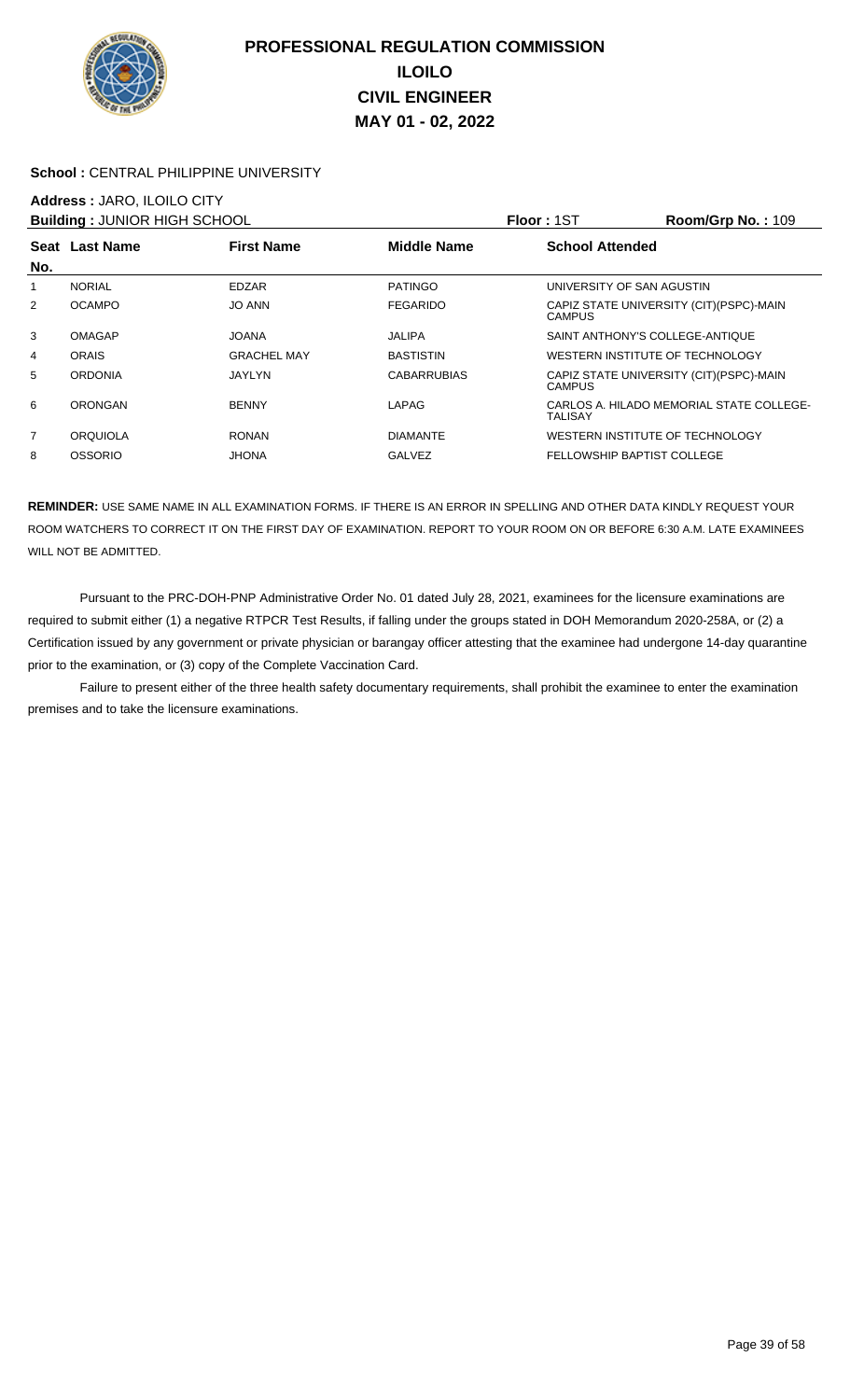# PROFESSIONAL REGULATION COMMISSION
## ILOILO
## CIVIL ENGINEER
## MAY 01 - 02, 2022

**School :** CENTRAL PHILIPPINE UNIVERSITY

**Address :** JARO, ILOILO CITY

**Building :** JUNIOR HIGH SCHOOL **Floor :** 1ST **Room/Grp No. :** 109

| Seat No. | Last Name | First Name | Middle Name | School Attended |
|---|---|---|---|---|
| 1 | NORIAL | EDZAR | PATINGO | UNIVERSITY OF SAN AGUSTIN |
| 2 | OCAMPO | JO ANN | FEGARIDO | CAPIZ STATE UNIVERSITY (CIT)(PSPC)-MAIN CAMPUS |
| 3 | OMAGAP | JOANA | JALIPA | SAINT ANTHONY'S COLLEGE-ANTIQUE |
| 4 | ORAIS | GRACHEL MAY | BASTISTIN | WESTERN INSTITUTE OF TECHNOLOGY |
| 5 | ORDONIA | JAYLYN | CABARRUBIAS | CAPIZ STATE UNIVERSITY (CIT)(PSPC)-MAIN CAMPUS |
| 6 | ORONGAN | BENNY | LAPAG | CARLOS A. HILADO MEMORIAL STATE COLLEGE-TALISAY |
| 7 | ORQUIOLA | RONAN | DIAMANTE | WESTERN INSTITUTE OF TECHNOLOGY |
| 8 | OSSORIO | JHONA | GALVEZ | FELLOWSHIP BAPTIST COLLEGE |

**REMINDER:** USE SAME NAME IN ALL EXAMINATION FORMS. IF THERE IS AN ERROR IN SPELLING AND OTHER DATA KINDLY REQUEST YOUR ROOM WATCHERS TO CORRECT IT ON THE FIRST DAY OF EXAMINATION. REPORT TO YOUR ROOM ON OR BEFORE 6:30 A.M. LATE EXAMINEES WILL NOT BE ADMITTED.

Pursuant to the PRC-DOH-PNP Administrative Order No. 01 dated July 28, 2021, examinees for the licensure examinations are required to submit either (1) a negative RTPCR Test Results, if falling under the groups stated in DOH Memorandum 2020-258A, or (2) a Certification issued by any government or private physician or barangay officer attesting that the examinee had undergone 14-day quarantine prior to the examination, or (3) copy of the Complete Vaccination Card.

Failure to present either of the three health safety documentary requirements, shall prohibit the examinee to enter the examination premises and to take the licensure examinations.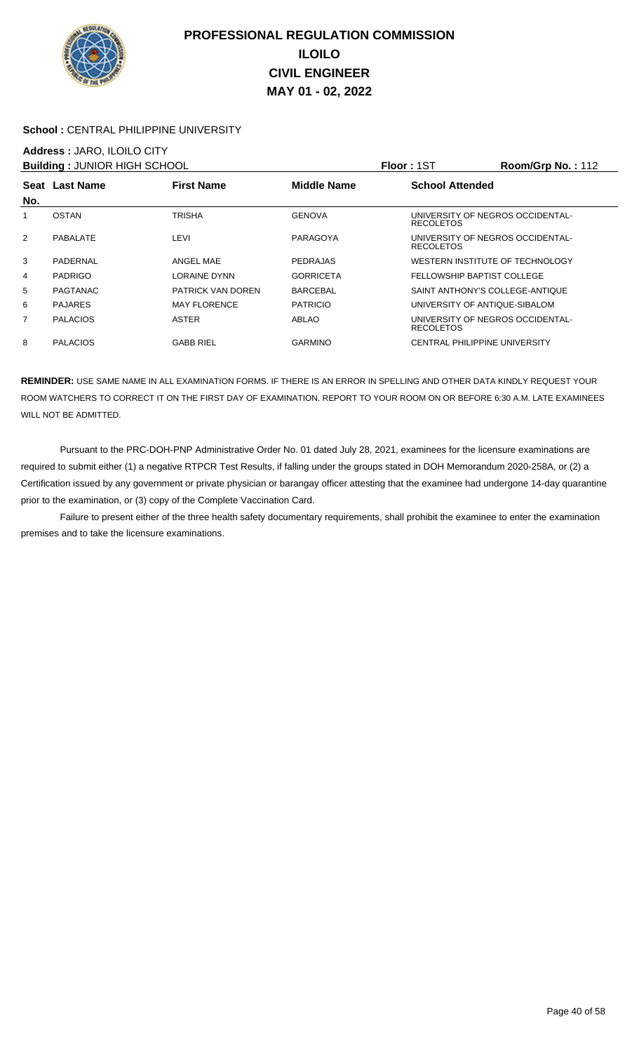# PROFESSIONAL REGULATION COMMISSION
## ILOILO
## CIVIL ENGINEER
## MAY 01 - 02, 2022

**School :** CENTRAL PHILIPPINE UNIVERSITY

**Address :** JARO, ILOILO CITY

**Building :** JUNIOR HIGH SCHOOL **Floor :** 1ST **Room/Grp No. :** 112

| Seat No. | Last Name | First Name | Middle Name | School Attended |
|---|---|---|---|---|
| 1 | OSTAN | TRISHA | GENOVA | UNIVERSITY OF NEGROS OCCIDENTAL-RECOLETOS |
| 2 | PABALATE | LEVI | PARAGOYA | UNIVERSITY OF NEGROS OCCIDENTAL-RECOLETOS |
| 3 | PADERNAL | ANGEL MAE | PEDRAJAS | WESTERN INSTITUTE OF TECHNOLOGY |
| 4 | PADRIGO | LORAINE DYNN | GORRICETA | FELLOWSHIP BAPTIST COLLEGE |
| 5 | PAGTANAC | PATRICK VAN DOREN | BARCEBAL | SAINT ANTHONY'S COLLEGE-ANTIQUE |
| 6 | PAJARES | MAY FLORENCE | PATRICIO | UNIVERSITY OF ANTIQUE-SIBALOM |
| 7 | PALACIOS | ASTER | ABLAO | UNIVERSITY OF NEGROS OCCIDENTAL-RECOLETOS |
| 8 | PALACIOS | GABB RIEL | GARMINO | CENTRAL PHILIPPINE UNIVERSITY |

**REMINDER:** USE SAME NAME IN ALL EXAMINATION FORMS. IF THERE IS AN ERROR IN SPELLING AND OTHER DATA KINDLY REQUEST YOUR ROOM WATCHERS TO CORRECT IT ON THE FIRST DAY OF EXAMINATION. REPORT TO YOUR ROOM ON OR BEFORE 6:30 A.M. LATE EXAMINEES WILL NOT BE ADMITTED.

Pursuant to the PRC-DOH-PNP Administrative Order No. 01 dated July 28, 2021, examinees for the licensure examinations are required to submit either (1) a negative RTPCR Test Results, if falling under the groups stated in DOH Memorandum 2020-258A, or (2) a Certification issued by any government or private physician or barangay officer attesting that the examinee had undergone 14-day quarantine prior to the examination, or (3) copy of the Complete Vaccination Card.

Failure to present either of the three health safety documentary requirements, shall prohibit the examinee to enter the examination premises and to take the licensure examinations.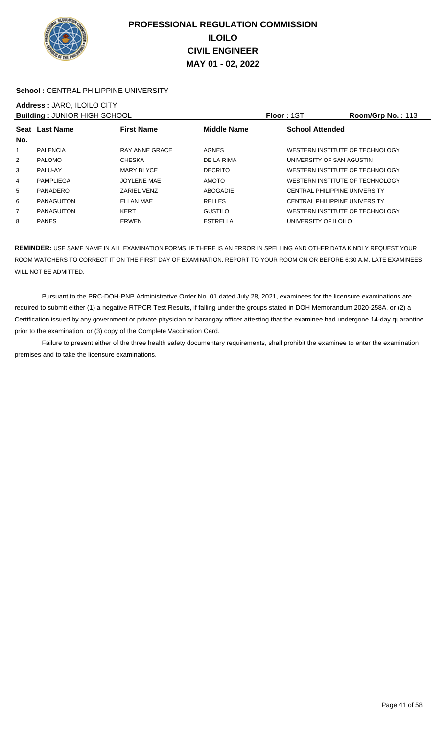# PROFESSIONAL REGULATION COMMISSION
## ILOILO
## CIVIL ENGINEER
## MAY 01 - 02, 2022

**School :** CENTRAL PHILIPPINE UNIVERSITY

**Address :** JARO, ILOILO CITY

**Building :** JUNIOR HIGH SCHOOL **Floor :** 1ST **Room/Grp No. :** 113

| Seat No. | Last Name | First Name | Middle Name | School Attended |
|---|---|---|---|---|
| 1 | PALENCIA | RAY ANNE GRACE | AGNES | WESTERN INSTITUTE OF TECHNOLOGY |
| 2 | PALOMO | CHESKA | DE LA RIMA | UNIVERSITY OF SAN AGUSTIN |
| 3 | PALU-AY | MARY BLYCE | DECRITO | WESTERN INSTITUTE OF TECHNOLOGY |
| 4 | PAMPLIEGA | JOYLENE MAE | AMOTO | WESTERN INSTITUTE OF TECHNOLOGY |
| 5 | PANADERO | ZARIEL VENZ | ABOGADIE | CENTRAL PHILIPPINE UNIVERSITY |
| 6 | PANAGUITON | ELLAN MAE | RELLES | CENTRAL PHILIPPINE UNIVERSITY |
| 7 | PANAGUITON | KERT | GUSTILO | WESTERN INSTITUTE OF TECHNOLOGY |
| 8 | PANES | ERWEN | ESTRELLA | UNIVERSITY OF ILOILO |

**REMINDER:** USE SAME NAME IN ALL EXAMINATION FORMS. IF THERE IS AN ERROR IN SPELLING AND OTHER DATA KINDLY REQUEST YOUR ROOM WATCHERS TO CORRECT IT ON THE FIRST DAY OF EXAMINATION. REPORT TO YOUR ROOM ON OR BEFORE 6:30 A.M. LATE EXAMINEES WILL NOT BE ADMITTED.

Pursuant to the PRC-DOH-PNP Administrative Order No. 01 dated July 28, 2021, examinees for the licensure examinations are required to submit either (1) a negative RTPCR Test Results, if falling under the groups stated in DOH Memorandum 2020-258A, or (2) a Certification issued by any government or private physician or barangay officer attesting that the examinee had undergone 14-day quarantine prior to the examination, or (3) copy of the Complete Vaccination Card.

Failure to present either of the three health safety documentary requirements, shall prohibit the examinee to enter the examination premises and to take the licensure examinations.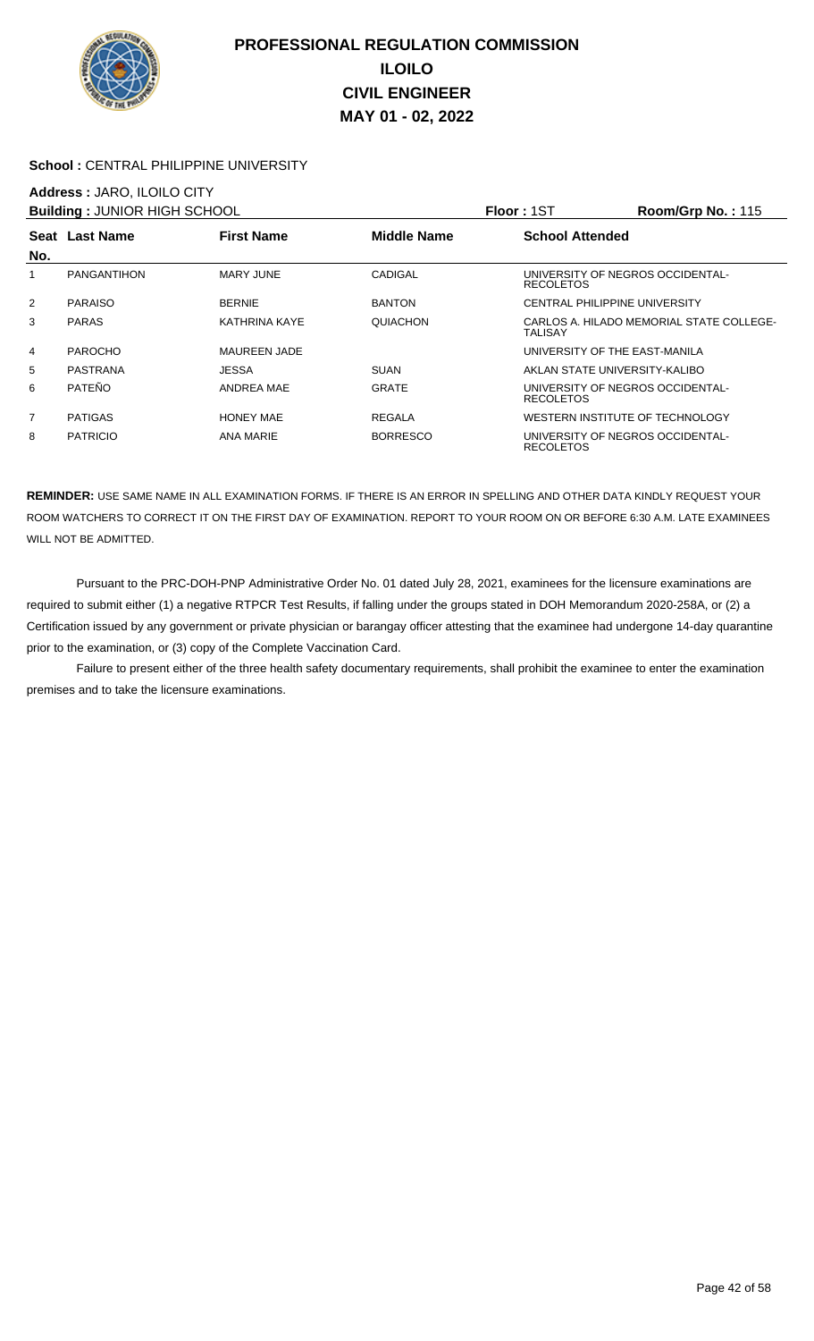# PROFESSIONAL REGULATION COMMISSION
## ILOILO
## CIVIL ENGINEER
## MAY 01 - 02, 2022

**School :** CENTRAL PHILIPPINE UNIVERSITY

**Address :** JARO, ILOILO CITY

**Building :** JUNIOR HIGH SCHOOL **Floor :** 1ST **Room/Grp No. :** 115

| Seat No. | Last Name | First Name | Middle Name | School Attended |
|---|---|---|---|---|
| 1 | PANGANTIHON | MARY JUNE | CADIGAL | UNIVERSITY OF NEGROS OCCIDENTAL-RECOLETOS |
| 2 | PARAISO | BERNIE | BANTON | CENTRAL PHILIPPINE UNIVERSITY |
| 3 | PARAS | KATHRINA KAYE | QUIACHON | CARLOS A. HILADO MEMORIAL STATE COLLEGE-TALISAY |
| 4 | PAROCHO | MAUREEN JADE | | UNIVERSITY OF THE EAST-MANILA |
| 5 | PASTRANA | JESSA | SUAN | AKLAN STATE UNIVERSITY-KALIBO |
| 6 | PATEÑO | ANDREA MAE | GRATE | UNIVERSITY OF NEGROS OCCIDENTAL-RECOLETOS |
| 7 | PATIGAS | HONEY MAE | REGALA | WESTERN INSTITUTE OF TECHNOLOGY |
| 8 | PATRICIO | ANA MARIE | BORRESCO | UNIVERSITY OF NEGROS OCCIDENTAL-RECOLETOS |

**REMINDER:** USE SAME NAME IN ALL EXAMINATION FORMS. IF THERE IS AN ERROR IN SPELLING AND OTHER DATA KINDLY REQUEST YOUR ROOM WATCHERS TO CORRECT IT ON THE FIRST DAY OF EXAMINATION. REPORT TO YOUR ROOM ON OR BEFORE 6:30 A.M. LATE EXAMINEES WILL NOT BE ADMITTED.

Pursuant to the PRC-DOH-PNP Administrative Order No. 01 dated July 28, 2021, examinees for the licensure examinations are required to submit either (1) a negative RTPCR Test Results, if falling under the groups stated in DOH Memorandum 2020-258A, or (2) a Certification issued by any government or private physician or barangay officer attesting that the examinee had undergone 14-day quarantine prior to the examination, or (3) copy of the Complete Vaccination Card.

Failure to present either of the three health safety documentary requirements, shall prohibit the examinee to enter the examination premises and to take the licensure examinations.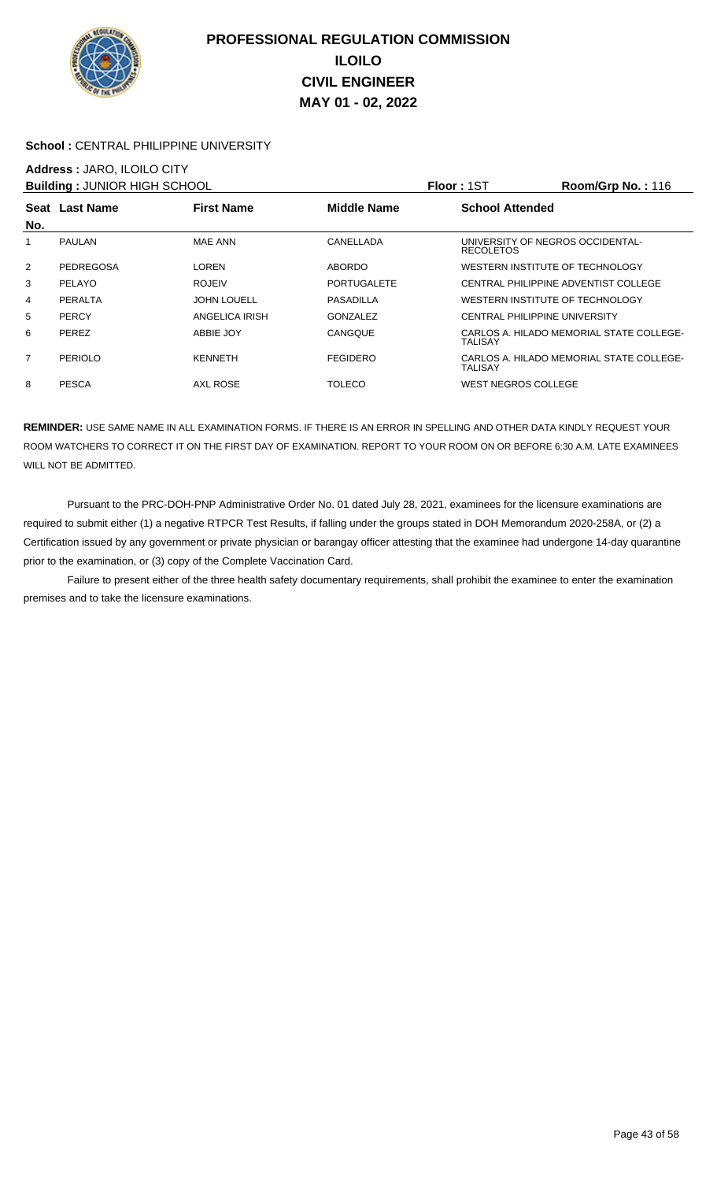# PROFESSIONAL REGULATION COMMISSION
## ILOILO
## CIVIL ENGINEER
## MAY 01 - 02, 2022

**School :** CENTRAL PHILIPPINE UNIVERSITY

**Address :** JARO, ILOILO CITY

**Building :** JUNIOR HIGH SCHOOL **Floor :** 1ST **Room/Grp No. :** 116

| Seat No. | Last Name | First Name | Middle Name | School Attended |
|---|---|---|---|---|
| 1 | PAULAN | MAE ANN | CANELLADA | UNIVERSITY OF NEGROS OCCIDENTAL-RECOLETOS |
| 2 | PEDREGOSA | LOREN | ABORDO | WESTERN INSTITUTE OF TECHNOLOGY |
| 3 | PELAYO | ROJEIV | PORTUGALETE | CENTRAL PHILIPPINE ADVENTIST COLLEGE |
| 4 | PERALTA | JOHN LOUELL | PASADILLA | WESTERN INSTITUTE OF TECHNOLOGY |
| 5 | PERCY | ANGELICA IRISH | GONZALEZ | CENTRAL PHILIPPINE UNIVERSITY |
| 6 | PEREZ | ABBIE JOY | CANGQUE | CARLOS A. HILADO MEMORIAL STATE COLLEGE-TALISAY |
| 7 | PERIOLO | KENNETH | FEGIDERO | CARLOS A. HILADO MEMORIAL STATE COLLEGE-TALISAY |
| 8 | PESCA | AXL ROSE | TOLECO | WEST NEGROS COLLEGE |

**REMINDER:** USE SAME NAME IN ALL EXAMINATION FORMS. IF THERE IS AN ERROR IN SPELLING AND OTHER DATA KINDLY REQUEST YOUR ROOM WATCHERS TO CORRECT IT ON THE FIRST DAY OF EXAMINATION. REPORT TO YOUR ROOM ON OR BEFORE 6:30 A.M. LATE EXAMINEES WILL NOT BE ADMITTED.

Pursuant to the PRC-DOH-PNP Administrative Order No. 01 dated July 28, 2021, examinees for the licensure examinations are required to submit either (1) a negative RTPCR Test Results, if falling under the groups stated in DOH Memorandum 2020-258A, or (2) a Certification issued by any government or private physician or barangay officer attesting that the examinee had undergone 14-day quarantine prior to the examination, or (3) copy of the Complete Vaccination Card.

Failure to present either of the three health safety documentary requirements, shall prohibit the examinee to enter the examination premises and to take the licensure examinations.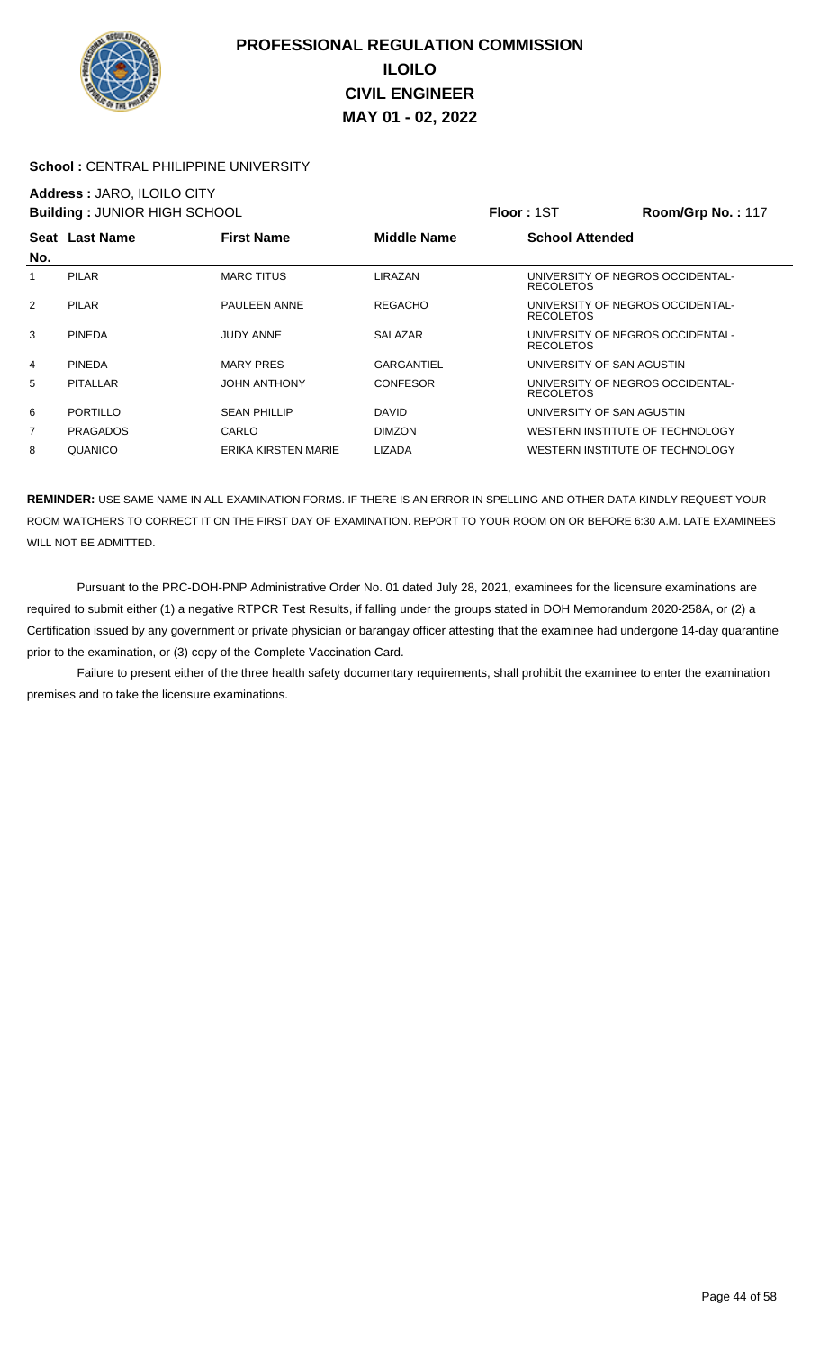# PROFESSIONAL REGULATION COMMISSION
# ILOILO
# CIVIL ENGINEER
# MAY 01 - 02, 2022

**School :** CENTRAL PHILIPPINE UNIVERSITY

**Address :** JARO, ILOILO CITY

**Building :** JUNIOR HIGH SCHOOL **Floor :** 1ST **Room/Grp No. :** 117

| Seat No. | Last Name | First Name | Middle Name | School Attended |
|---|---|---|---|---|
| 1 | PILAR | MARC TITUS | LIRAZAN | UNIVERSITY OF NEGROS OCCIDENTAL-RECOLETOS |
| 2 | PILAR | PAULEEN ANNE | REGACHO | UNIVERSITY OF NEGROS OCCIDENTAL-RECOLETOS |
| 3 | PINEDA | JUDY ANNE | SALAZAR | UNIVERSITY OF NEGROS OCCIDENTAL-RECOLETOS |
| 4 | PINEDA | MARY PRES | GARGANTIEL | UNIVERSITY OF SAN AGUSTIN |
| 5 | PITALLAR | JOHN ANTHONY | CONFESOR | UNIVERSITY OF NEGROS OCCIDENTAL-RECOLETOS |
| 6 | PORTILLO | SEAN PHILLIP | DAVID | UNIVERSITY OF SAN AGUSTIN |
| 7 | PRAGADOS | CARLO | DIMZON | WESTERN INSTITUTE OF TECHNOLOGY |
| 8 | QUANICO | ERIKA KIRSTEN MARIE | LIZADA | WESTERN INSTITUTE OF TECHNOLOGY |

**REMINDER:** USE SAME NAME IN ALL EXAMINATION FORMS. IF THERE IS AN ERROR IN SPELLING AND OTHER DATA KINDLY REQUEST YOUR ROOM WATCHERS TO CORRECT IT ON THE FIRST DAY OF EXAMINATION. REPORT TO YOUR ROOM ON OR BEFORE 6:30 A.M. LATE EXAMINEES WILL NOT BE ADMITTED.

Pursuant to the PRC-DOH-PNP Administrative Order No. 01 dated July 28, 2021, examinees for the licensure examinations are required to submit either (1) a negative RTPCR Test Results, if falling under the groups stated in DOH Memorandum 2020-258A, or (2) a Certification issued by any government or private physician or barangay officer attesting that the examinee had undergone 14-day quarantine prior to the examination, or (3) copy of the Complete Vaccination Card.

Failure to present either of the three health safety documentary requirements, shall prohibit the examinee to enter the examination premises and to take the licensure examinations.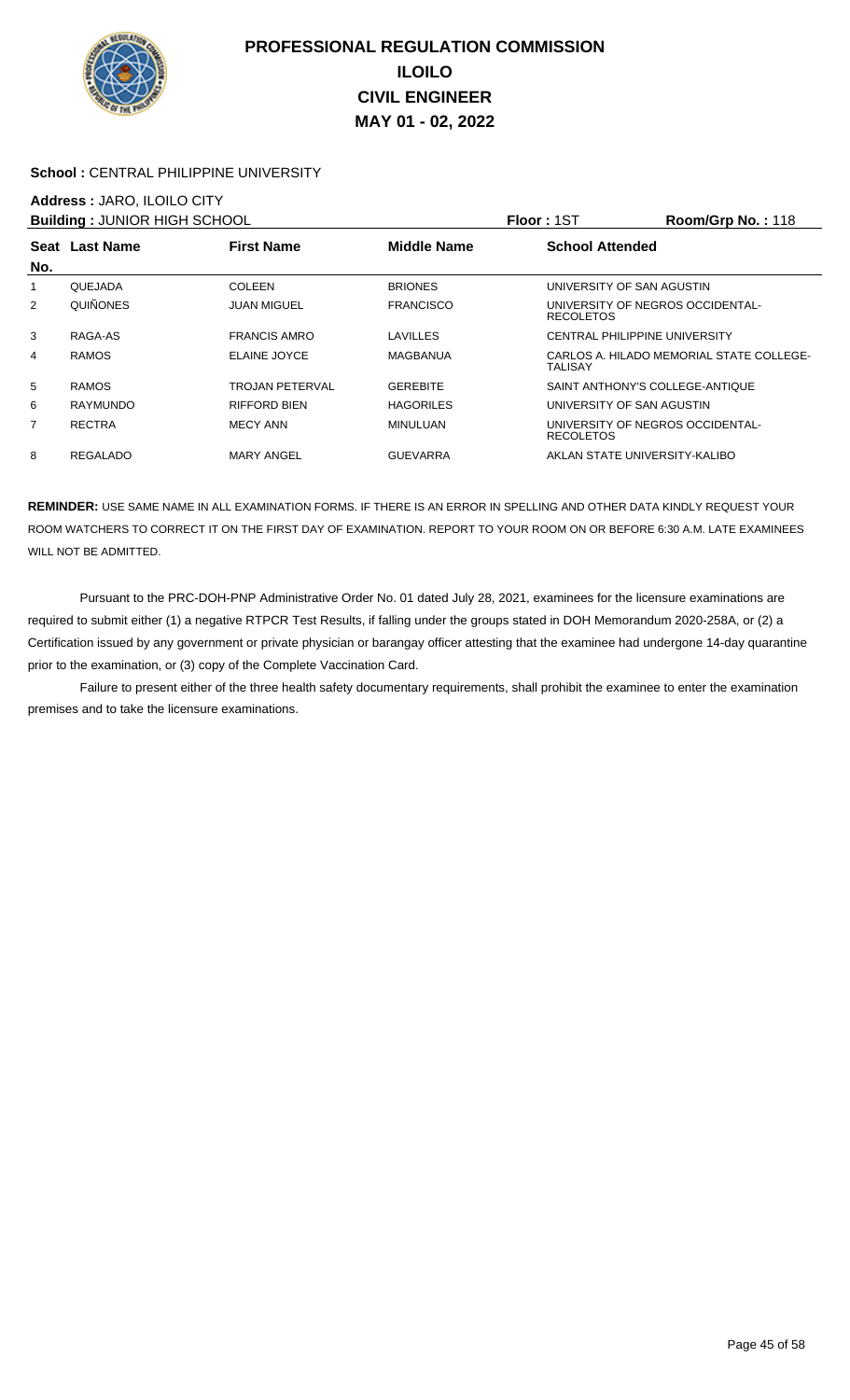# PROFESSIONAL REGULATION COMMISSION
## ILOILO
## CIVIL ENGINEER
## MAY 01 - 02, 2022

**School :** CENTRAL PHILIPPINE UNIVERSITY

**Address :** JARO, ILOILO CITY

**Building :** JUNIOR HIGH SCHOOL | **Floor :** 1ST | **Room/Grp No. :** 118

| Seat No. | Last Name | First Name | Middle Name | School Attended |
|---|---|---|---|---|
| 1 | QUEJADA | COLEEN | BRIONES | UNIVERSITY OF SAN AGUSTIN |
| 2 | QUIÑONES | JUAN MIGUEL | FRANCISCO | UNIVERSITY OF NEGROS OCCIDENTAL-RECOLETOS |
| 3 | RAGA-AS | FRANCIS AMRO | LAVILLES | CENTRAL PHILIPPINE UNIVERSITY |
| 4 | RAMOS | ELAINE JOYCE | MAGBANUA | CARLOS A. HILADO MEMORIAL STATE COLLEGE-TALISAY |
| 5 | RAMOS | TROJAN PETERVAL | GEREBITE | SAINT ANTHONY'S COLLEGE-ANTIQUE |
| 6 | RAYMUNDO | RIFFORD BIEN | HAGORILES | UNIVERSITY OF SAN AGUSTIN |
| 7 | RECTRA | MECY ANN | MINULUAN | UNIVERSITY OF NEGROS OCCIDENTAL-RECOLETOS |
| 8 | REGALADO | MARY ANGEL | GUEVARRA | AKLAN STATE UNIVERSITY-KALIBO |

**REMINDER:** USE SAME NAME IN ALL EXAMINATION FORMS. IF THERE IS AN ERROR IN SPELLING AND OTHER DATA KINDLY REQUEST YOUR ROOM WATCHERS TO CORRECT IT ON THE FIRST DAY OF EXAMINATION. REPORT TO YOUR ROOM ON OR BEFORE 6:30 A.M. LATE EXAMINEES WILL NOT BE ADMITTED.

Pursuant to the PRC-DOH-PNP Administrative Order No. 01 dated July 28, 2021, examinees for the licensure examinations are required to submit either (1) a negative RTPCR Test Results, if falling under the groups stated in DOH Memorandum 2020-258A, or (2) a Certification issued by any government or private physician or barangay officer attesting that the examinee had undergone 14-day quarantine prior to the examination, or (3) copy of the Complete Vaccination Card.

Failure to present either of the three health safety documentary requirements, shall prohibit the examinee to enter the examination premises and to take the licensure examinations.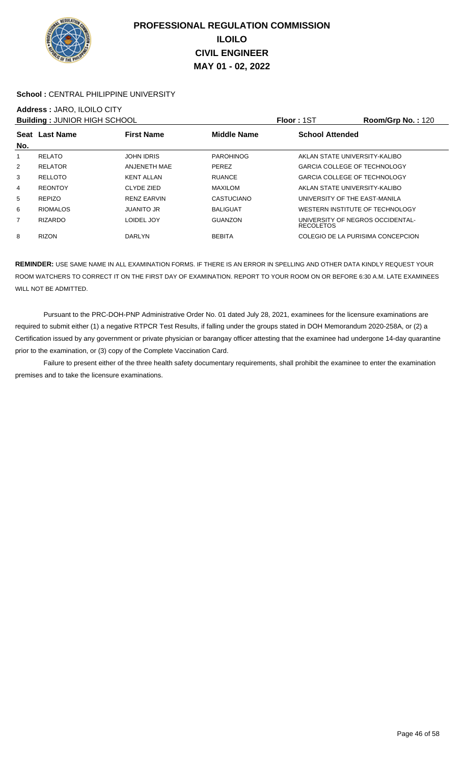# PROFESSIONAL REGULATION COMMISSION
## ILOILO
## CIVIL ENGINEER
## MAY 01 - 02, 2022

**School :** CENTRAL PHILIPPINE UNIVERSITY

**Address :** JARO, ILOILO CITY

**Building :** JUNIOR HIGH SCHOOL **Floor :** 1ST **Room/Grp No. :** 120

| Seat No. | Last Name | First Name | Middle Name | School Attended |
|---|---|---|---|---|
| 1 | RELATO | JOHN IDRIS | PAROHINOG | AKLAN STATE UNIVERSITY-KALIBO |
| 2 | RELATOR | ANJENETH MAE | PEREZ | GARCIA COLLEGE OF TECHNOLOGY |
| 3 | RELLOTO | KENT ALLAN | RUANCE | GARCIA COLLEGE OF TECHNOLOGY |
| 4 | REONTOY | CLYDE ZIED | MAXILOM | AKLAN STATE UNIVERSITY-KALIBO |
| 5 | REPIZO | RENZ EARVIN | CASTUCIANO | UNIVERSITY OF THE EAST-MANILA |
| 6 | RIOMALOS | JUANITO JR | BALIGUAT | WESTERN INSTITUTE OF TECHNOLOGY |
| 7 | RIZARDO | LOIDEL JOY | GUANZON | UNIVERSITY OF NEGROS OCCIDENTAL-RECOLETOS |
| 8 | RIZON | DARLYN | BEBITA | COLEGIO DE LA PURISIMA CONCEPCION |

**REMINDER:** USE SAME NAME IN ALL EXAMINATION FORMS. IF THERE IS AN ERROR IN SPELLING AND OTHER DATA KINDLY REQUEST YOUR ROOM WATCHERS TO CORRECT IT ON THE FIRST DAY OF EXAMINATION. REPORT TO YOUR ROOM ON OR BEFORE 6:30 A.M. LATE EXAMINEES WILL NOT BE ADMITTED.

Pursuant to the PRC-DOH-PNP Administrative Order No. 01 dated July 28, 2021, examinees for the licensure examinations are required to submit either (1) a negative RTPCR Test Results, if falling under the groups stated in DOH Memorandum 2020-258A, or (2) a Certification issued by any government or private physician or barangay officer attesting that the examinee had undergone 14-day quarantine prior to the examination, or (3) copy of the Complete Vaccination Card.

Failure to present either of the three health safety documentary requirements, shall prohibit the examinee to enter the examination premises and to take the licensure examinations.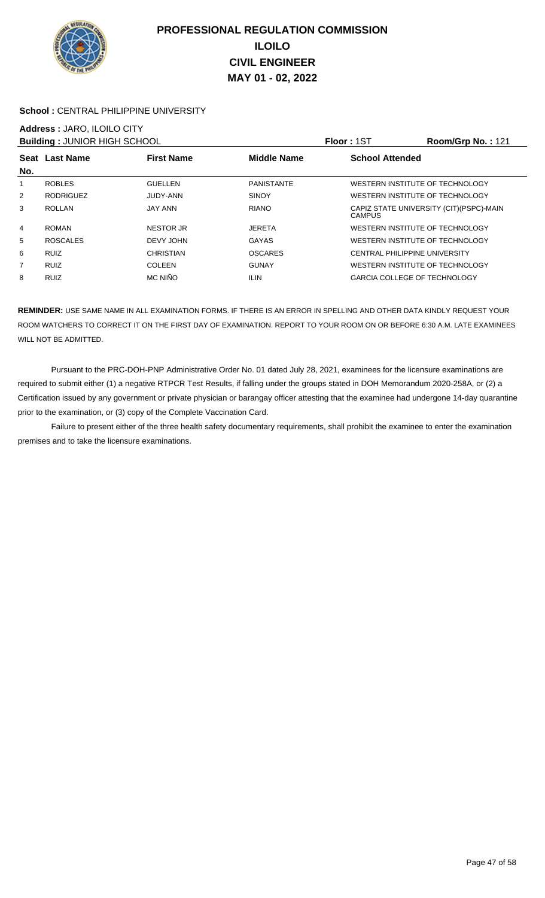# PROFESSIONAL REGULATION COMMISSION
# ILOILO
# CIVIL ENGINEER
# MAY 01 - 02, 2022

**School :** CENTRAL PHILIPPINE UNIVERSITY

**Address :** JARO, ILOILO CITY

**Building :** JUNIOR HIGH SCHOOL **Floor :** 1ST **Room/Grp No. :** 121

| Seat No. | Last Name | First Name | Middle Name | School Attended |
|---|---|---|---|---|
| 1 | ROBLES | GUELLEN | PANISTANTE | WESTERN INSTITUTE OF TECHNOLOGY |
| 2 | RODRIGUEZ | JUDY-ANN | SINOY | WESTERN INSTITUTE OF TECHNOLOGY |
| 3 | ROLLAN | JAY ANN | RIANO | CAPIZ STATE UNIVERSITY (CIT)(PSPC)-MAIN CAMPUS |
| 4 | ROMAN | NESTOR JR | JERETA | WESTERN INSTITUTE OF TECHNOLOGY |
| 5 | ROSCALES | DEVY JOHN | GAYAS | WESTERN INSTITUTE OF TECHNOLOGY |
| 6 | RUIZ | CHRISTIAN | OSCARES | CENTRAL PHILIPPINE UNIVERSITY |
| 7 | RUIZ | COLEEN | GUNAY | WESTERN INSTITUTE OF TECHNOLOGY |
| 8 | RUIZ | MC NIÑO | ILIN | GARCIA COLLEGE OF TECHNOLOGY |

**REMINDER:** USE SAME NAME IN ALL EXAMINATION FORMS. IF THERE IS AN ERROR IN SPELLING AND OTHER DATA KINDLY REQUEST YOUR ROOM WATCHERS TO CORRECT IT ON THE FIRST DAY OF EXAMINATION. REPORT TO YOUR ROOM ON OR BEFORE 6:30 A.M. LATE EXAMINEES WILL NOT BE ADMITTED.

Pursuant to the PRC-DOH-PNP Administrative Order No. 01 dated July 28, 2021, examinees for the licensure examinations are required to submit either (1) a negative RTPCR Test Results, if falling under the groups stated in DOH Memorandum 2020-258A, or (2) a Certification issued by any government or private physician or barangay officer attesting that the examinee had undergone 14-day quarantine prior to the examination, or (3) copy of the Complete Vaccination Card.

Failure to present either of the three health safety documentary requirements, shall prohibit the examinee to enter the examination premises and to take the licensure examinations.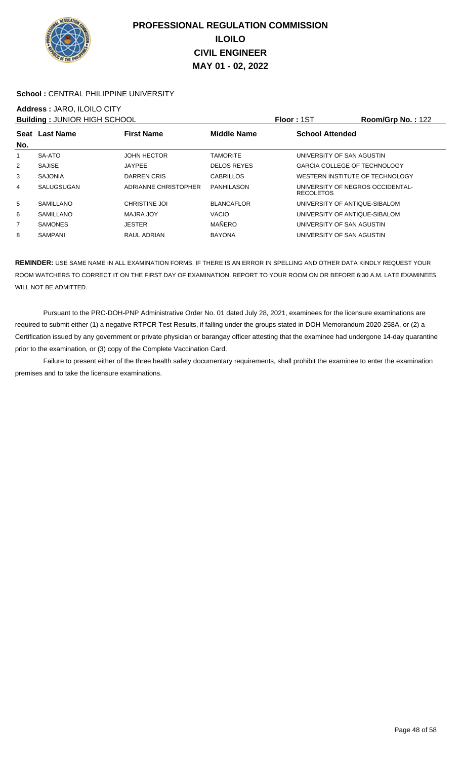# PROFESSIONAL REGULATION COMMISSION
## ILOILO
## CIVIL ENGINEER
## MAY 01 - 02, 2022

**School :** CENTRAL PHILIPPINE UNIVERSITY

**Address :** JARO, ILOILO CITY

**Building :** JUNIOR HIGH SCHOOL **Floor :** 1ST **Room/Grp No. :** 122

| Seat No. | Last Name | First Name | Middle Name | School Attended |
|---|---|---|---|---|
| 1 | SA-ATO | JOHN HECTOR | TAMORITE | UNIVERSITY OF SAN AGUSTIN |
| 2 | SAJISE | JAYPEE | DELOS REYES | GARCIA COLLEGE OF TECHNOLOGY |
| 3 | SAJONIA | DARREN CRIS | CABRILLOS | WESTERN INSTITUTE OF TECHNOLOGY |
| 4 | SALUGSUGAN | ADRIANNE CHRISTOPHER | PANHILASON | UNIVERSITY OF NEGROS OCCIDENTAL-RECOLETOS |
| 5 | SAMILLANO | CHRISTINE JOI | BLANCAFLOR | UNIVERSITY OF ANTIQUE-SIBALOM |
| 6 | SAMILLANO | MAJRA JOY | VACIO | UNIVERSITY OF ANTIQUE-SIBALOM |
| 7 | SAMONES | JESTER | MAÑERO | UNIVERSITY OF SAN AGUSTIN |
| 8 | SAMPANI | RAUL ADRIAN | BAYONA | UNIVERSITY OF SAN AGUSTIN |

**REMINDER:** USE SAME NAME IN ALL EXAMINATION FORMS. IF THERE IS AN ERROR IN SPELLING AND OTHER DATA KINDLY REQUEST YOUR ROOM WATCHERS TO CORRECT IT ON THE FIRST DAY OF EXAMINATION. REPORT TO YOUR ROOM ON OR BEFORE 6:30 A.M. LATE EXAMINEES WILL NOT BE ADMITTED.

Pursuant to the PRC-DOH-PNP Administrative Order No. 01 dated July 28, 2021, examinees for the licensure examinations are required to submit either (1) a negative RTPCR Test Results, if falling under the groups stated in DOH Memorandum 2020-258A, or (2) a Certification issued by any government or private physician or barangay officer attesting that the examinee had undergone 14-day quarantine prior to the examination, or (3) copy of the Complete Vaccination Card.

Failure to present either of the three health safety documentary requirements, shall prohibit the examinee to enter the examination premises and to take the licensure examinations.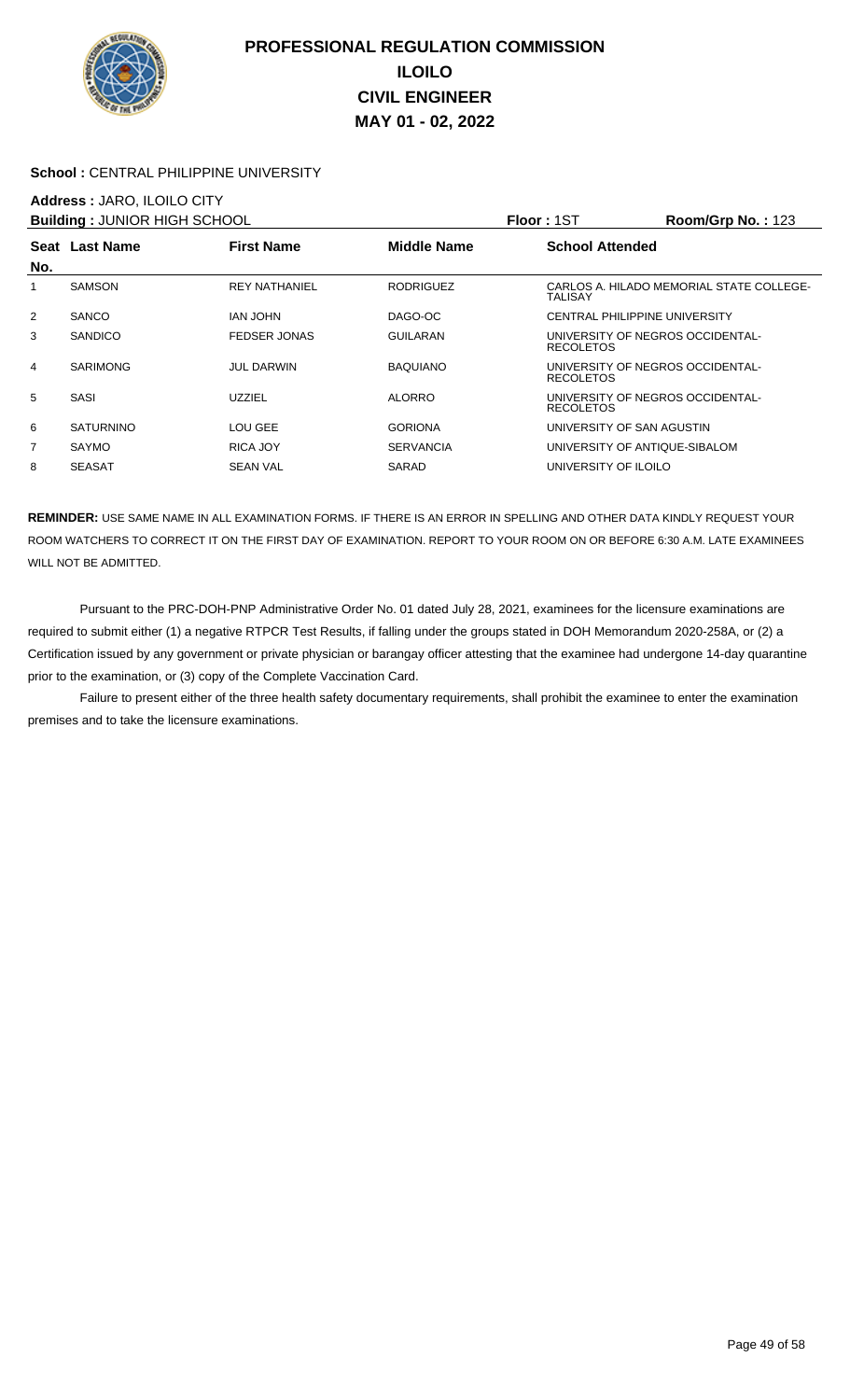# PROFESSIONAL REGULATION COMMISSION
# ILOILO
# CIVIL ENGINEER
# MAY 01 - 02, 2022

**School :** CENTRAL PHILIPPINE UNIVERSITY

**Address :** JARO, ILOILO CITY

**Building :** JUNIOR HIGH SCHOOL **Floor :** 1ST **Room/Grp No. :** 123

| Seat No. | Last Name | First Name | Middle Name | School Attended |
|---|---|---|---|---|
| 1 | SAMSON | REY NATHANIEL | RODRIGUEZ | CARLOS A. HILADO MEMORIAL STATE COLLEGE-TALISAY |
| 2 | SANCO | IAN JOHN | DAGO-OC | CENTRAL PHILIPPINE UNIVERSITY |
| 3 | SANDICO | FEDSER JONAS | GUILARAN | UNIVERSITY OF NEGROS OCCIDENTAL-RECOLETOS |
| 4 | SARIMONG | JUL DARWIN | BAQUIANO | UNIVERSITY OF NEGROS OCCIDENTAL-RECOLETOS |
| 5 | SASI | UZZIEL | ALORRO | UNIVERSITY OF NEGROS OCCIDENTAL-RECOLETOS |
| 6 | SATURNINO | LOU GEE | GORIONA | UNIVERSITY OF SAN AGUSTIN |
| 7 | SAYMO | RICA JOY | SERVANCIA | UNIVERSITY OF ANTIQUE-SIBALOM |
| 8 | SEASAT | SEAN VAL | SARAD | UNIVERSITY OF ILOILO |

**REMINDER:** USE SAME NAME IN ALL EXAMINATION FORMS. IF THERE IS AN ERROR IN SPELLING AND OTHER DATA KINDLY REQUEST YOUR ROOM WATCHERS TO CORRECT IT ON THE FIRST DAY OF EXAMINATION. REPORT TO YOUR ROOM ON OR BEFORE 6:30 A.M. LATE EXAMINEES WILL NOT BE ADMITTED.

Pursuant to the PRC-DOH-PNP Administrative Order No. 01 dated July 28, 2021, examinees for the licensure examinations are required to submit either (1) a negative RTPCR Test Results, if falling under the groups stated in DOH Memorandum 2020-258A, or (2) a Certification issued by any government or private physician or barangay officer attesting that the examinee had undergone 14-day quarantine prior to the examination, or (3) copy of the Complete Vaccination Card.

Failure to present either of the three health safety documentary requirements, shall prohibit the examinee to enter the examination premises and to take the licensure examinations.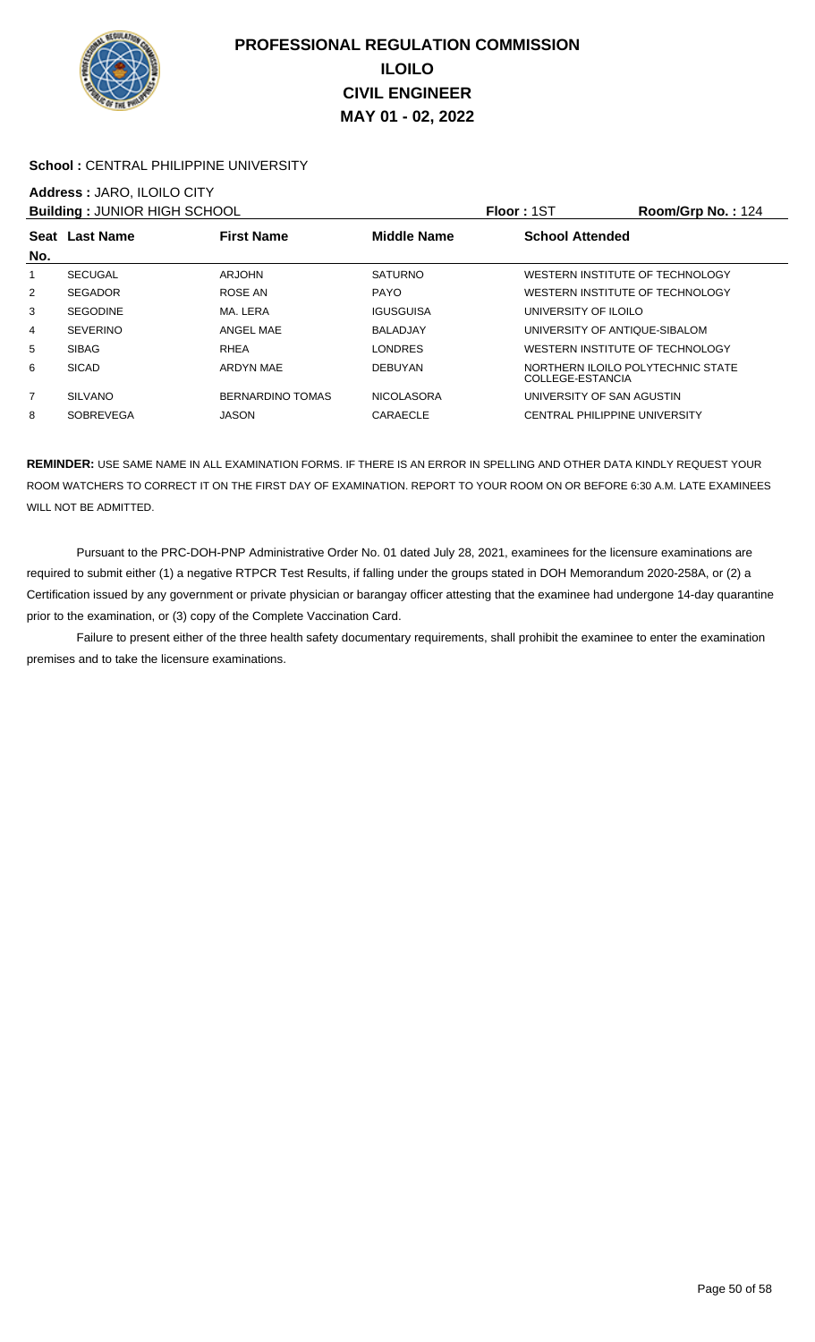# PROFESSIONAL REGULATION COMMISSION
# ILOILO
# CIVIL ENGINEER
# MAY 01 - 02, 2022

**School :** CENTRAL PHILIPPINE UNIVERSITY

**Address :** JARO, ILOILO CITY

**Building :** JUNIOR HIGH SCHOOL **Floor :** 1ST **Room/Grp No. :** 124

| Seat No. | Last Name | First Name | Middle Name | School Attended |
|---|---|---|---|---|
| 1 | SECUGAL | ARJOHN | SATURNO | WESTERN INSTITUTE OF TECHNOLOGY |
| 2 | SEGADOR | ROSE AN | PAYO | WESTERN INSTITUTE OF TECHNOLOGY |
| 3 | SEGODINE | MA. LERA | IGUSGUISA | UNIVERSITY OF ILOILO |
| 4 | SEVERINO | ANGEL MAE | BALADJAY | UNIVERSITY OF ANTIQUE-SIBALOM |
| 5 | SIBAG | RHEA | LONDRES | WESTERN INSTITUTE OF TECHNOLOGY |
| 6 | SICAD | ARDYN MAE | DEBUYAN | NORTHERN ILOILO POLYTECHNIC STATE COLLEGE-ESTANCIA |
| 7 | SILVANO | BERNARDINO TOMAS | NICOLASORA | UNIVERSITY OF SAN AGUSTIN |
| 8 | SOBREVEGA | JASON | CARAECLE | CENTRAL PHILIPPINE UNIVERSITY |

**REMINDER:** USE SAME NAME IN ALL EXAMINATION FORMS. IF THERE IS AN ERROR IN SPELLING AND OTHER DATA KINDLY REQUEST YOUR ROOM WATCHERS TO CORRECT IT ON THE FIRST DAY OF EXAMINATION. REPORT TO YOUR ROOM ON OR BEFORE 6:30 A.M. LATE EXAMINEES WILL NOT BE ADMITTED.

Pursuant to the PRC-DOH-PNP Administrative Order No. 01 dated July 28, 2021, examinees for the licensure examinations are required to submit either (1) a negative RTPCR Test Results, if falling under the groups stated in DOH Memorandum 2020-258A, or (2) a Certification issued by any government or private physician or barangay officer attesting that the examinee had undergone 14-day quarantine prior to the examination, or (3) copy of the Complete Vaccination Card.

Failure to present either of the three health safety documentary requirements, shall prohibit the examinee to enter the examination premises and to take the licensure examinations.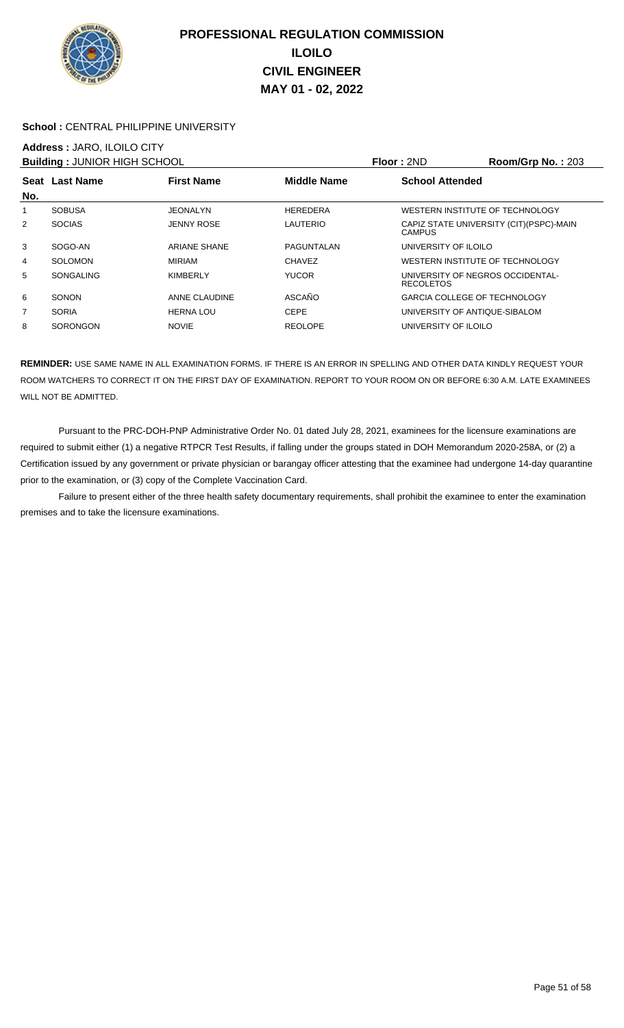# PROFESSIONAL REGULATION COMMISSION
## ILOILO
## CIVIL ENGINEER
## MAY 01 - 02, 2022

**School :** CENTRAL PHILIPPINE UNIVERSITY

**Address :** JARO, ILOILO CITY

**Building :** JUNIOR HIGH SCHOOL | **Floor :** 2ND | **Room/Grp No. :** 203

| Seat No. | Last Name | First Name | Middle Name | School Attended |
|---|---|---|---|---|
| 1 | SOBUSA | JEONALYN | HEREDERA | WESTERN INSTITUTE OF TECHNOLOGY |
| 2 | SOCIAS | JENNY ROSE | LAUTERIO | CAPIZ STATE UNIVERSITY (CIT)(PSPC)-MAIN CAMPUS |
| 3 | SOGO-AN | ARIANE SHANE | PAGUNTALAN | UNIVERSITY OF ILOILO |
| 4 | SOLOMON | MIRIAM | CHAVEZ | WESTERN INSTITUTE OF TECHNOLOGY |
| 5 | SONGALING | KIMBERLY | YUCOR | UNIVERSITY OF NEGROS OCCIDENTAL-RECOLETOS |
| 6 | SONON | ANNE CLAUDINE | ASCAÑO | GARCIA COLLEGE OF TECHNOLOGY |
| 7 | SORIA | HERNA LOU | CEPE | UNIVERSITY OF ANTIQUE-SIBALOM |
| 8 | SORONGON | NOVIE | REOLOPE | UNIVERSITY OF ILOILO |

**REMINDER:** USE SAME NAME IN ALL EXAMINATION FORMS. IF THERE IS AN ERROR IN SPELLING AND OTHER DATA KINDLY REQUEST YOUR ROOM WATCHERS TO CORRECT IT ON THE FIRST DAY OF EXAMINATION. REPORT TO YOUR ROOM ON OR BEFORE 6:30 A.M. LATE EXAMINEES WILL NOT BE ADMITTED.

Pursuant to the PRC-DOH-PNP Administrative Order No. 01 dated July 28, 2021, examinees for the licensure examinations are required to submit either (1) a negative RTPCR Test Results, if falling under the groups stated in DOH Memorandum 2020-258A, or (2) a Certification issued by any government or private physician or barangay officer attesting that the examinee had undergone 14-day quarantine prior to the examination, or (3) copy of the Complete Vaccination Card.

Failure to present either of the three health safety documentary requirements, shall prohibit the examinee to enter the examination premises and to take the licensure examinations.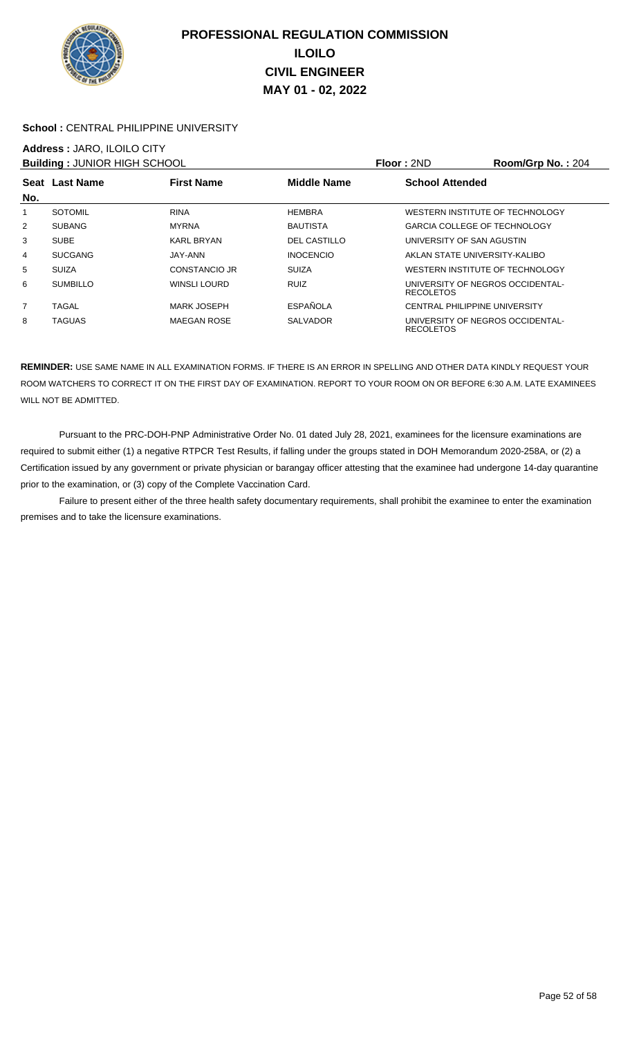# PROFESSIONAL REGULATION COMMISSION
# ILOILO
# CIVIL ENGINEER
# MAY 01 - 02, 2022

**School :** CENTRAL PHILIPPINE UNIVERSITY

**Address :** JARO, ILOILO CITY

**Building :** JUNIOR HIGH SCHOOL **Floor :** 2ND **Room/Grp No. :** 204

| Seat No. | Last Name | First Name | Middle Name | School Attended |
|---|---|---|---|---|
| 1 | SOTOMIL | RINA | HEMBRA | WESTERN INSTITUTE OF TECHNOLOGY |
| 2 | SUBANG | MYRNA | BAUTISTA | GARCIA COLLEGE OF TECHNOLOGY |
| 3 | SUBE | KARL BRYAN | DEL CASTILLO | UNIVERSITY OF SAN AGUSTIN |
| 4 | SUCGANG | JAY-ANN | INOCENCIO | AKLAN STATE UNIVERSITY-KALIBO |
| 5 | SUIZA | CONSTANCIO JR | SUIZA | WESTERN INSTITUTE OF TECHNOLOGY |
| 6 | SUMBILLO | WINSLI LOURD | RUIZ | UNIVERSITY OF NEGROS OCCIDENTAL-RECOLETOS |
| 7 | TAGAL | MARK JOSEPH | ESPAÑOLA | CENTRAL PHILIPPINE UNIVERSITY |
| 8 | TAGUAS | MAEGAN ROSE | SALVADOR | UNIVERSITY OF NEGROS OCCIDENTAL-RECOLETOS |

**REMINDER:** USE SAME NAME IN ALL EXAMINATION FORMS. IF THERE IS AN ERROR IN SPELLING AND OTHER DATA KINDLY REQUEST YOUR ROOM WATCHERS TO CORRECT IT ON THE FIRST DAY OF EXAMINATION. REPORT TO YOUR ROOM ON OR BEFORE 6:30 A.M. LATE EXAMINEES WILL NOT BE ADMITTED.

Pursuant to the PRC-DOH-PNP Administrative Order No. 01 dated July 28, 2021, examinees for the licensure examinations are required to submit either (1) a negative RTPCR Test Results, if falling under the groups stated in DOH Memorandum 2020-258A, or (2) a Certification issued by any government or private physician or barangay officer attesting that the examinee had undergone 14-day quarantine prior to the examination, or (3) copy of the Complete Vaccination Card.

Failure to present either of the three health safety documentary requirements, shall prohibit the examinee to enter the examination premises and to take the licensure examinations.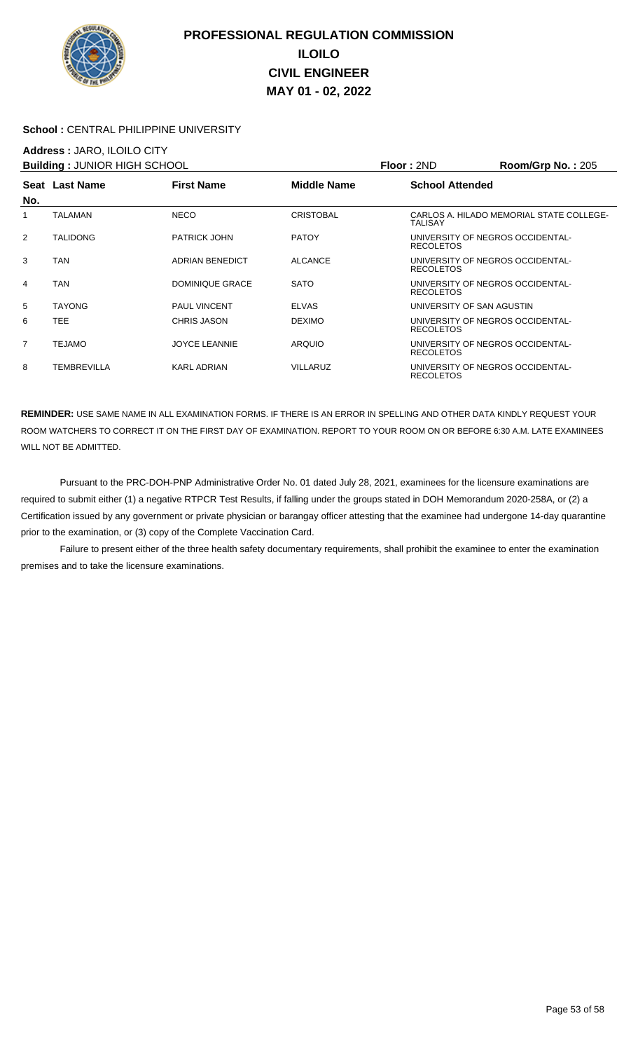# PROFESSIONAL REGULATION COMMISSION
# ILOILO
# CIVIL ENGINEER
# MAY 01 - 02, 2022

**School :** CENTRAL PHILIPPINE UNIVERSITY

**Address :** JARO, ILOILO CITY

**Building :** JUNIOR HIGH SCHOOL **Floor :** 2ND **Room/Grp No. :** 205

| Seat No. | Last Name | First Name | Middle Name | School Attended |
|---|---|---|---|---|
| 1 | TALAMAN | NECO | CRISTOBAL | CARLOS A. HILADO MEMORIAL STATE COLLEGE-TALISAY |
| 2 | TALIDONG | PATRICK JOHN | PATOY | UNIVERSITY OF NEGROS OCCIDENTAL-RECOLETOS |
| 3 | TAN | ADRIAN BENEDICT | ALCANCE | UNIVERSITY OF NEGROS OCCIDENTAL-RECOLETOS |
| 4 | TAN | DOMINIQUE GRACE | SATO | UNIVERSITY OF NEGROS OCCIDENTAL-RECOLETOS |
| 5 | TAYONG | PAUL VINCENT | ELVAS | UNIVERSITY OF SAN AGUSTIN |
| 6 | TEE | CHRIS JASON | DEXIMO | UNIVERSITY OF NEGROS OCCIDENTAL-RECOLETOS |
| 7 | TEJAMO | JOYCE LEANNIE | ARQUIO | UNIVERSITY OF NEGROS OCCIDENTAL-RECOLETOS |
| 8 | TEMBREVILLA | KARL ADRIAN | VILLARUZ | UNIVERSITY OF NEGROS OCCIDENTAL-RECOLETOS |

**REMINDER:** USE SAME NAME IN ALL EXAMINATION FORMS. IF THERE IS AN ERROR IN SPELLING AND OTHER DATA KINDLY REQUEST YOUR ROOM WATCHERS TO CORRECT IT ON THE FIRST DAY OF EXAMINATION. REPORT TO YOUR ROOM ON OR BEFORE 6:30 A.M. LATE EXAMINEES WILL NOT BE ADMITTED.

Pursuant to the PRC-DOH-PNP Administrative Order No. 01 dated July 28, 2021, examinees for the licensure examinations are required to submit either (1) a negative RTPCR Test Results, if falling under the groups stated in DOH Memorandum 2020-258A, or (2) a Certification issued by any government or private physician or barangay officer attesting that the examinee had undergone 14-day quarantine prior to the examination, or (3) copy of the Complete Vaccination Card.

Failure to present either of the three health safety documentary requirements, shall prohibit the examinee to enter the examination premises and to take the licensure examinations.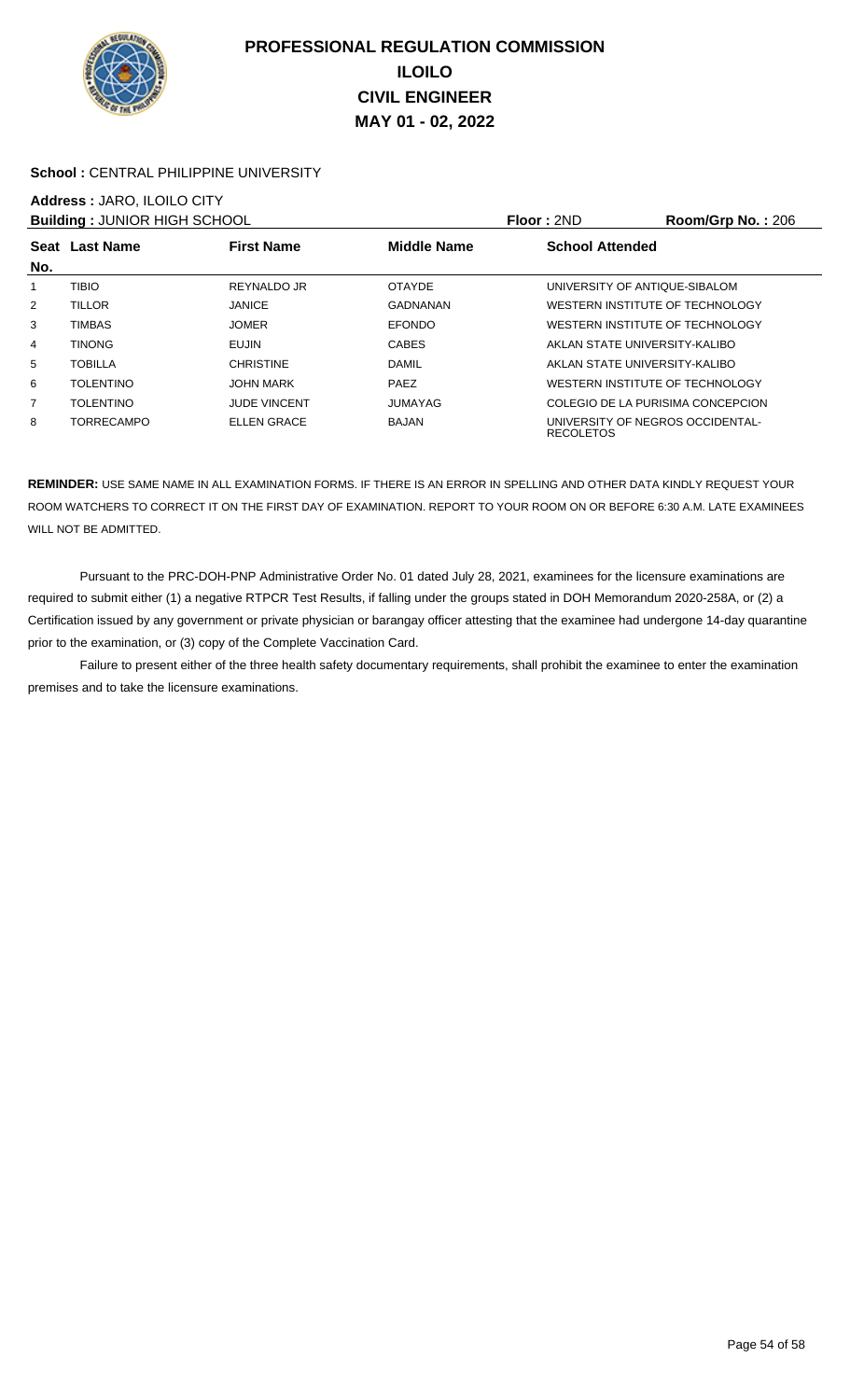# PROFESSIONAL REGULATION COMMISSION
## ILOILO
## CIVIL ENGINEER
## MAY 01 - 02, 2022

**School :** CENTRAL PHILIPPINE UNIVERSITY

**Address :** JARO, ILOILO CITY

**Building :** JUNIOR HIGH SCHOOL **Floor :** 2ND **Room/Grp No. :** 206

| Seat No. | Last Name | First Name | Middle Name | School Attended |
|---|---|---|---|---|
| 1 | TIBIO | REYNALDO JR | OTAYDE | UNIVERSITY OF ANTIQUE-SIBALOM |
| 2 | TILLOR | JANICE | GADNANAN | WESTERN INSTITUTE OF TECHNOLOGY |
| 3 | TIMBAS | JOMER | EFONDO | WESTERN INSTITUTE OF TECHNOLOGY |
| 4 | TINONG | EUJIN | CABES | AKLAN STATE UNIVERSITY-KALIBO |
| 5 | TOBILLA | CHRISTINE | DAMIL | AKLAN STATE UNIVERSITY-KALIBO |
| 6 | TOLENTINO | JOHN MARK | PAEZ | WESTERN INSTITUTE OF TECHNOLOGY |
| 7 | TOLENTINO | JUDE VINCENT | JUMAYAG | COLEGIO DE LA PURISIMA CONCEPCION |
| 8 | TORRECAMPO | ELLEN GRACE | BAJAN | UNIVERSITY OF NEGROS OCCIDENTAL-RECOLETOS |

**REMINDER:** USE SAME NAME IN ALL EXAMINATION FORMS. IF THERE IS AN ERROR IN SPELLING AND OTHER DATA KINDLY REQUEST YOUR ROOM WATCHERS TO CORRECT IT ON THE FIRST DAY OF EXAMINATION. REPORT TO YOUR ROOM ON OR BEFORE 6:30 A.M. LATE EXAMINEES WILL NOT BE ADMITTED.

Pursuant to the PRC-DOH-PNP Administrative Order No. 01 dated July 28, 2021, examinees for the licensure examinations are required to submit either (1) a negative RTPCR Test Results, if falling under the groups stated in DOH Memorandum 2020-258A, or (2) a Certification issued by any government or private physician or barangay officer attesting that the examinee had undergone 14-day quarantine prior to the examination, or (3) copy of the Complete Vaccination Card.

Failure to present either of the three health safety documentary requirements, shall prohibit the examinee to enter the examination premises and to take the licensure examinations.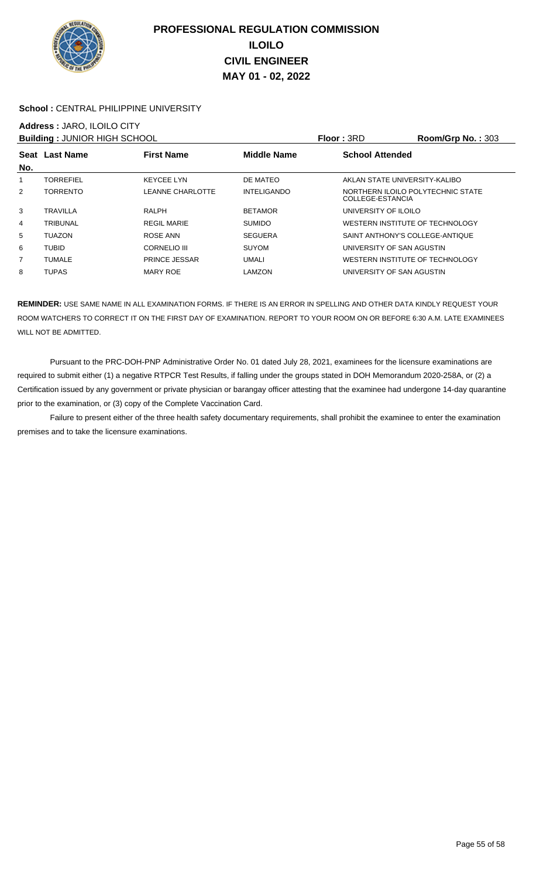# PROFESSIONAL REGULATION COMMISSION
# ILOILO
# CIVIL ENGINEER
# MAY 01 - 02, 2022

**School :** CENTRAL PHILIPPINE UNIVERSITY

**Address :** JARO, ILOILO CITY

**Building :** JUNIOR HIGH SCHOOL **Floor :** 3RD **Room/Grp No. :** 303

| Seat No. | Last Name | First Name | Middle Name | School Attended |
|---|---|---|---|---|
| 1 | TORREFIEL | KEYCEE LYN | DE MATEO | AKLAN STATE UNIVERSITY-KALIBO |
| 2 | TORRENTO | LEANNE CHARLOTTE | INTELIGANDO | NORTHERN ILOILO POLYTECHNIC STATE COLLEGE-ESTANCIA |
| 3 | TRAVILLA | RALPH | BETAMOR | UNIVERSITY OF ILOILO |
| 4 | TRIBUNAL | REGIL MARIE | SUMIDO | WESTERN INSTITUTE OF TECHNOLOGY |
| 5 | TUAZON | ROSE ANN | SEGUERA | SAINT ANTHONY'S COLLEGE-ANTIQUE |
| 6 | TUBID | CORNELIO III | SUYOM | UNIVERSITY OF SAN AGUSTIN |
| 7 | TUMALE | PRINCE JESSAR | UMALI | WESTERN INSTITUTE OF TECHNOLOGY |
| 8 | TUPAS | MARY ROE | LAMZON | UNIVERSITY OF SAN AGUSTIN |

**REMINDER:** USE SAME NAME IN ALL EXAMINATION FORMS. IF THERE IS AN ERROR IN SPELLING AND OTHER DATA KINDLY REQUEST YOUR ROOM WATCHERS TO CORRECT IT ON THE FIRST DAY OF EXAMINATION. REPORT TO YOUR ROOM ON OR BEFORE 6:30 A.M. LATE EXAMINEES WILL NOT BE ADMITTED.

Pursuant to the PRC-DOH-PNP Administrative Order No. 01 dated July 28, 2021, examinees for the licensure examinations are required to submit either (1) a negative RTPCR Test Results, if falling under the groups stated in DOH Memorandum 2020-258A, or (2) a Certification issued by any government or private physician or barangay officer attesting that the examinee had undergone 14-day quarantine prior to the examination, or (3) copy of the Complete Vaccination Card.

Failure to present either of the three health safety documentary requirements, shall prohibit the examinee to enter the examination premises and to take the licensure examinations.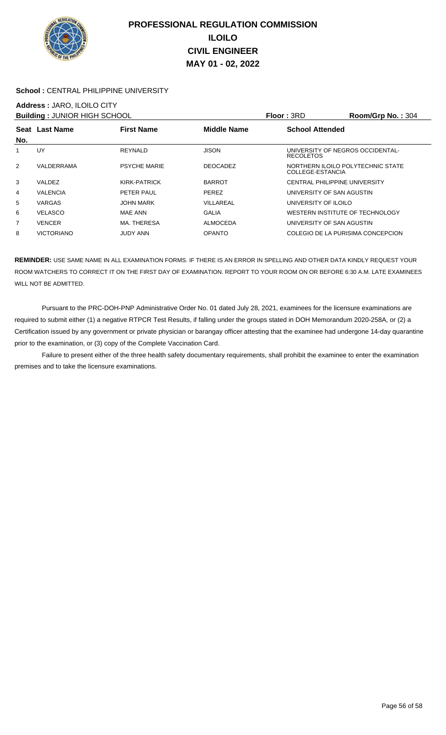# PROFESSIONAL REGULATION COMMISSION
## ILOILO
## CIVIL ENGINEER
## MAY 01 - 02, 2022

**School :** CENTRAL PHILIPPINE UNIVERSITY

**Address :** JARO, ILOILO CITY

**Building :** JUNIOR HIGH SCHOOL **Floor :** 3RD **Room/Grp No. :** 304

| Seat No. | Last Name | First Name | Middle Name | School Attended |
|---|---|---|---|---|
| 1 | UY | REYNALD | JISON | UNIVERSITY OF NEGROS OCCIDENTAL-RECOLETOS |
| 2 | VALDERRAMA | PSYCHE MARIE | DEOCADEZ | NORTHERN ILOILO POLYTECHNIC STATE COLLEGE-ESTANCIA |
| 3 | VALDEZ | KIRK-PATRICK | BARROT | CENTRAL PHILIPPINE UNIVERSITY |
| 4 | VALENCIA | PETER PAUL | PEREZ | UNIVERSITY OF SAN AGUSTIN |
| 5 | VARGAS | JOHN MARK | VILLAREAL | UNIVERSITY OF ILOILO |
| 6 | VELASCO | MAE ANN | GALIA | WESTERN INSTITUTE OF TECHNOLOGY |
| 7 | VENCER | MA. THERESA | ALMOCEDA | UNIVERSITY OF SAN AGUSTIN |
| 8 | VICTORIANO | JUDY ANN | OPANTO | COLEGIO DE LA PURISIMA CONCEPCION |

**REMINDER:** USE SAME NAME IN ALL EXAMINATION FORMS. IF THERE IS AN ERROR IN SPELLING AND OTHER DATA KINDLY REQUEST YOUR ROOM WATCHERS TO CORRECT IT ON THE FIRST DAY OF EXAMINATION. REPORT TO YOUR ROOM ON OR BEFORE 6:30 A.M. LATE EXAMINEES WILL NOT BE ADMITTED.

Pursuant to the PRC-DOH-PNP Administrative Order No. 01 dated July 28, 2021, examinees for the licensure examinations are required to submit either (1) a negative RTPCR Test Results, if falling under the groups stated in DOH Memorandum 2020-258A, or (2) a Certification issued by any government or private physician or barangay officer attesting that the examinee had undergone 14-day quarantine prior to the examination, or (3) copy of the Complete Vaccination Card.

Failure to present either of the three health safety documentary requirements, shall prohibit the examinee to enter the examination premises and to take the licensure examinations.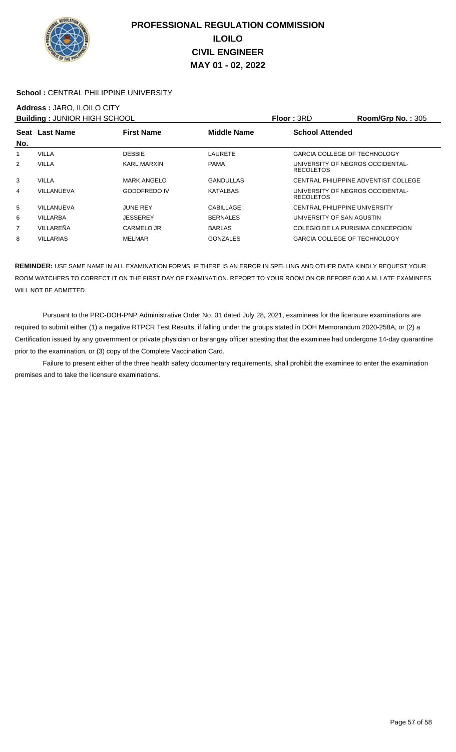# PROFESSIONAL REGULATION COMMISSION
## ILOILO
## CIVIL ENGINEER
## MAY 01 - 02, 2022

**School :** CENTRAL PHILIPPINE UNIVERSITY

**Address :** JARO, ILOILO CITY

**Building :** JUNIOR HIGH SCHOOL **Floor :** 3RD **Room/Grp No. :** 305

| Seat No. | Last Name | First Name | Middle Name | School Attended |
|---|---|---|---|---|
| 1 | VILLA | DEBBIE | LAURETE | GARCIA COLLEGE OF TECHNOLOGY |
| 2 | VILLA | KARL MARXIN | PAMA | UNIVERSITY OF NEGROS OCCIDENTAL-RECOLETOS |
| 3 | VILLA | MARK ANGELO | GANDULLAS | CENTRAL PHILIPPINE ADVENTIST COLLEGE |
| 4 | VILLANUEVA | GODOFREDO IV | KATALBAS | UNIVERSITY OF NEGROS OCCIDENTAL-RECOLETOS |
| 5 | VILLANUEVA | JUNE REY | CABILLAGE | CENTRAL PHILIPPINE UNIVERSITY |
| 6 | VILLARBA | JESSEREY | BERNALES | UNIVERSITY OF SAN AGUSTIN |
| 7 | VILLAREÑA | CARMELO JR | BARLAS | COLEGIO DE LA PURISIMA CONCEPCION |
| 8 | VILLARIAS | MELMAR | GONZALES | GARCIA COLLEGE OF TECHNOLOGY |

**REMINDER:** USE SAME NAME IN ALL EXAMINATION FORMS. IF THERE IS AN ERROR IN SPELLING AND OTHER DATA KINDLY REQUEST YOUR ROOM WATCHERS TO CORRECT IT ON THE FIRST DAY OF EXAMINATION. REPORT TO YOUR ROOM ON OR BEFORE 6:30 A.M. LATE EXAMINEES WILL NOT BE ADMITTED.

Pursuant to the PRC-DOH-PNP Administrative Order No. 01 dated July 28, 2021, examinees for the licensure examinations are required to submit either (1) a negative RTPCR Test Results, if falling under the groups stated in DOH Memorandum 2020-258A, or (2) a Certification issued by any government or private physician or barangay officer attesting that the examinee had undergone 14-day quarantine prior to the examination, or (3) copy of the Complete Vaccination Card.

Failure to present either of the three health safety documentary requirements, shall prohibit the examinee to enter the examination premises and to take the licensure examinations.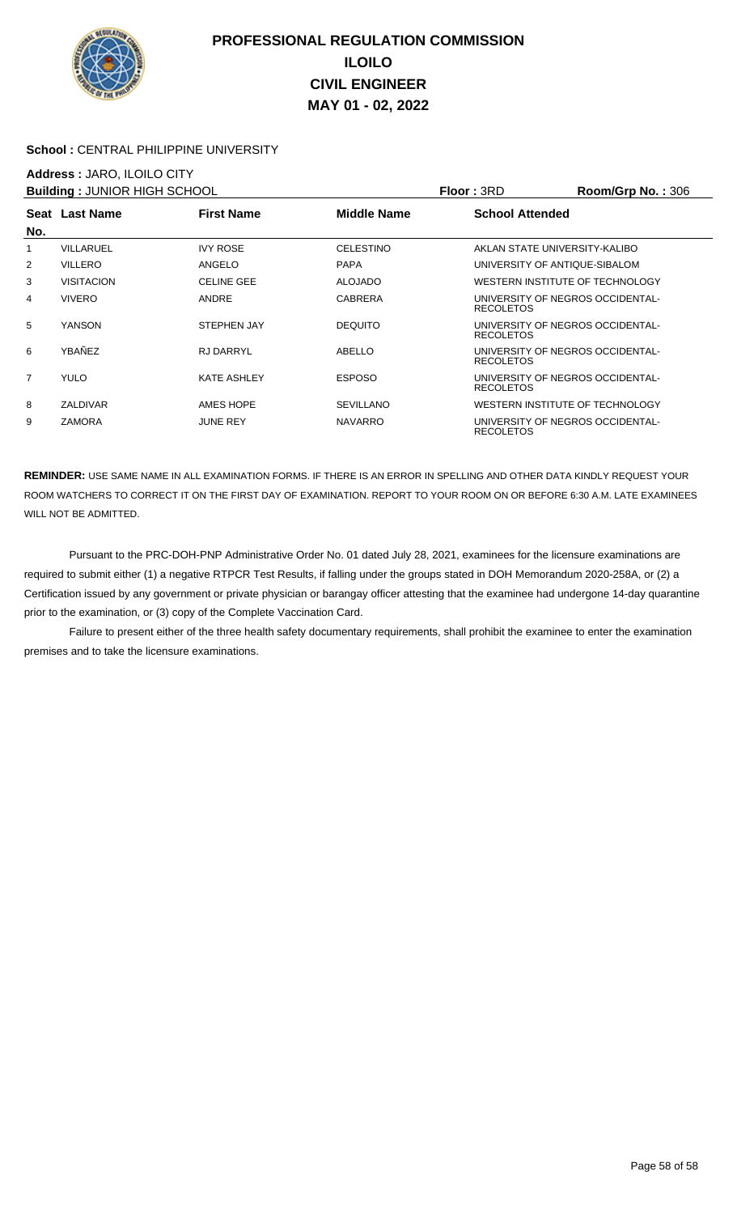# PROFESSIONAL REGULATION COMMISSION
# ILOILO
# CIVIL ENGINEER
# MAY 01 - 02, 2022

**School :** CENTRAL PHILIPPINE UNIVERSITY

**Address :** JARO, ILOILO CITY

**Building :** JUNIOR HIGH SCHOOL | **Floor :** 3RD | **Room/Grp No. :** 306

| Seat No. | Last Name | First Name | Middle Name | School Attended |
|---|---|---|---|---|
| 1 | VILLARUEL | IVY ROSE | CELESTINO | AKLAN STATE UNIVERSITY-KALIBO |
| 2 | VILLERO | ANGELO | PAPA | UNIVERSITY OF ANTIQUE-SIBALOM |
| 3 | VISITACION | CELINE GEE | ALOJADO | WESTERN INSTITUTE OF TECHNOLOGY |
| 4 | VIVERO | ANDRE | CABRERA | UNIVERSITY OF NEGROS OCCIDENTAL-RECOLETOS |
| 5 | YANSON | STEPHEN JAY | DEQUITO | UNIVERSITY OF NEGROS OCCIDENTAL-RECOLETOS |
| 6 | YBAÑEZ | RJ DARRYL | ABELLO | UNIVERSITY OF NEGROS OCCIDENTAL-RECOLETOS |
| 7 | YULO | KATE ASHLEY | ESPOSO | UNIVERSITY OF NEGROS OCCIDENTAL-RECOLETOS |
| 8 | ZALDIVAR | AMES HOPE | SEVILLANO | WESTERN INSTITUTE OF TECHNOLOGY |
| 9 | ZAMORA | JUNE REY | NAVARRO | UNIVERSITY OF NEGROS OCCIDENTAL-RECOLETOS |

**REMINDER:** USE SAME NAME IN ALL EXAMINATION FORMS. IF THERE IS AN ERROR IN SPELLING AND OTHER DATA KINDLY REQUEST YOUR ROOM WATCHERS TO CORRECT IT ON THE FIRST DAY OF EXAMINATION. REPORT TO YOUR ROOM ON OR BEFORE 6:30 A.M. LATE EXAMINEES WILL NOT BE ADMITTED.

Pursuant to the PRC-DOH-PNP Administrative Order No. 01 dated July 28, 2021, examinees for the licensure examinations are required to submit either (1) a negative RTPCR Test Results, if falling under the groups stated in DOH Memorandum 2020-258A, or (2) a Certification issued by any government or private physician or barangay officer attesting that the examinee had undergone 14-day quarantine prior to the examination, or (3) copy of the Complete Vaccination Card.

Failure to present either of the three health safety documentary requirements, shall prohibit the examinee to enter the examination premises and to take the licensure examinations.